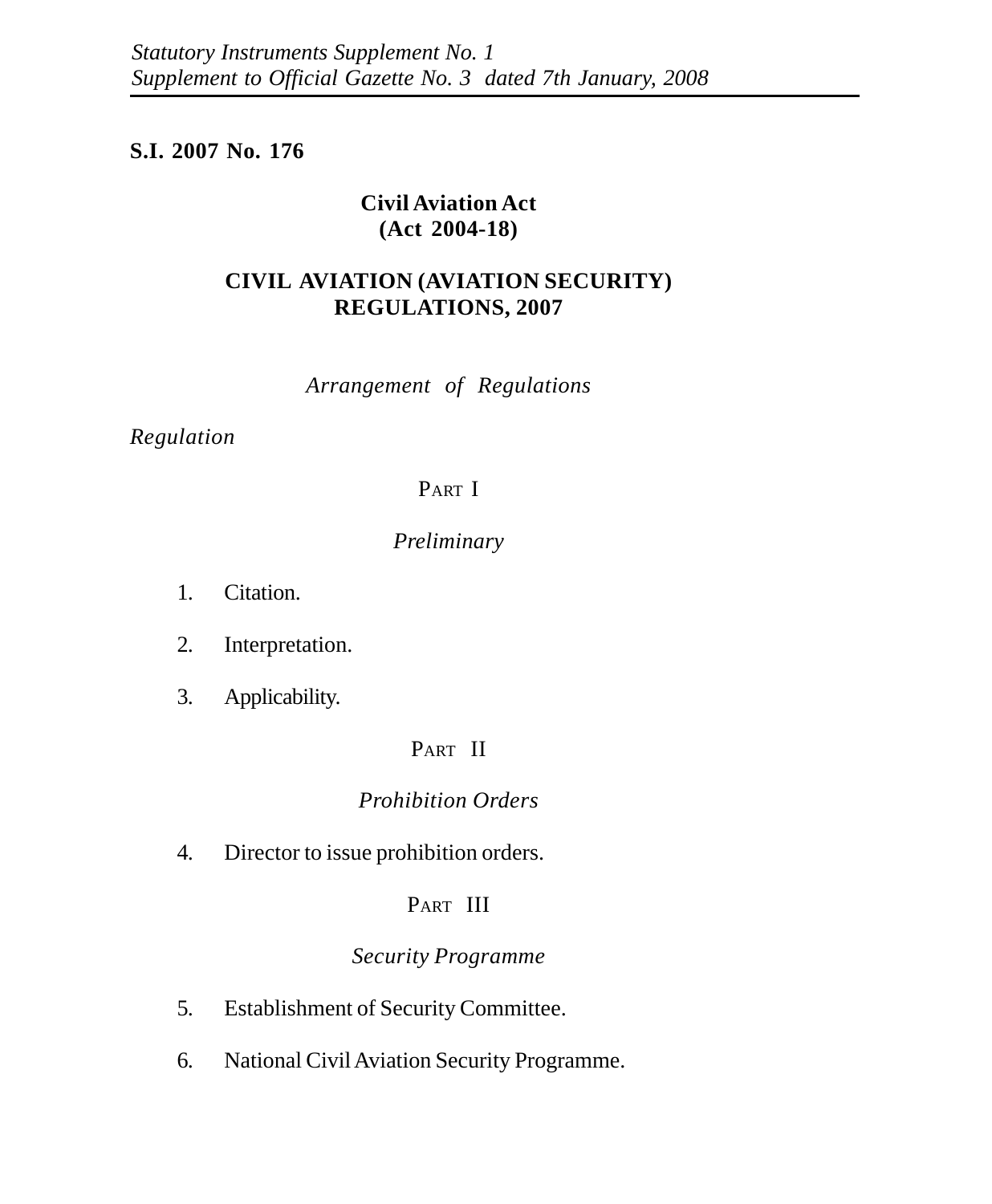*Statutory Instruments Supplement No. 1*
*Supplement to Official Gazette No. 3 dated 7th January, 2008*

**S.I. 2007 No. 176**

**Civil Aviation Act**
**(Act 2004-18)**

# CIVIL AVIATION (AVIATION SECURITY) REGULATIONS, 2007

*Arrangement of Regulations*

*Regulation*

PART I

*Preliminary*

1. Citation.
2. Interpretation.
3. Applicability.

PART II

*Prohibition Orders*

4. Director to issue prohibition orders.

PART III

*Security Programme*

5. Establishment of Security Committee.
6. National Civil Aviation Security Programme.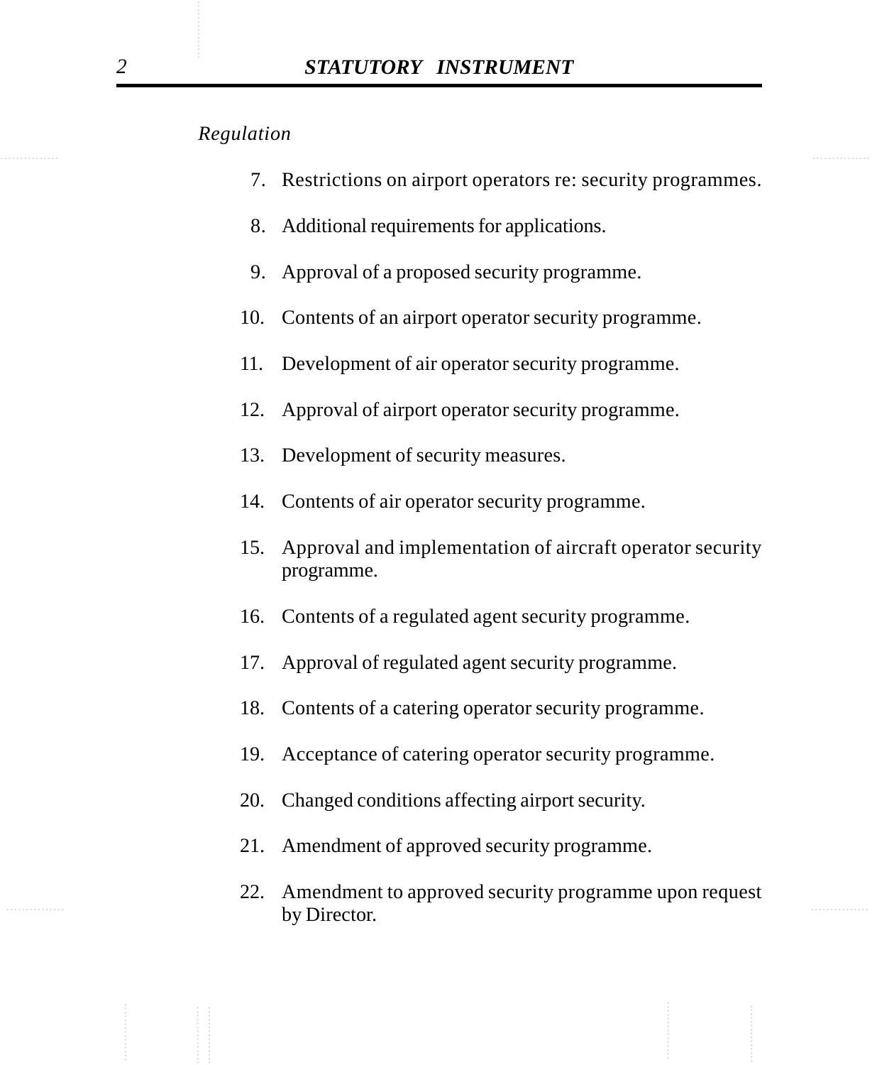*Regulation*

7. Restrictions on airport operators re: security programmes.
8. Additional requirements for applications.
9. Approval of a proposed security programme.
10. Contents of an airport operator security programme.
11. Development of air operator security programme.
12. Approval of airport operator security programme.
13. Development of security measures.
14. Contents of air operator security programme.
15. Approval and implementation of aircraft operator security programme.
16. Contents of a regulated agent security programme.
17. Approval of regulated agent security programme.
18. Contents of a catering operator security programme.
19. Acceptance of catering operator security programme.
20. Changed conditions affecting airport security.
21. Amendment of approved security programme.
22. Amendment to approved security programme upon request by Director.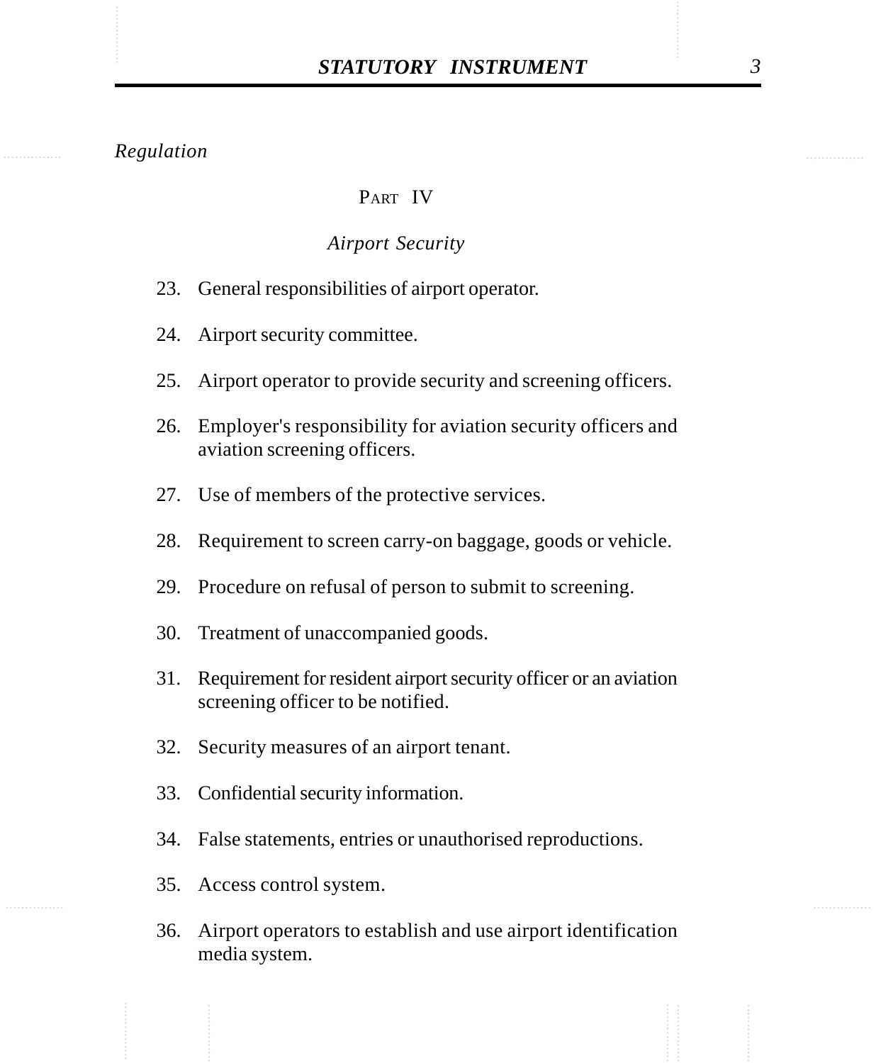*Regulation*

PART IV

*Airport Security*

23. General responsibilities of airport operator.
24. Airport security committee.
25. Airport operator to provide security and screening officers.
26. Employer's responsibility for aviation security officers and aviation screening officers.
27. Use of members of the protective services.
28. Requirement to screen carry-on baggage, goods or vehicle.
29. Procedure on refusal of person to submit to screening.
30. Treatment of unaccompanied goods.
31. Requirement for resident airport security officer or an aviation screening officer to be notified.
32. Security measures of an airport tenant.
33. Confidential security information.
34. False statements, entries or unauthorised reproductions.
35. Access control system.
36. Airport operators to establish and use airport identification media system.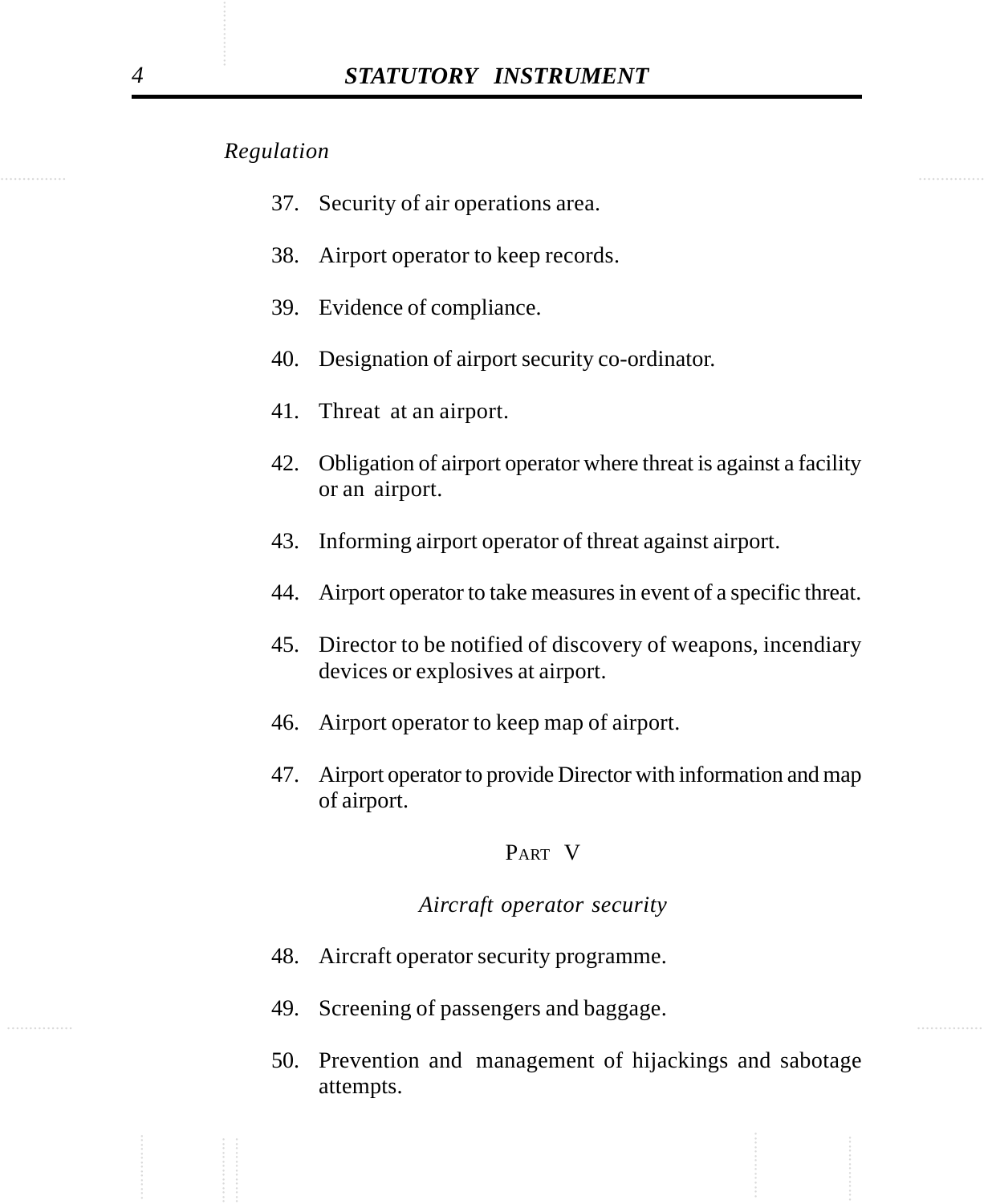*Regulation*

37. Security of air operations area.

38. Airport operator to keep records.

39. Evidence of compliance.

40. Designation of airport security co-ordinator.

41. Threat at an airport.

42. Obligation of airport operator where threat is against a facility or an airport.

43. Informing airport operator of threat against airport.

44. Airport operator to take measures in event of a specific threat.

45. Director to be notified of discovery of weapons, incendiary devices or explosives at airport.

46. Airport operator to keep map of airport.

47. Airport operator to provide Director with information and map of airport.

## PART V

### *Aircraft operator security*

48. Aircraft operator security programme.

49. Screening of passengers and baggage.

50. Prevention and management of hijackings and sabotage attempts.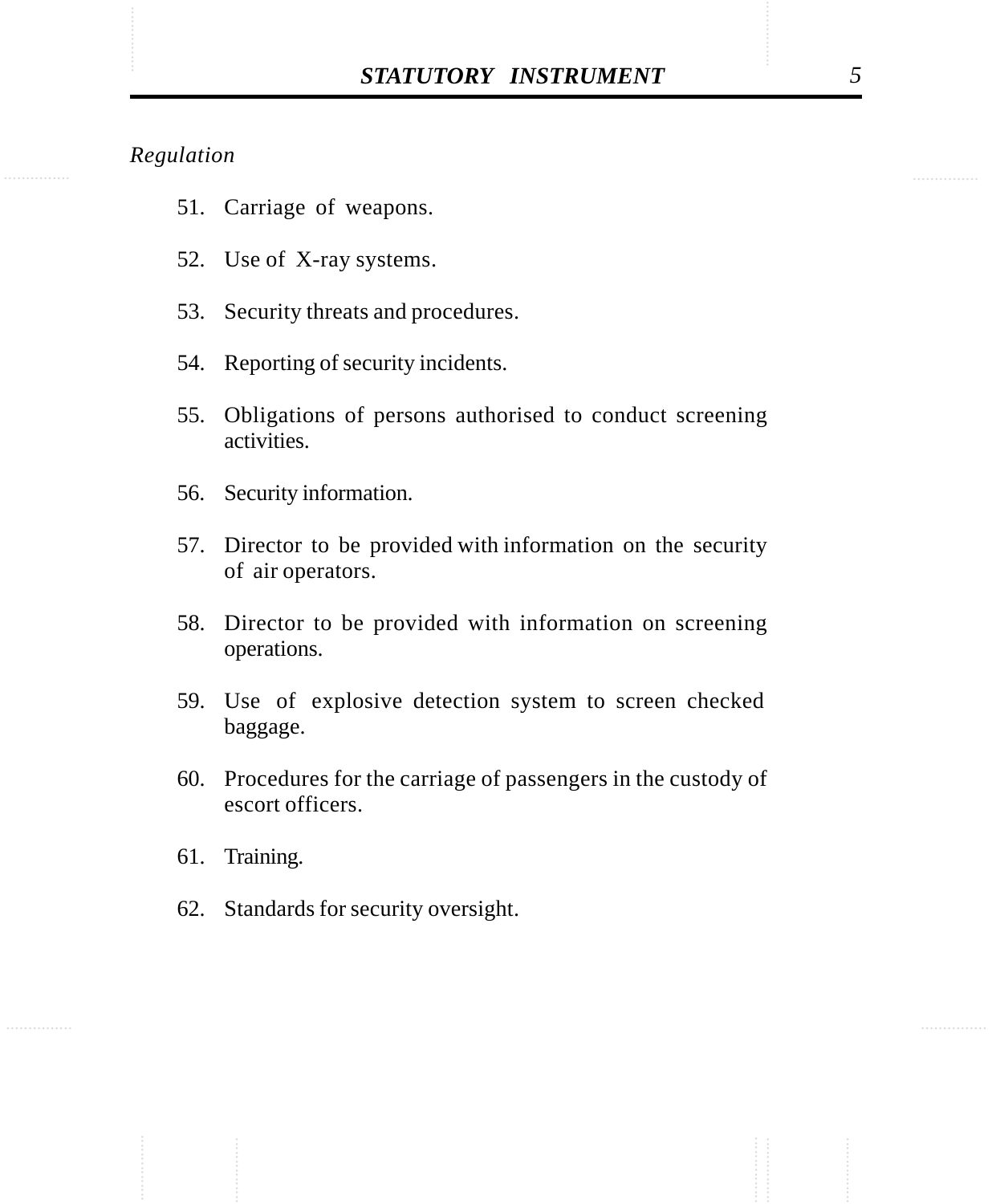*Regulation*

51. Carriage of weapons.

52. Use of X-ray systems.

53. Security threats and procedures.

54. Reporting of security incidents.

55. Obligations of persons authorised to conduct screening activities.

56. Security information.

57. Director to be provided with information on the security of air operators.

58. Director to be provided with information on screening operations.

59. Use of explosive detection system to screen checked baggage.

60. Procedures for the carriage of passengers in the custody of escort officers.

61. Training.

62. Standards for security oversight.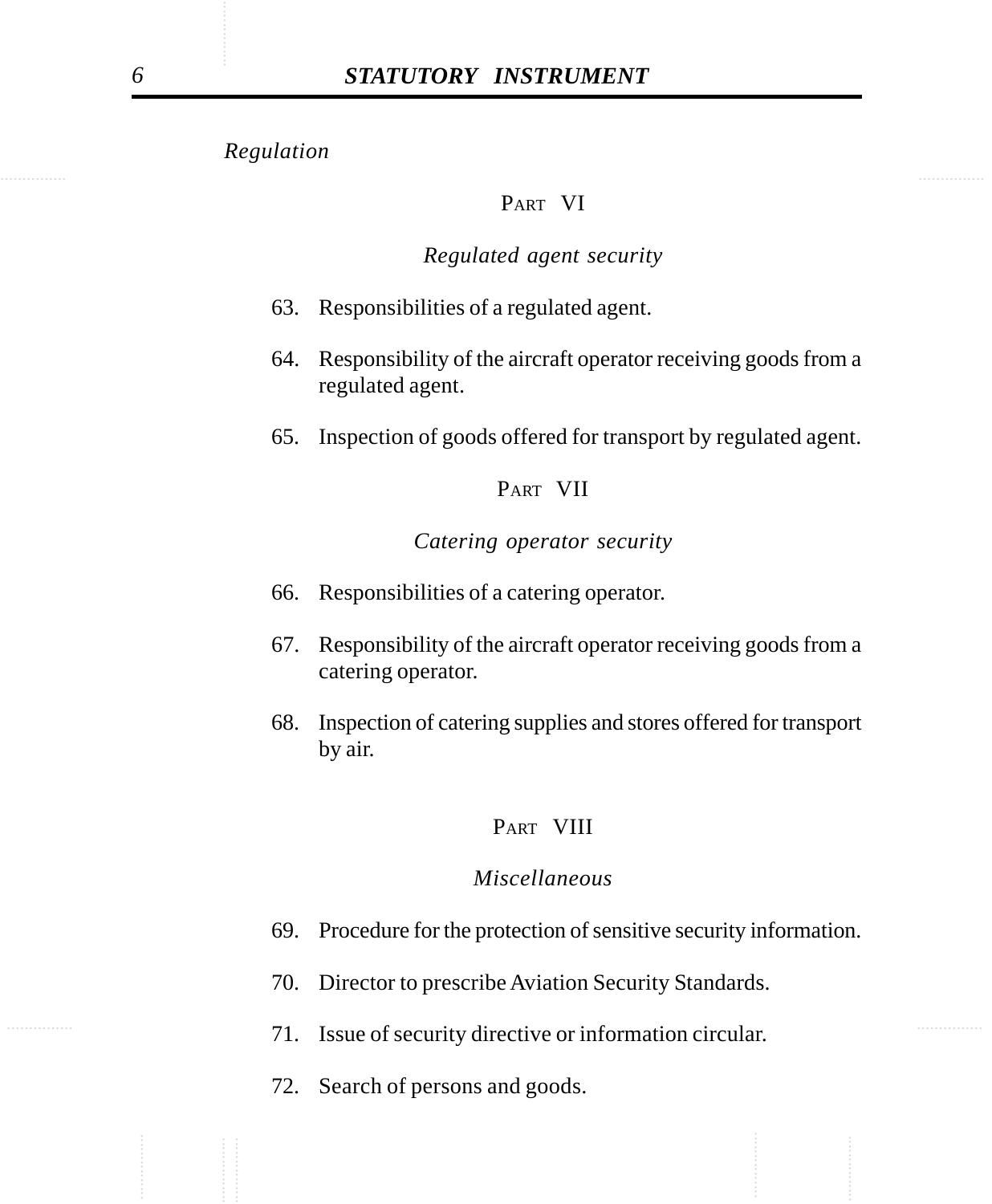*Regulation*

PART VI

*Regulated agent security*

63. Responsibilities of a regulated agent.

64. Responsibility of the aircraft operator receiving goods from a regulated agent.

65. Inspection of goods offered for transport by regulated agent.

PART VII

*Catering operator security*

66. Responsibilities of a catering operator.

67. Responsibility of the aircraft operator receiving goods from a catering operator.

68. Inspection of catering supplies and stores offered for transport by air.

PART VIII

*Miscellaneous*

69. Procedure for the protection of sensitive security information.

70. Director to prescribe Aviation Security Standards.

71. Issue of security directive or information circular.

72. Search of persons and goods.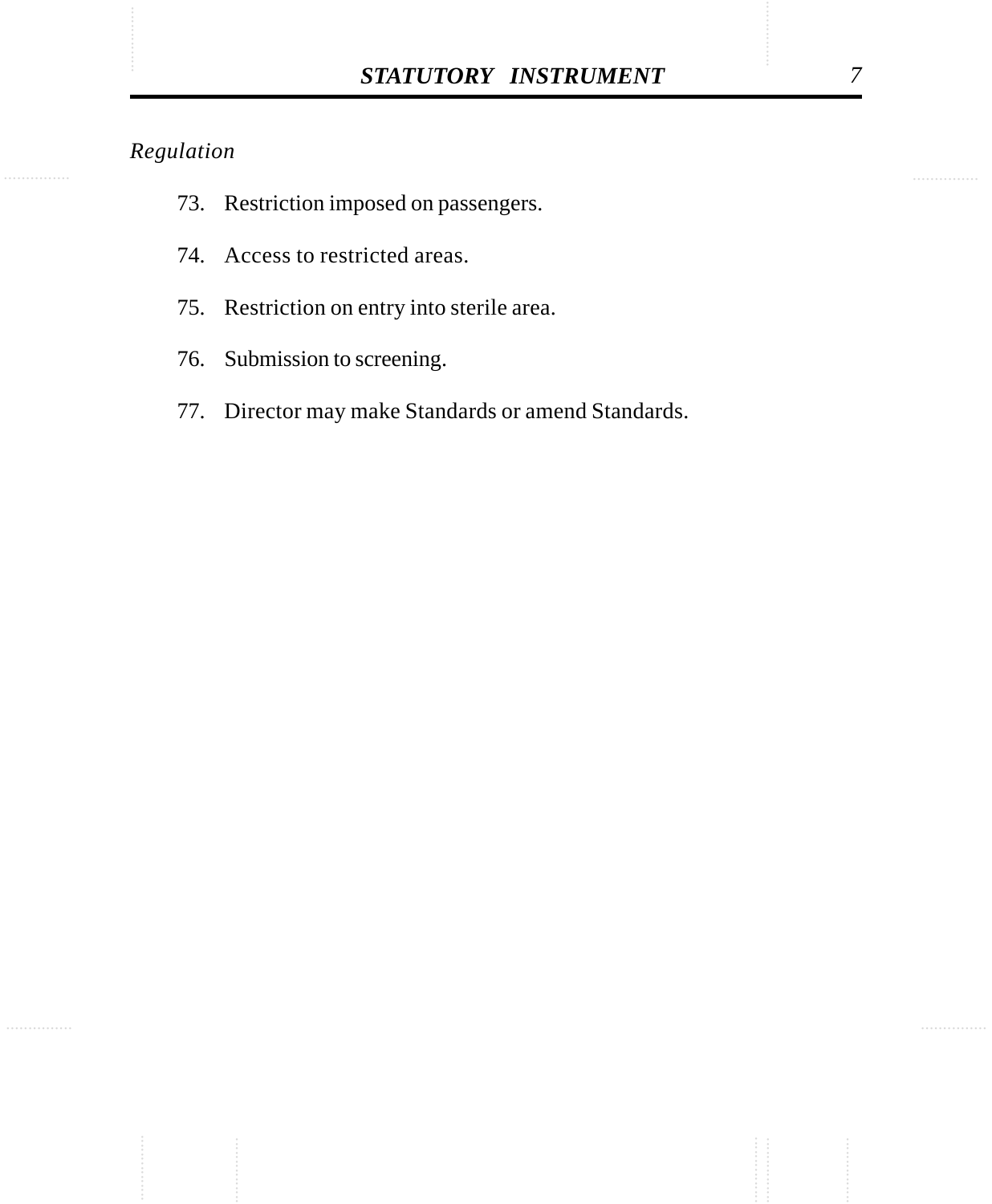*Regulation*

73. Restriction imposed on passengers.

74. Access to restricted areas.

75. Restriction on entry into sterile area.

76. Submission to screening.

77. Director may make Standards or amend Standards.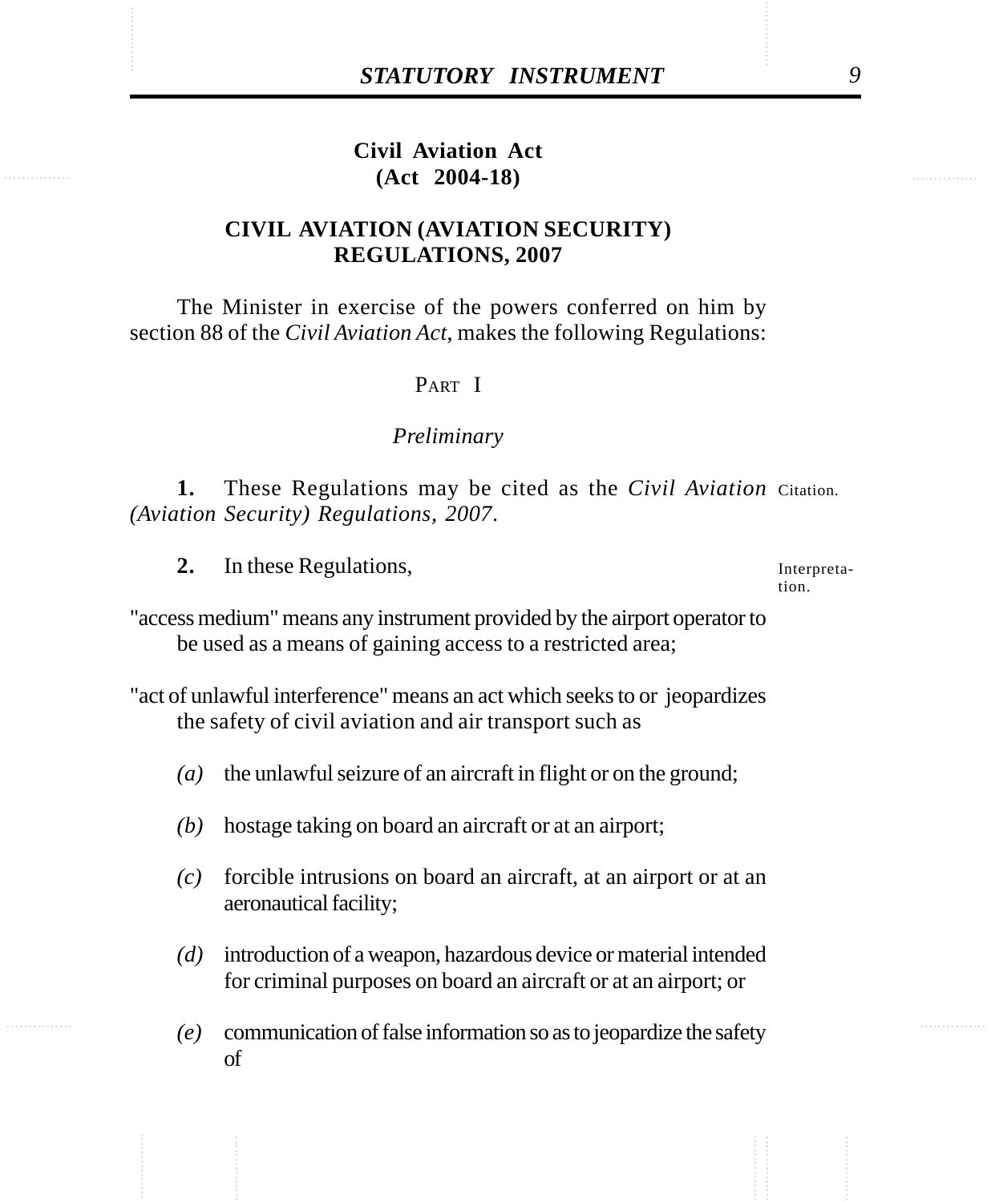**Civil Aviation Act**
**(Act 2004-18)**

## CIVIL AVIATION (AVIATION SECURITY) REGULATIONS, 2007

The Minister in exercise of the powers conferred on him by section 88 of the *Civil Aviation Act*, makes the following Regulations:

### PART I

*Preliminary*

Citation.

**1.** These Regulations may be cited as the *Civil Aviation (Aviation Security) Regulations, 2007*.

Interpretation.

**2.** In these Regulations,

"access medium" means any instrument provided by the airport operator to be used as a means of gaining access to a restricted area;

"act of unlawful interference" means an act which seeks to or jeopardizes the safety of civil aviation and air transport such as

*(a)* the unlawful seizure of an aircraft in flight or on the ground;

*(b)* hostage taking on board an aircraft or at an airport;

*(c)* forcible intrusions on board an aircraft, at an airport or at an aeronautical facility;

*(d)* introduction of a weapon, hazardous device or material intended for criminal purposes on board an aircraft or at an airport; or

*(e)* communication of false information so as to jeopardize the safety of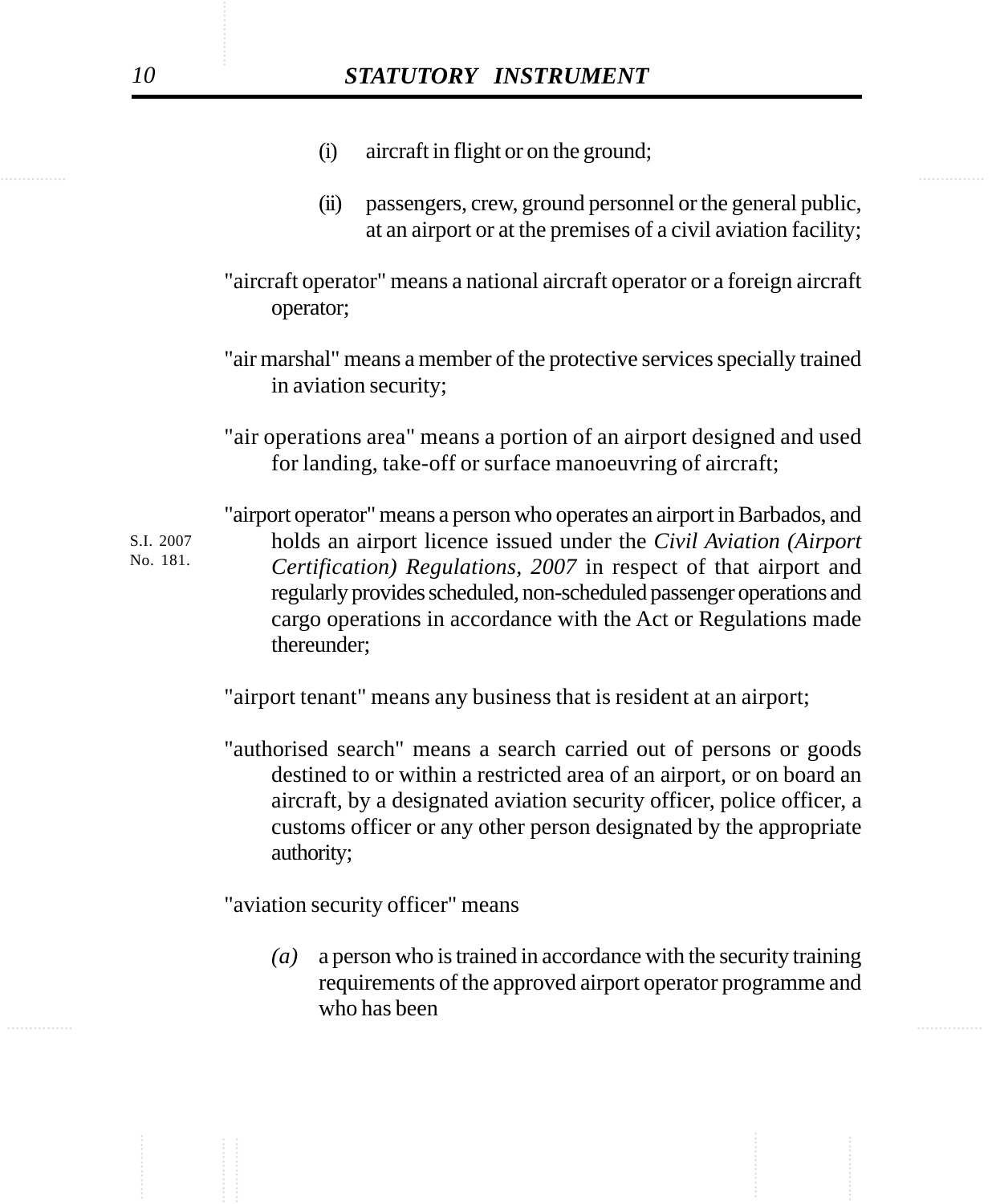(i) aircraft in flight or on the ground;

(ii) passengers, crew, ground personnel or the general public, at an airport or at the premises of a civil aviation facility;

"aircraft operator" means a national aircraft operator or a foreign aircraft operator;

"air marshal" means a member of the protective services specially trained in aviation security;

"air operations area" means a portion of an airport designed and used for landing, take-off or surface manoeuvring of aircraft;

"airport operator" means a person who operates an airport in Barbados, and holds an airport licence issued under the *Civil Aviation (Airport Certification) Regulations, 2007* in respect of that airport and regularly provides scheduled, non-scheduled passenger operations and cargo operations in accordance with the Act or Regulations made thereunder;

S.I. 2007 No. 181.

"airport tenant" means any business that is resident at an airport;

"authorised search" means a search carried out of persons or goods destined to or within a restricted area of an airport, or on board an aircraft, by a designated aviation security officer, police officer, a customs officer or any other person designated by the appropriate authority;

"aviation security officer" means

*(a)* a person who is trained in accordance with the security training requirements of the approved airport operator programme and who has been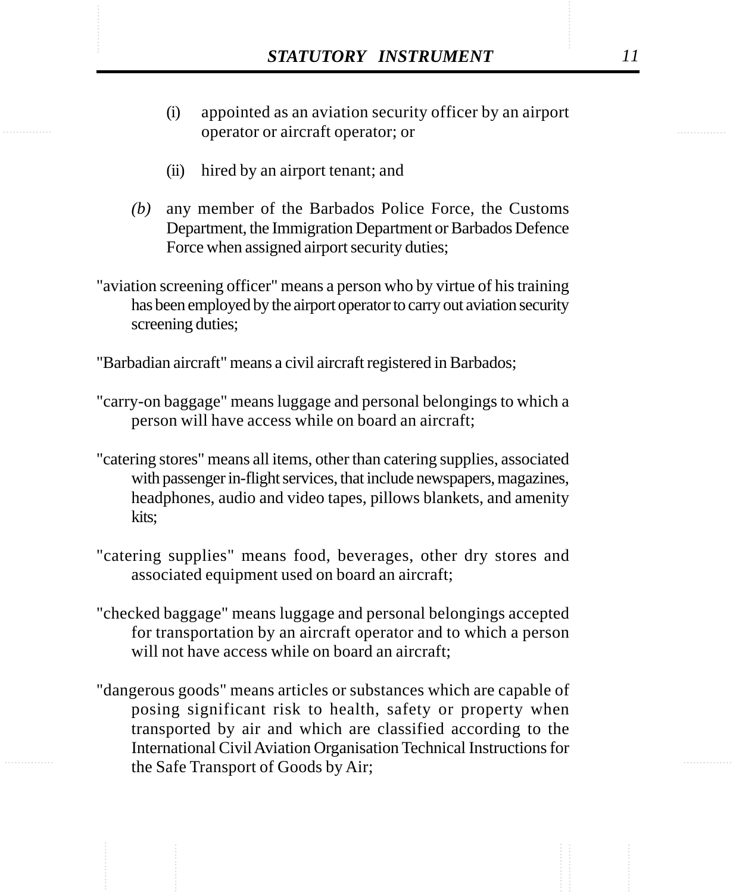(i) appointed as an aviation security officer by an airport operator or aircraft operator; or

(ii) hired by an airport tenant; and

*(b)* any member of the Barbados Police Force, the Customs Department, the Immigration Department or Barbados Defence Force when assigned airport security duties;

"aviation screening officer" means a person who by virtue of his training has been employed by the airport operator to carry out aviation security screening duties;

"Barbadian aircraft" means a civil aircraft registered in Barbados;

"carry-on baggage" means luggage and personal belongings to which a person will have access while on board an aircraft;

"catering stores" means all items, other than catering supplies, associated with passenger in-flight services, that include newspapers, magazines, headphones, audio and video tapes, pillows blankets, and amenity kits;

"catering supplies" means food, beverages, other dry stores and associated equipment used on board an aircraft;

"checked baggage" means luggage and personal belongings accepted for transportation by an aircraft operator and to which a person will not have access while on board an aircraft;

"dangerous goods" means articles or substances which are capable of posing significant risk to health, safety or property when transported by air and which are classified according to the International Civil Aviation Organisation Technical Instructions for the Safe Transport of Goods by Air;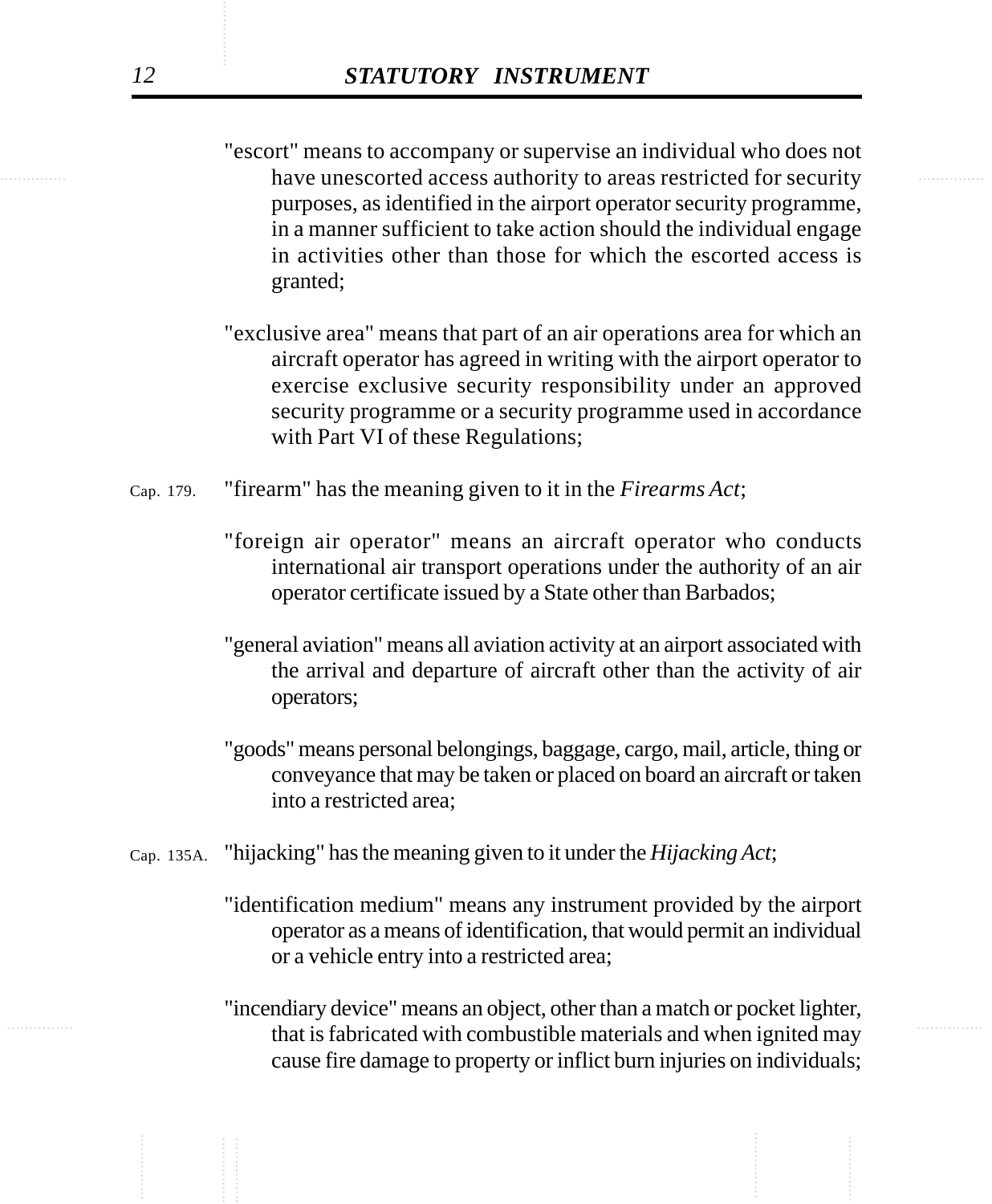"escort" means to accompany or supervise an individual who does not have unescorted access authority to areas restricted for security purposes, as identified in the airport operator security programme, in a manner sufficient to take action should the individual engage in activities other than those for which the escorted access is granted;

"exclusive area" means that part of an air operations area for which an aircraft operator has agreed in writing with the airport operator to exercise exclusive security responsibility under an approved security programme or a security programme used in accordance with Part VI of these Regulations;

Cap. 179.

"firearm" has the meaning given to it in the *Firearms Act*;

"foreign air operator" means an aircraft operator who conducts international air transport operations under the authority of an air operator certificate issued by a State other than Barbados;

"general aviation" means all aviation activity at an airport associated with the arrival and departure of aircraft other than the activity of air operators;

"goods" means personal belongings, baggage, cargo, mail, article, thing or conveyance that may be taken or placed on board an aircraft or taken into a restricted area;

Cap. 135A.

"hijacking" has the meaning given to it under the *Hijacking Act*;

"identification medium" means any instrument provided by the airport operator as a means of identification, that would permit an individual or a vehicle entry into a restricted area;

"incendiary device" means an object, other than a match or pocket lighter, that is fabricated with combustible materials and when ignited may cause fire damage to property or inflict burn injuries on individuals;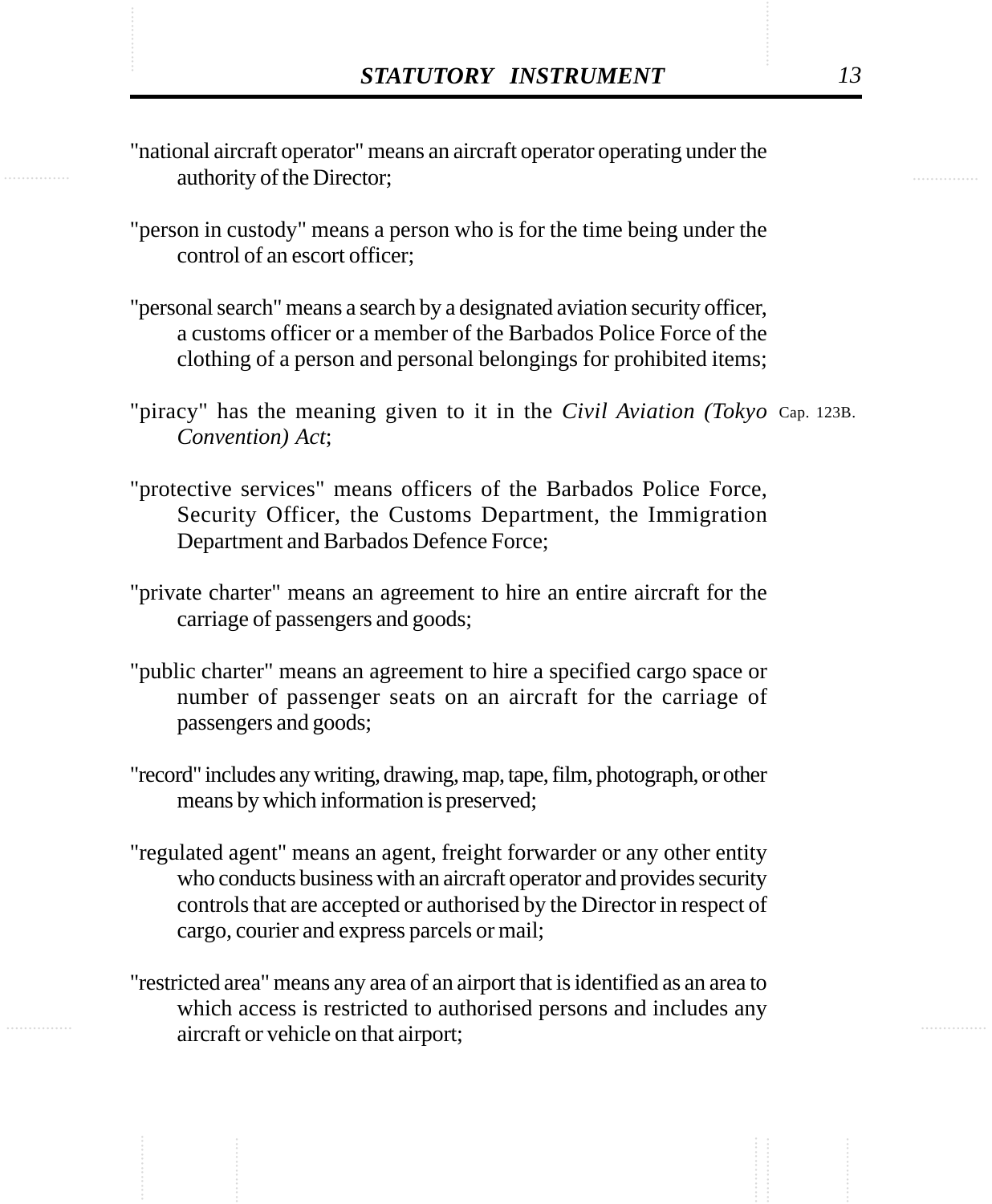"national aircraft operator" means an aircraft operator operating under the authority of the Director;

"person in custody" means a person who is for the time being under the control of an escort officer;

"personal search" means a search by a designated aviation security officer, a customs officer or a member of the Barbados Police Force of the clothing of a person and personal belongings for prohibited items;

"piracy" has the meaning given to it in the *Civil Aviation (Tokyo Convention) Act*; Cap. 123B.

"protective services" means officers of the Barbados Police Force, Security Officer, the Customs Department, the Immigration Department and Barbados Defence Force;

"private charter" means an agreement to hire an entire aircraft for the carriage of passengers and goods;

"public charter" means an agreement to hire a specified cargo space or number of passenger seats on an aircraft for the carriage of passengers and goods;

"record" includes any writing, drawing, map, tape, film, photograph, or other means by which information is preserved;

"regulated agent" means an agent, freight forwarder or any other entity who conducts business with an aircraft operator and provides security controls that are accepted or authorised by the Director in respect of cargo, courier and express parcels or mail;

"restricted area" means any area of an airport that is identified as an area to which access is restricted to authorised persons and includes any aircraft or vehicle on that airport;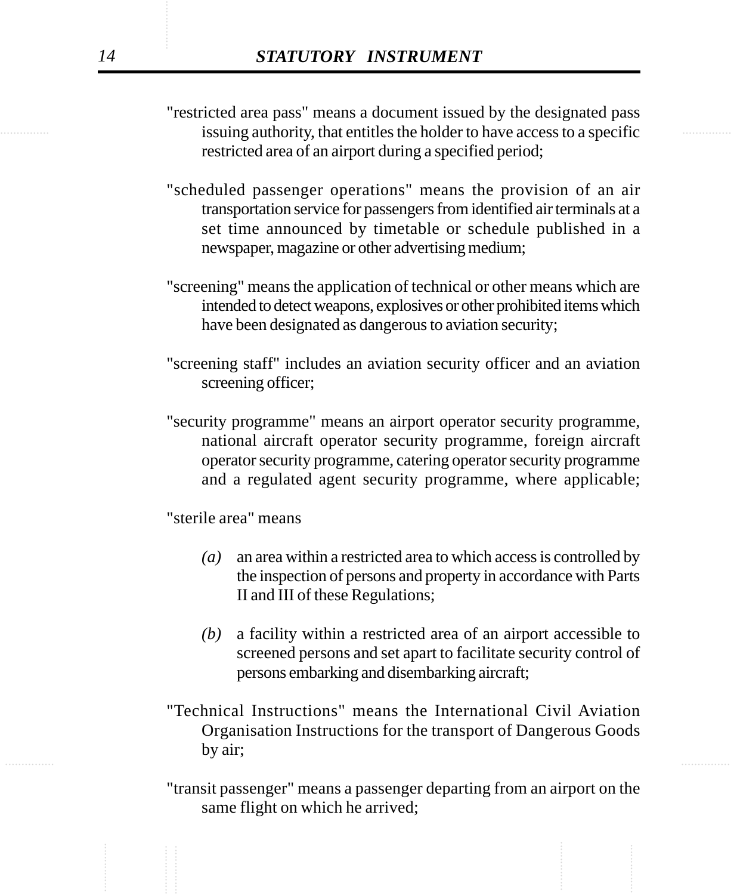"restricted area pass" means a document issued by the designated pass issuing authority, that entitles the holder to have access to a specific restricted area of an airport during a specified period;

"scheduled passenger operations" means the provision of an air transportation service for passengers from identified air terminals at a set time announced by timetable or schedule published in a newspaper, magazine or other advertising medium;

"screening" means the application of technical or other means which are intended to detect weapons, explosives or other prohibited items which have been designated as dangerous to aviation security;

"screening staff" includes an aviation security officer and an aviation screening officer;

"security programme" means an airport operator security programme, national aircraft operator security programme, foreign aircraft operator security programme, catering operator security programme and a regulated agent security programme, where applicable;

"sterile area" means

*(a)* an area within a restricted area to which access is controlled by the inspection of persons and property in accordance with Parts II and III of these Regulations;

*(b)* a facility within a restricted area of an airport accessible to screened persons and set apart to facilitate security control of persons embarking and disembarking aircraft;

"Technical Instructions" means the International Civil Aviation Organisation Instructions for the transport of Dangerous Goods by air;

"transit passenger" means a passenger departing from an airport on the same flight on which he arrived;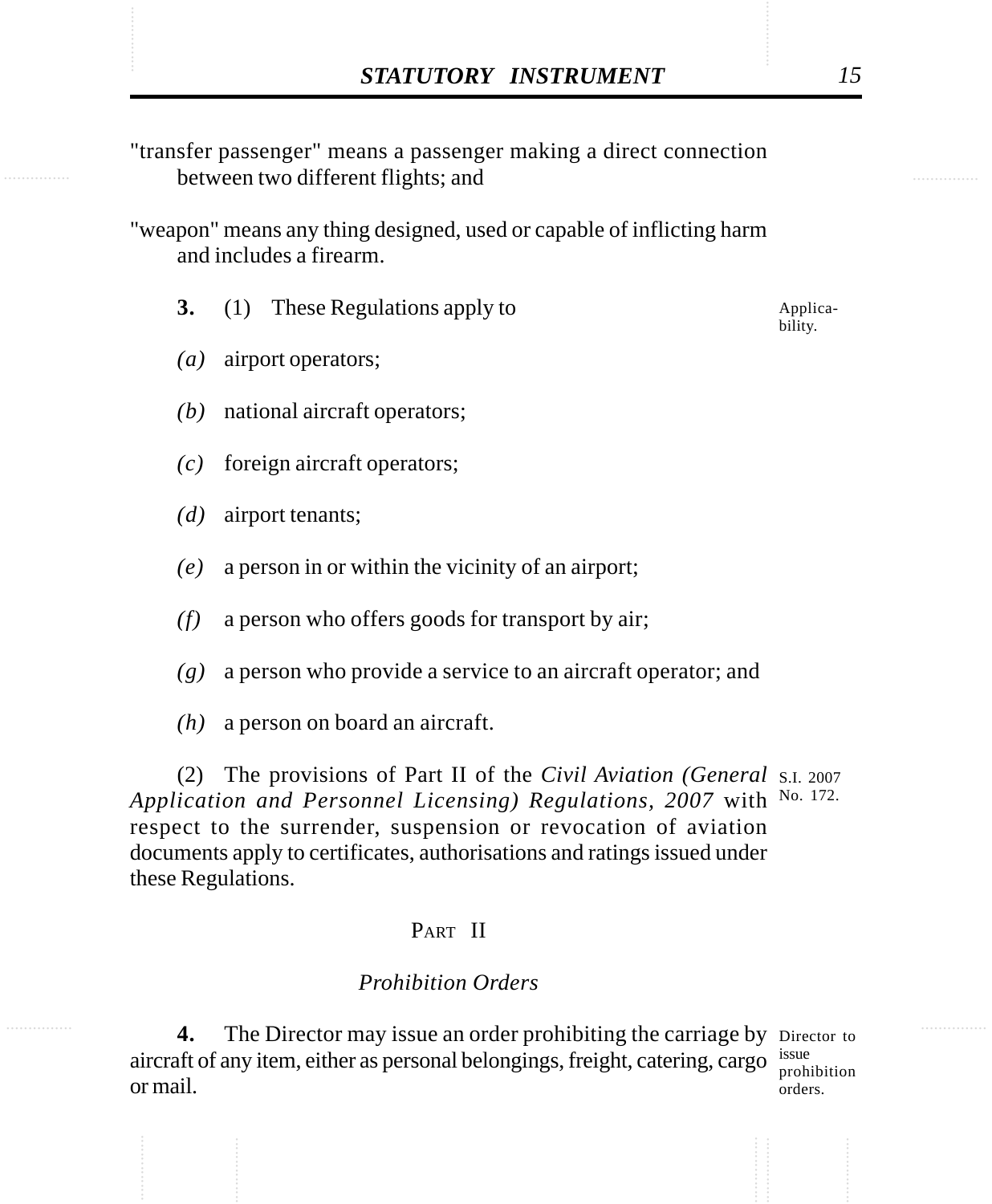"transfer passenger" means a passenger making a direct connection between two different flights; and

"weapon" means any thing designed, used or capable of inflicting harm and includes a firearm.

Applicability.

**3.** (1) These Regulations apply to

*(a)* airport operators;

*(b)* national aircraft operators;

*(c)* foreign aircraft operators;

*(d)* airport tenants;

*(e)* a person in or within the vicinity of an airport;

*(f)* a person who offers goods for transport by air;

*(g)* a person who provide a service to an aircraft operator; and

*(h)* a person on board an aircraft.

(2) The provisions of Part II of the *Civil Aviation (General Application and Personnel Licensing) Regulations, 2007* with respect to the surrender, suspension or revocation of aviation documents apply to certificates, authorisations and ratings issued under these Regulations.

S.I. 2007 No. 172.

## PART II

### *Prohibition Orders*

Director to issue prohibition orders.

**4.** The Director may issue an order prohibiting the carriage by aircraft of any item, either as personal belongings, freight, catering, cargo or mail.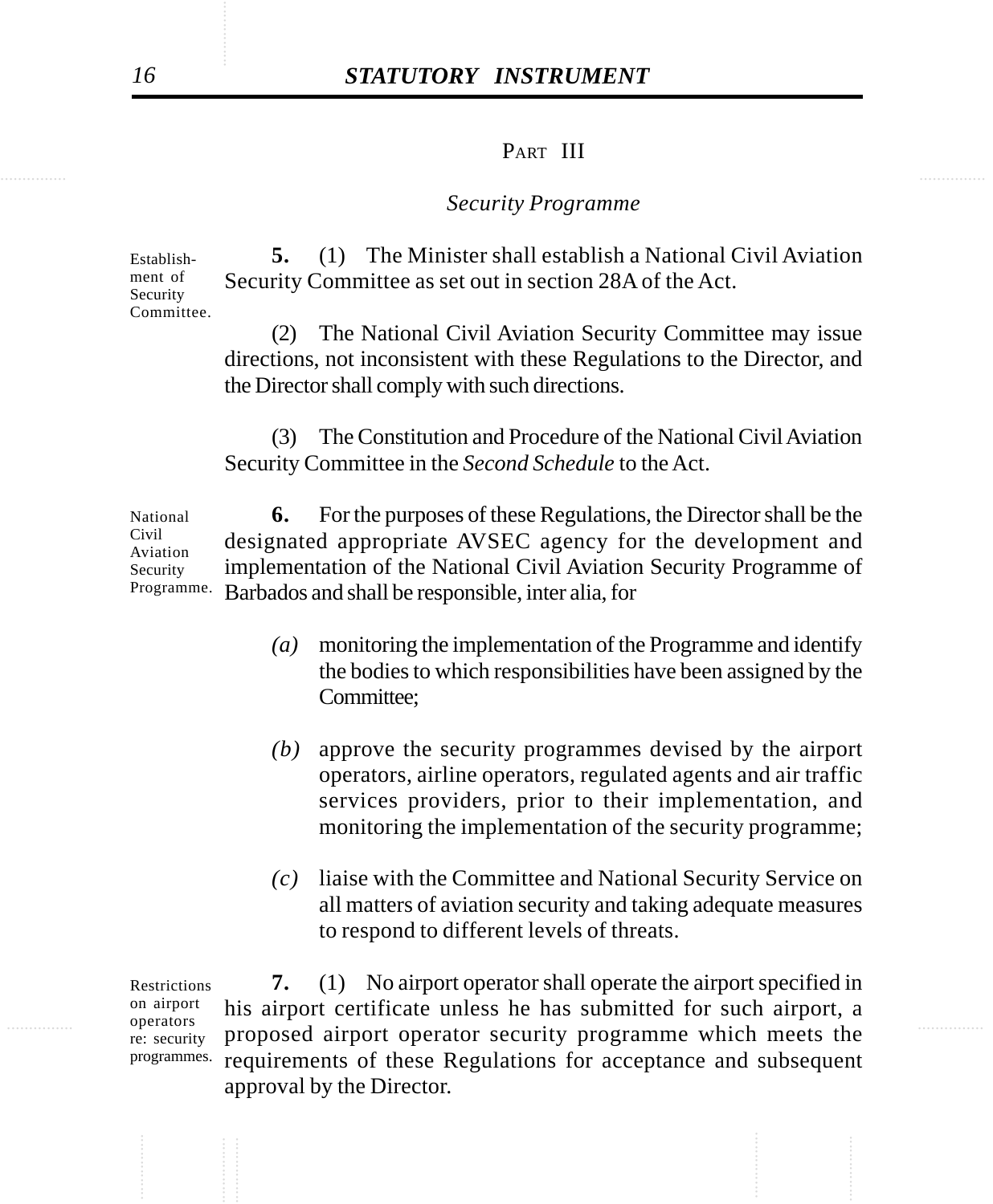## PART III

### *Security Programme*

Establishment of Security Committee.

**5.** (1) The Minister shall establish a National Civil Aviation Security Committee as set out in section 28A of the Act.

(2) The National Civil Aviation Security Committee may issue directions, not inconsistent with these Regulations to the Director, and the Director shall comply with such directions.

(3) The Constitution and Procedure of the National Civil Aviation Security Committee in the *Second Schedule* to the Act.

National Civil Aviation Security Programme.

**6.** For the purposes of these Regulations, the Director shall be the designated appropriate AVSEC agency for the development and implementation of the National Civil Aviation Security Programme of Barbados and shall be responsible, inter alia, for

*(a)* monitoring the implementation of the Programme and identify the bodies to which responsibilities have been assigned by the Committee;

*(b)* approve the security programmes devised by the airport operators, airline operators, regulated agents and air traffic services providers, prior to their implementation, and monitoring the implementation of the security programme;

*(c)* liaise with the Committee and National Security Service on all matters of aviation security and taking adequate measures to respond to different levels of threats.

Restrictions on airport operators re: security programmes.

**7.** (1) No airport operator shall operate the airport specified in his airport certificate unless he has submitted for such airport, a proposed airport operator security programme which meets the requirements of these Regulations for acceptance and subsequent approval by the Director.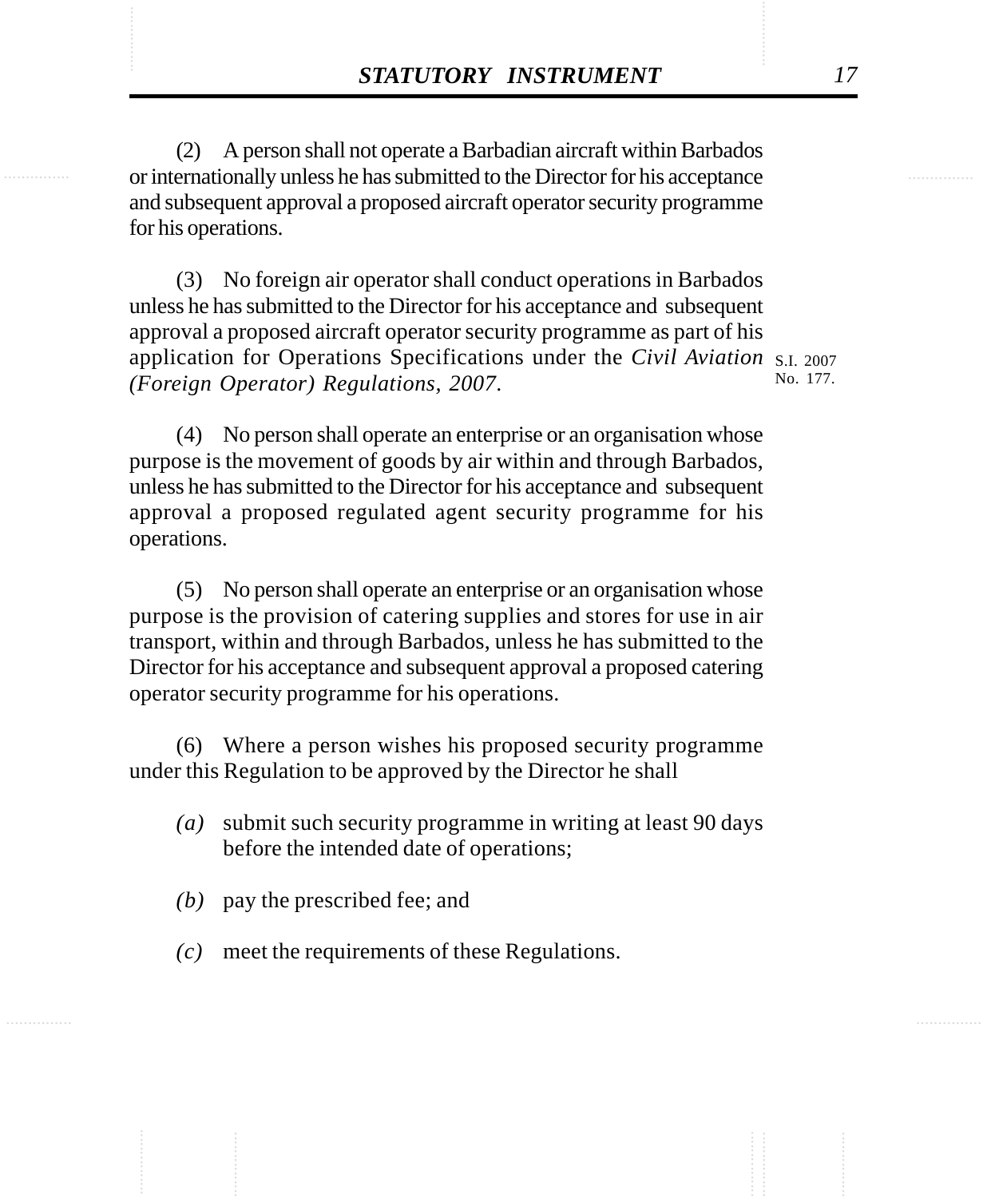(2) A person shall not operate a Barbadian aircraft within Barbados or internationally unless he has submitted to the Director for his acceptance and subsequent approval a proposed aircraft operator security programme for his operations.

(3) No foreign air operator shall conduct operations in Barbados unless he has submitted to the Director for his acceptance and subsequent approval a proposed aircraft operator security programme as part of his application for Operations Specifications under the *Civil Aviation (Foreign Operator) Regulations, 2007*.

S.I. 2007 No. 177.

(4) No person shall operate an enterprise or an organisation whose purpose is the movement of goods by air within and through Barbados, unless he has submitted to the Director for his acceptance and subsequent approval a proposed regulated agent security programme for his operations.

(5) No person shall operate an enterprise or an organisation whose purpose is the provision of catering supplies and stores for use in air transport, within and through Barbados, unless he has submitted to the Director for his acceptance and subsequent approval a proposed catering operator security programme for his operations.

(6) Where a person wishes his proposed security programme under this Regulation to be approved by the Director he shall

*(a)* submit such security programme in writing at least 90 days before the intended date of operations;

*(b)* pay the prescribed fee; and

*(c)* meet the requirements of these Regulations.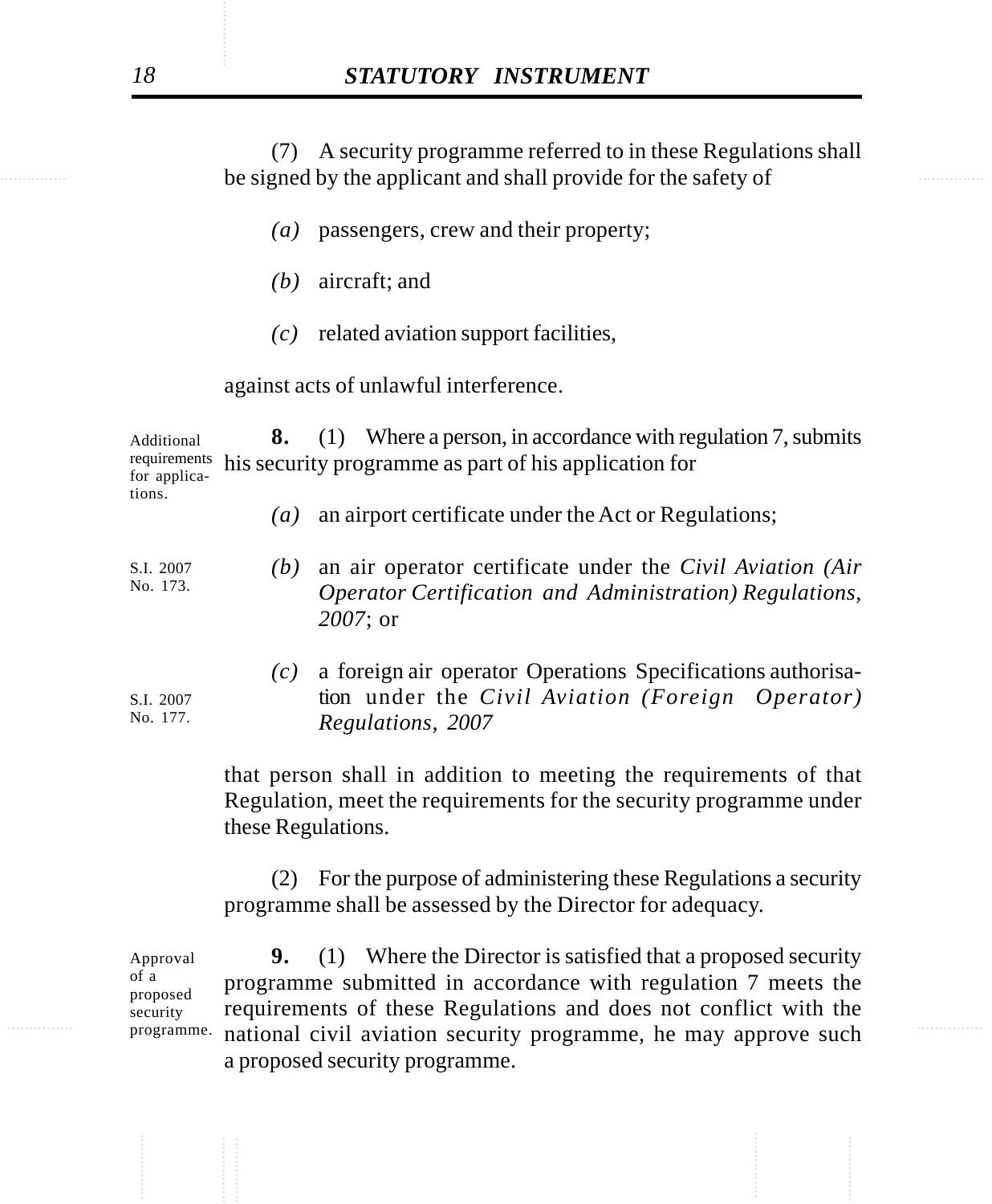(7) A security programme referred to in these Regulations shall be signed by the applicant and shall provide for the safety of

*(a)* passengers, crew and their property;

*(b)* aircraft; and

*(c)* related aviation support facilities,

against acts of unlawful interference.

Additional requirements for applications.

**8.** (1) Where a person, in accordance with regulation 7, submits his security programme as part of his application for

*(a)* an airport certificate under the Act or Regulations;

S.I. 2007 No. 173.

*(b)* an air operator certificate under the *Civil Aviation (Air Operator Certification and Administration) Regulations, 2007*; or

S.I. 2007 No. 177.

*(c)* a foreign air operator Operations Specifications authorisation under the *Civil Aviation (Foreign Operator) Regulations, 2007*

that person shall in addition to meeting the requirements of that Regulation, meet the requirements for the security programme under these Regulations.

(2) For the purpose of administering these Regulations a security programme shall be assessed by the Director for adequacy.

Approval of a proposed security programme.

**9.** (1) Where the Director is satisfied that a proposed security programme submitted in accordance with regulation 7 meets the requirements of these Regulations and does not conflict with the national civil aviation security programme, he may approve such a proposed security programme.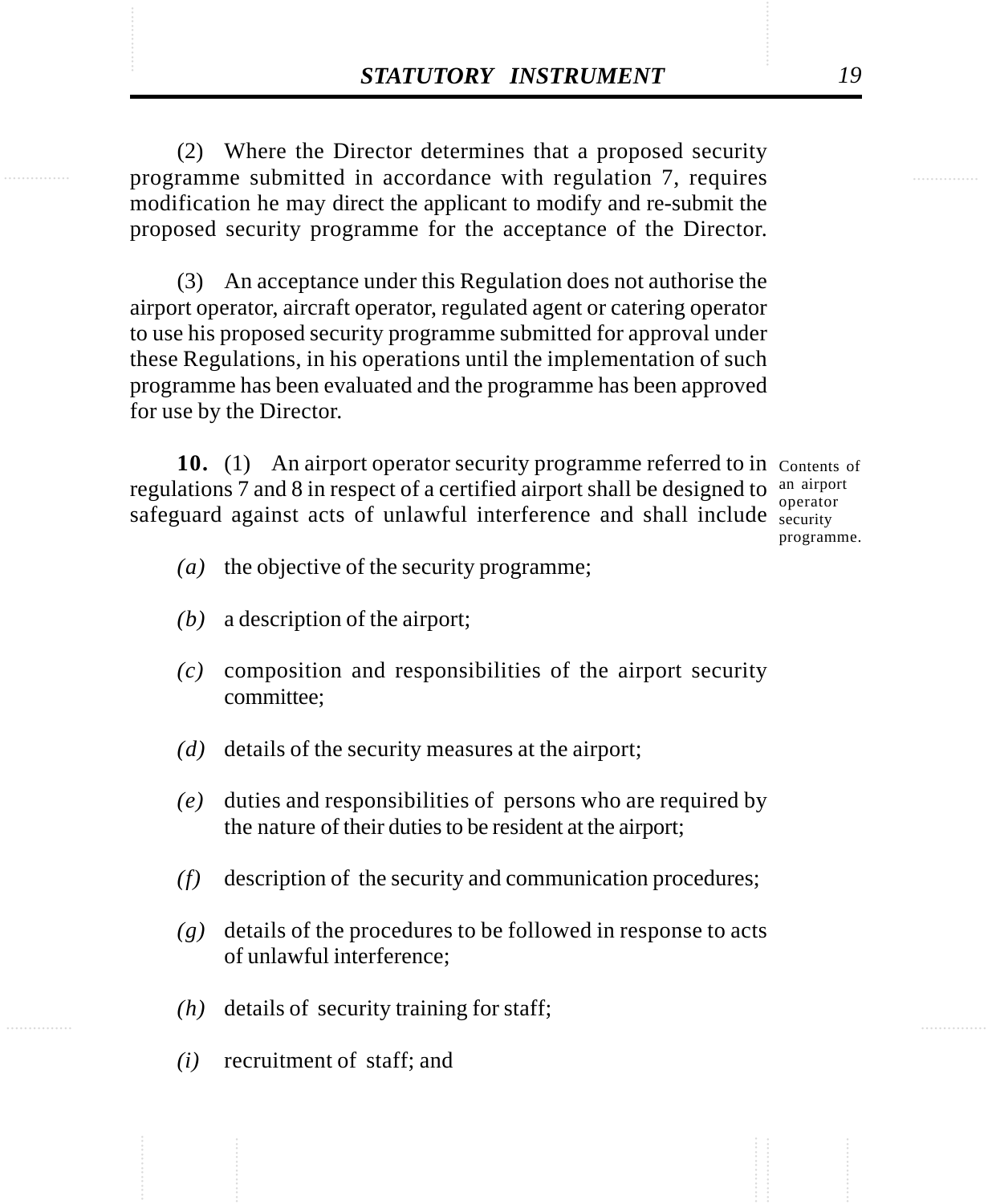(2) Where the Director determines that a proposed security programme submitted in accordance with regulation 7, requires modification he may direct the applicant to modify and re-submit the proposed security programme for the acceptance of the Director.

(3) An acceptance under this Regulation does not authorise the airport operator, aircraft operator, regulated agent or catering operator to use his proposed security programme submitted for approval under these Regulations, in his operations until the implementation of such programme has been evaluated and the programme has been approved for use by the Director.

Contents of an airport operator security programme.

**10.** (1) An airport operator security programme referred to in regulations 7 and 8 in respect of a certified airport shall be designed to safeguard against acts of unlawful interference and shall include

*(a)* the objective of the security programme;

*(b)* a description of the airport;

*(c)* composition and responsibilities of the airport security committee;

*(d)* details of the security measures at the airport;

*(e)* duties and responsibilities of persons who are required by the nature of their duties to be resident at the airport;

*(f)* description of the security and communication procedures;

*(g)* details of the procedures to be followed in response to acts of unlawful interference;

*(h)* details of security training for staff;

*(i)* recruitment of staff; and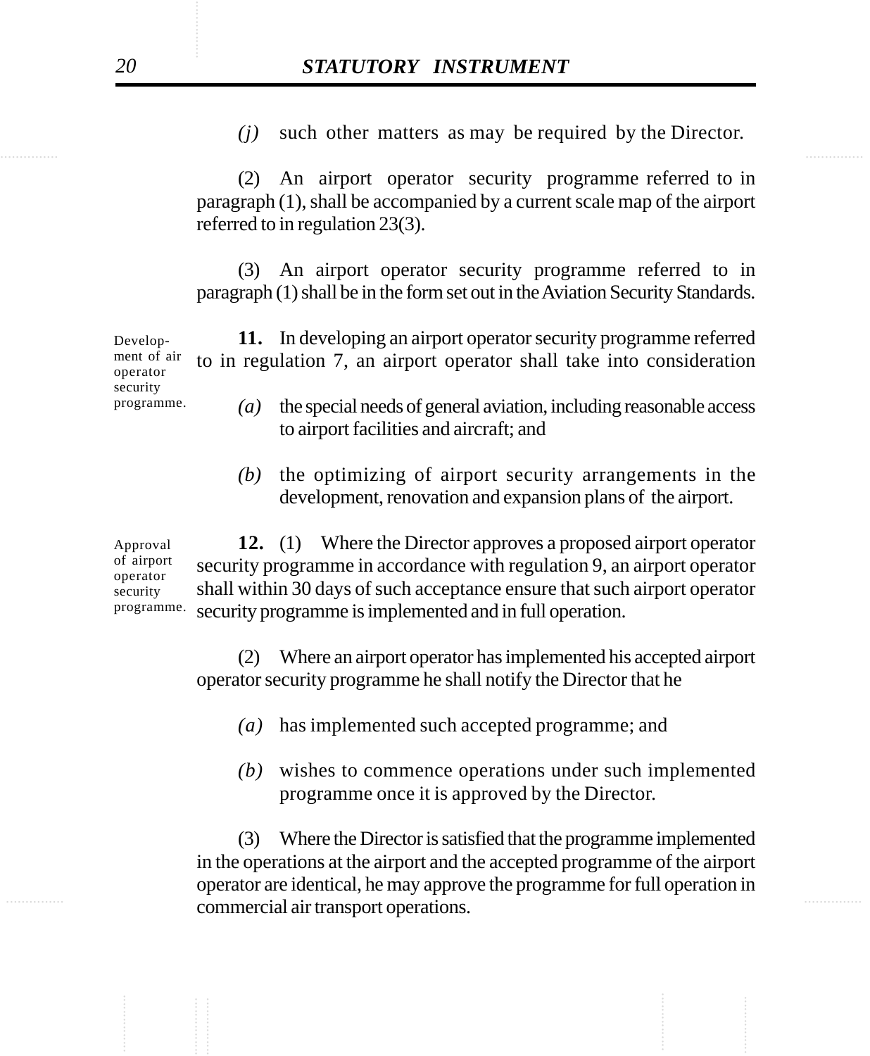*(j)* such other matters as may be required by the Director.

(2) An airport operator security programme referred to in paragraph (1), shall be accompanied by a current scale map of the airport referred to in regulation 23(3).

(3) An airport operator security programme referred to in paragraph (1) shall be in the form set out in the Aviation Security Standards.

Development of air operator security programme.

**11.** In developing an airport operator security programme referred to in regulation 7, an airport operator shall take into consideration

*(a)* the special needs of general aviation, including reasonable access to airport facilities and aircraft; and

*(b)* the optimizing of airport security arrangements in the development, renovation and expansion plans of the airport.

Approval of airport operator security programme.

**12.** (1) Where the Director approves a proposed airport operator security programme in accordance with regulation 9, an airport operator shall within 30 days of such acceptance ensure that such airport operator security programme is implemented and in full operation.

(2) Where an airport operator has implemented his accepted airport operator security programme he shall notify the Director that he

*(a)* has implemented such accepted programme; and

*(b)* wishes to commence operations under such implemented programme once it is approved by the Director.

(3) Where the Director is satisfied that the programme implemented in the operations at the airport and the accepted programme of the airport operator are identical, he may approve the programme for full operation in commercial air transport operations.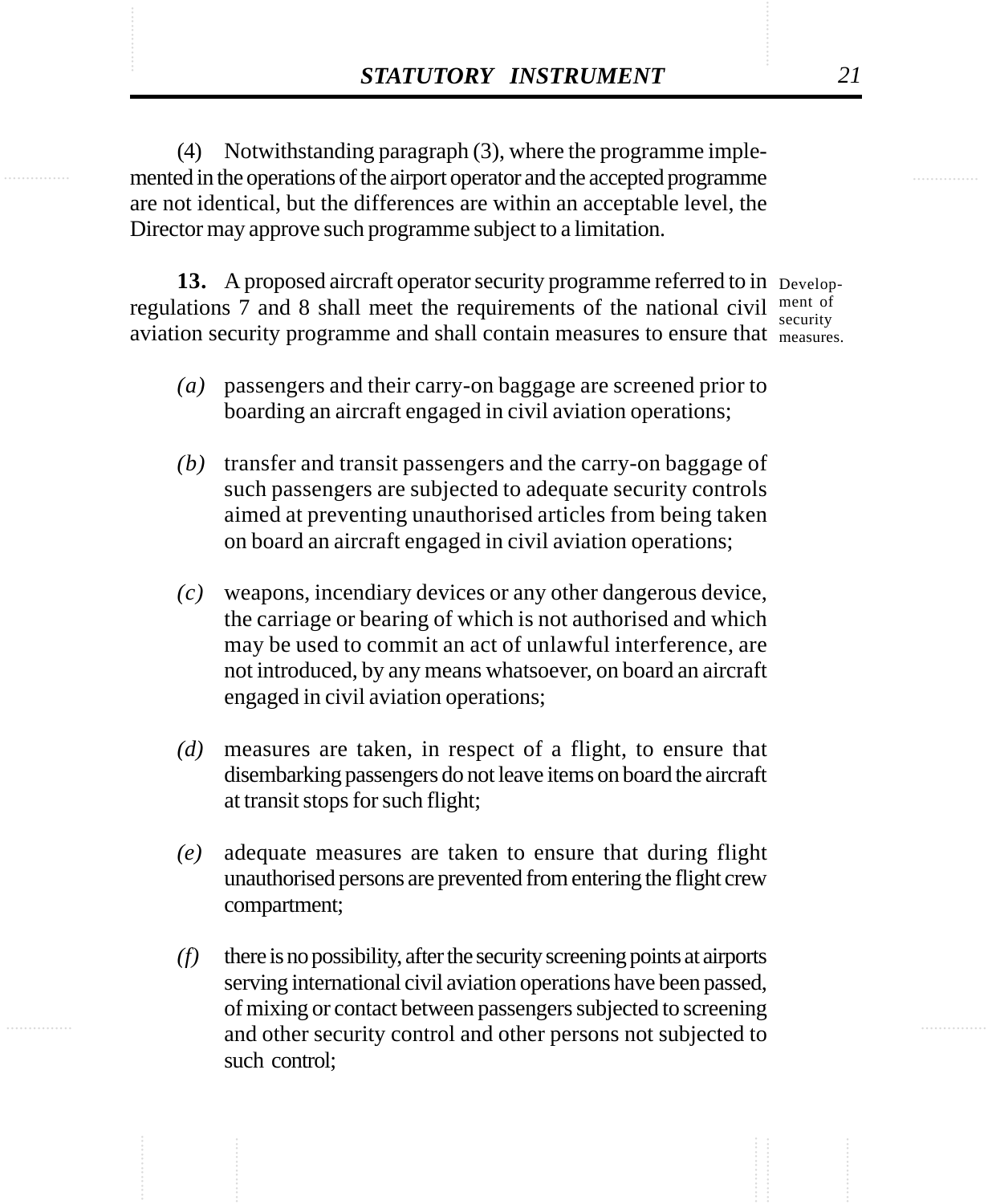(4) Notwithstanding paragraph (3), where the programme implemented in the operations of the airport operator and the accepted programme are not identical, but the differences are within an acceptable level, the Director may approve such programme subject to a limitation.

Development of security measures.

**13.** A proposed aircraft operator security programme referred to in regulations 7 and 8 shall meet the requirements of the national civil aviation security programme and shall contain measures to ensure that

*(a)* passengers and their carry-on baggage are screened prior to boarding an aircraft engaged in civil aviation operations;

*(b)* transfer and transit passengers and the carry-on baggage of such passengers are subjected to adequate security controls aimed at preventing unauthorised articles from being taken on board an aircraft engaged in civil aviation operations;

*(c)* weapons, incendiary devices or any other dangerous device, the carriage or bearing of which is not authorised and which may be used to commit an act of unlawful interference, are not introduced, by any means whatsoever, on board an aircraft engaged in civil aviation operations;

*(d)* measures are taken, in respect of a flight, to ensure that disembarking passengers do not leave items on board the aircraft at transit stops for such flight;

*(e)* adequate measures are taken to ensure that during flight unauthorised persons are prevented from entering the flight crew compartment;

*(f)* there is no possibility, after the security screening points at airports serving international civil aviation operations have been passed, of mixing or contact between passengers subjected to screening and other security control and other persons not subjected to such control;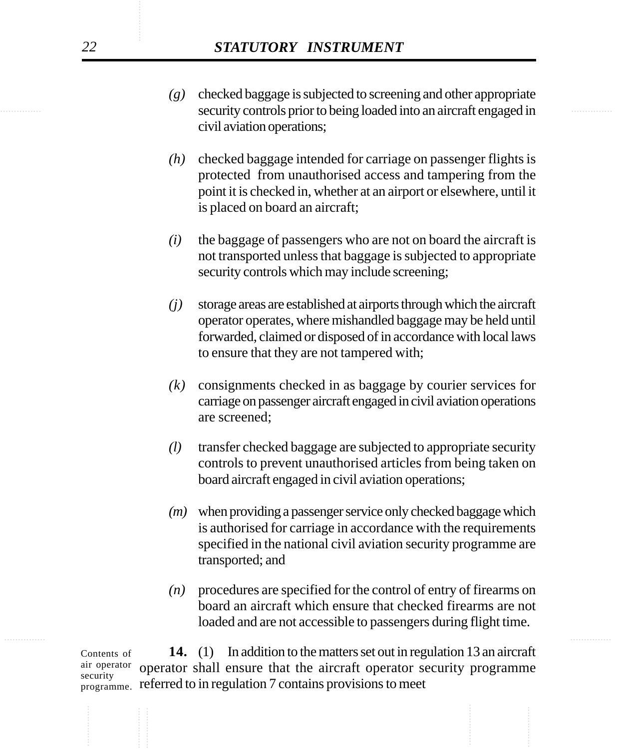*(g)* checked baggage is subjected to screening and other appropriate security controls prior to being loaded into an aircraft engaged in civil aviation operations;

*(h)* checked baggage intended for carriage on passenger flights is protected from unauthorised access and tampering from the point it is checked in, whether at an airport or elsewhere, until it is placed on board an aircraft;

*(i)* the baggage of passengers who are not on board the aircraft is not transported unless that baggage is subjected to appropriate security controls which may include screening;

*(j)* storage areas are established at airports through which the aircraft operator operates, where mishandled baggage may be held until forwarded, claimed or disposed of in accordance with local laws to ensure that they are not tampered with;

*(k)* consignments checked in as baggage by courier services for carriage on passenger aircraft engaged in civil aviation operations are screened;

*(l)* transfer checked baggage are subjected to appropriate security controls to prevent unauthorised articles from being taken on board aircraft engaged in civil aviation operations;

*(m)* when providing a passenger service only checked baggage which is authorised for carriage in accordance with the requirements specified in the national civil aviation security programme are transported; and

*(n)* procedures are specified for the control of entry of firearms on board an aircraft which ensure that checked firearms are not loaded and are not accessible to passengers during flight time.

Contents of air operator security programme.

**14.** (1) In addition to the matters set out in regulation 13 an aircraft operator shall ensure that the aircraft operator security programme referred to in regulation 7 contains provisions to meet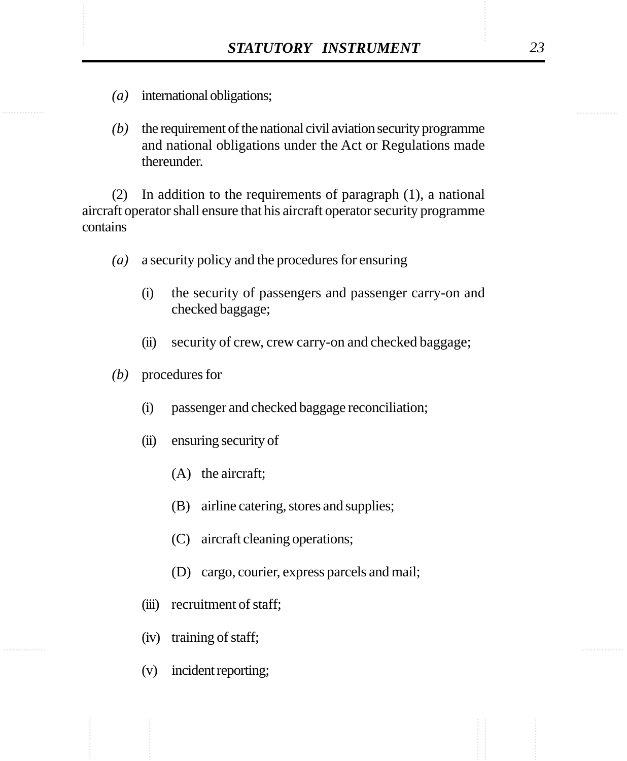*(a)* international obligations;

*(b)* the requirement of the national civil aviation security programme and national obligations under the Act or Regulations made thereunder.

(2) In addition to the requirements of paragraph (1), a national aircraft operator shall ensure that his aircraft operator security programme contains

*(a)* a security policy and the procedures for ensuring

(i) the security of passengers and passenger carry-on and checked baggage;

(ii) security of crew, crew carry-on and checked baggage;

*(b)* procedures for

(i) passenger and checked baggage reconciliation;

(ii) ensuring security of

(A) the aircraft;

(B) airline catering, stores and supplies;

(C) aircraft cleaning operations;

(D) cargo, courier, express parcels and mail;

(iii) recruitment of staff;

(iv) training of staff;

(v) incident reporting;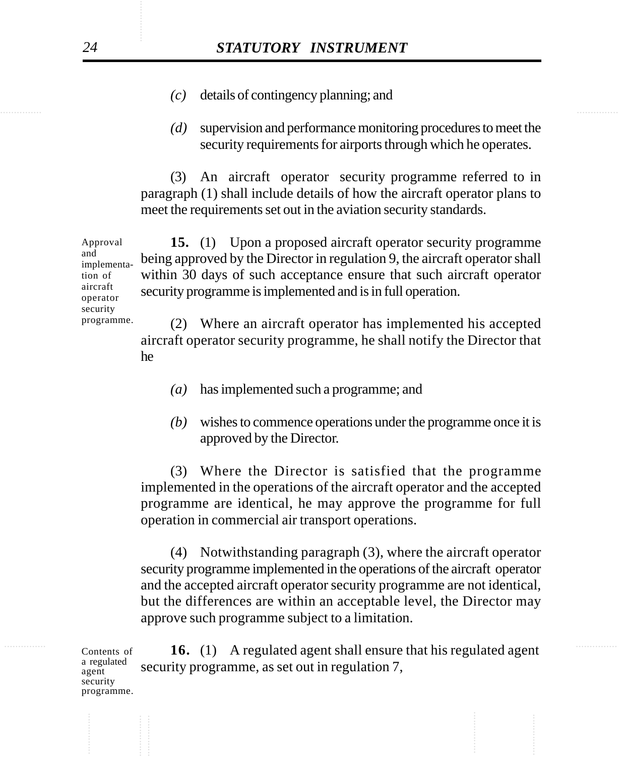*(c)* details of contingency planning; and

*(d)* supervision and performance monitoring procedures to meet the security requirements for airports through which he operates.

(3) An aircraft operator security programme referred to in paragraph (1) shall include details of how the aircraft operator plans to meet the requirements set out in the aviation security standards.

Approval and implementation of aircraft operator security programme.

**15.** (1) Upon a proposed aircraft operator security programme being approved by the Director in regulation 9, the aircraft operator shall within 30 days of such acceptance ensure that such aircraft operator security programme is implemented and is in full operation.

(2) Where an aircraft operator has implemented his accepted aircraft operator security programme, he shall notify the Director that he

*(a)* has implemented such a programme; and

*(b)* wishes to commence operations under the programme once it is approved by the Director.

(3) Where the Director is satisfied that the programme implemented in the operations of the aircraft operator and the accepted programme are identical, he may approve the programme for full operation in commercial air transport operations.

(4) Notwithstanding paragraph (3), where the aircraft operator security programme implemented in the operations of the aircraft operator and the accepted aircraft operator security programme are not identical, but the differences are within an acceptable level, the Director may approve such programme subject to a limitation.

Contents of a regulated agent security programme.

**16.** (1) A regulated agent shall ensure that his regulated agent security programme, as set out in regulation 7,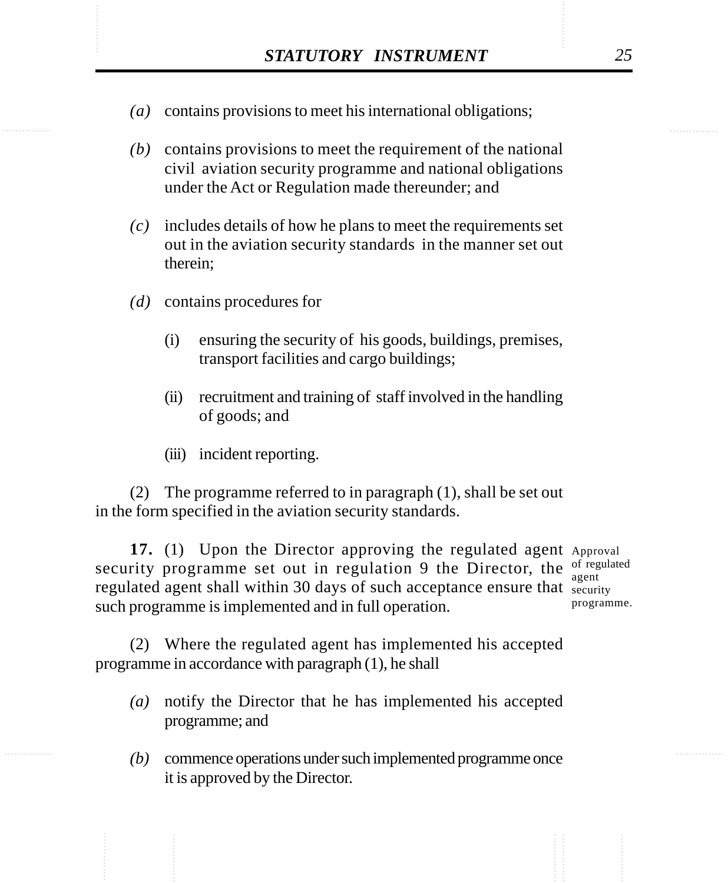*(a)* contains provisions to meet his international obligations;

*(b)* contains provisions to meet the requirement of the national civil aviation security programme and national obligations under the Act or Regulation made thereunder; and

*(c)* includes details of how he plans to meet the requirements set out in the aviation security standards in the manner set out therein;

*(d)* contains procedures for

(i) ensuring the security of his goods, buildings, premises, transport facilities and cargo buildings;

(ii) recruitment and training of staff involved in the handling of goods; and

(iii) incident reporting.

(2) The programme referred to in paragraph (1), shall be set out in the form specified in the aviation security standards.

Approval of regulated agent security programme.

**17.** (1) Upon the Director approving the regulated agent security programme set out in regulation 9 the Director, the regulated agent shall within 30 days of such acceptance ensure that such programme is implemented and in full operation.

(2) Where the regulated agent has implemented his accepted programme in accordance with paragraph (1), he shall

*(a)* notify the Director that he has implemented his accepted programme; and

*(b)* commence operations under such implemented programme once it is approved by the Director.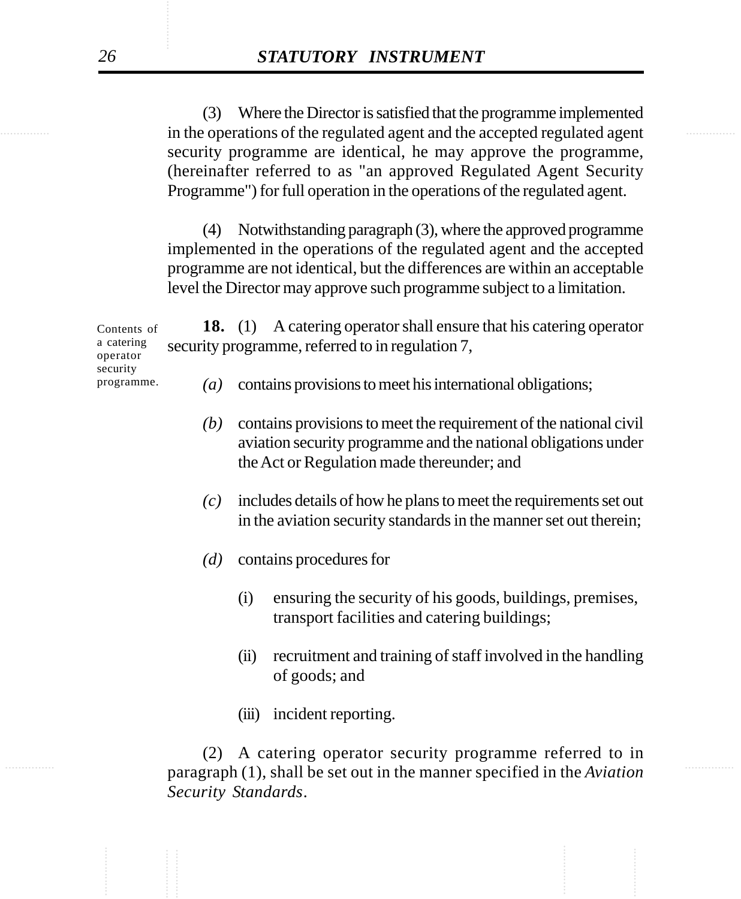(3) Where the Director is satisfied that the programme implemented in the operations of the regulated agent and the accepted regulated agent security programme are identical, he may approve the programme, (hereinafter referred to as "an approved Regulated Agent Security Programme") for full operation in the operations of the regulated agent.

(4) Notwithstanding paragraph (3), where the approved programme implemented in the operations of the regulated agent and the accepted programme are not identical, but the differences are within an acceptable level the Director may approve such programme subject to a limitation.

Contents of a catering operator security programme.

**18.** (1) A catering operator shall ensure that his catering operator security programme, referred to in regulation 7,

*(a)* contains provisions to meet his international obligations;

*(b)* contains provisions to meet the requirement of the national civil aviation security programme and the national obligations under the Act or Regulation made thereunder; and

*(c)* includes details of how he plans to meet the requirements set out in the aviation security standards in the manner set out therein;

*(d)* contains procedures for

(i) ensuring the security of his goods, buildings, premises, transport facilities and catering buildings;

(ii) recruitment and training of staff involved in the handling of goods; and

(iii) incident reporting.

(2) A catering operator security programme referred to in paragraph (1), shall be set out in the manner specified in the *Aviation Security Standards*.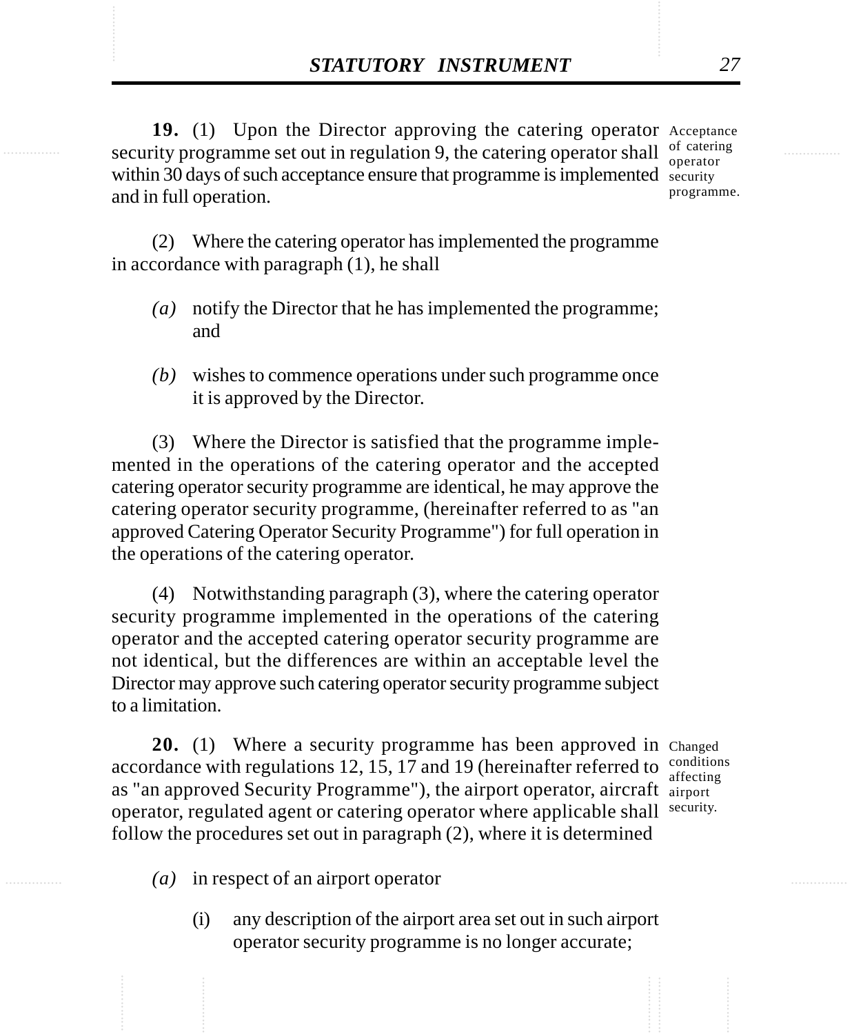**19.** (1) Upon the Director approving the catering operator security programme set out in regulation 9, the catering operator shall within 30 days of such acceptance ensure that programme is implemented and in full operation.

Acceptance of catering operator security programme.

(2) Where the catering operator has implemented the programme in accordance with paragraph (1), he shall

*(a)* notify the Director that he has implemented the programme; and

*(b)* wishes to commence operations under such programme once it is approved by the Director.

(3) Where the Director is satisfied that the programme implemented in the operations of the catering operator and the accepted catering operator security programme are identical, he may approve the catering operator security programme, (hereinafter referred to as "an approved Catering Operator Security Programme") for full operation in the operations of the catering operator.

(4) Notwithstanding paragraph (3), where the catering operator security programme implemented in the operations of the catering operator and the accepted catering operator security programme are not identical, but the differences are within an acceptable level the Director may approve such catering operator security programme subject to a limitation.

**20.** (1) Where a security programme has been approved in accordance with regulations 12, 15, 17 and 19 (hereinafter referred to as "an approved Security Programme"), the airport operator, aircraft operator, regulated agent or catering operator where applicable shall follow the procedures set out in paragraph (2), where it is determined

Changed conditions affecting airport security.

*(a)* in respect of an airport operator

(i) any description of the airport area set out in such airport operator security programme is no longer accurate;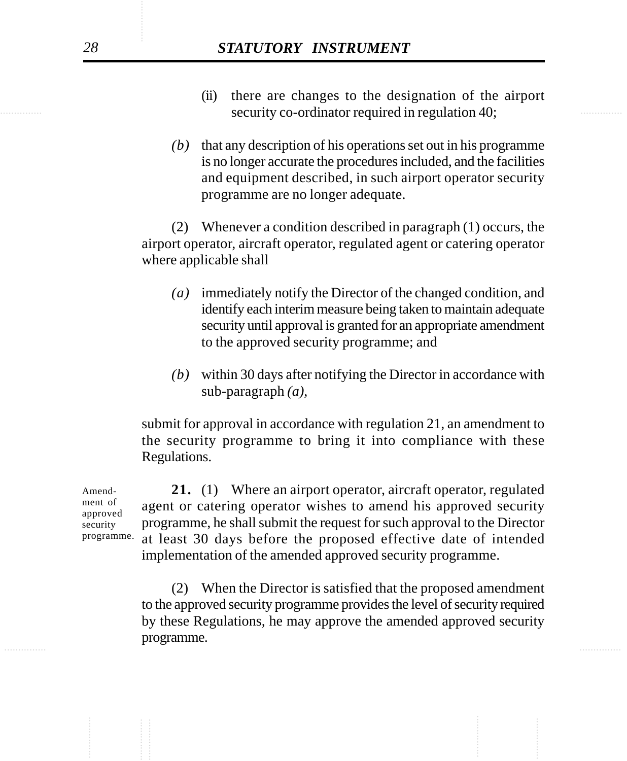(ii) there are changes to the designation of the airport security co-ordinator required in regulation 40;

*(b)* that any description of his operations set out in his programme is no longer accurate the procedures included, and the facilities and equipment described, in such airport operator security programme are no longer adequate.

(2) Whenever a condition described in paragraph (1) occurs, the airport operator, aircraft operator, regulated agent or catering operator where applicable shall

*(a)* immediately notify the Director of the changed condition, and identify each interim measure being taken to maintain adequate security until approval is granted for an appropriate amendment to the approved security programme; and

*(b)* within 30 days after notifying the Director in accordance with sub-paragraph *(a)*,

submit for approval in accordance with regulation 21, an amendment to the security programme to bring it into compliance with these Regulations.

Amendment of approved security programme.

**21.** (1) Where an airport operator, aircraft operator, regulated agent or catering operator wishes to amend his approved security programme, he shall submit the request for such approval to the Director at least 30 days before the proposed effective date of intended implementation of the amended approved security programme.

(2) When the Director is satisfied that the proposed amendment to the approved security programme provides the level of security required by these Regulations, he may approve the amended approved security programme.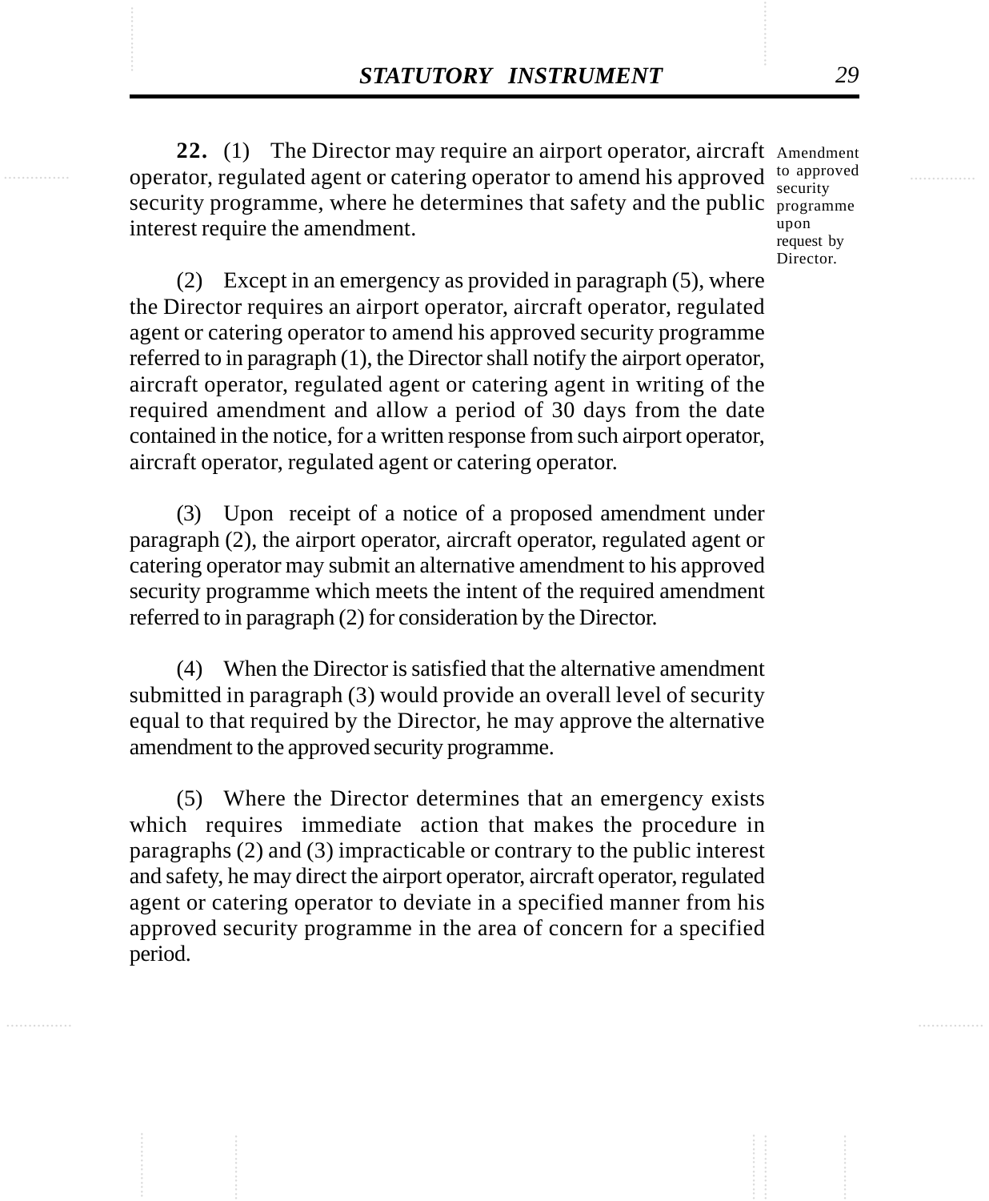**22.** (1) The Director may require an airport operator, aircraft operator, regulated agent or catering operator to amend his approved security programme, where he determines that safety and the public interest require the amendment.

Amendment to approved security programme upon request by Director.

(2) Except in an emergency as provided in paragraph (5), where the Director requires an airport operator, aircraft operator, regulated agent or catering operator to amend his approved security programme referred to in paragraph (1), the Director shall notify the airport operator, aircraft operator, regulated agent or catering agent in writing of the required amendment and allow a period of 30 days from the date contained in the notice, for a written response from such airport operator, aircraft operator, regulated agent or catering operator.

(3) Upon receipt of a notice of a proposed amendment under paragraph (2), the airport operator, aircraft operator, regulated agent or catering operator may submit an alternative amendment to his approved security programme which meets the intent of the required amendment referred to in paragraph (2) for consideration by the Director.

(4) When the Director is satisfied that the alternative amendment submitted in paragraph (3) would provide an overall level of security equal to that required by the Director, he may approve the alternative amendment to the approved security programme.

(5) Where the Director determines that an emergency exists which requires immediate action that makes the procedure in paragraphs (2) and (3) impracticable or contrary to the public interest and safety, he may direct the airport operator, aircraft operator, regulated agent or catering operator to deviate in a specified manner from his approved security programme in the area of concern for a specified period.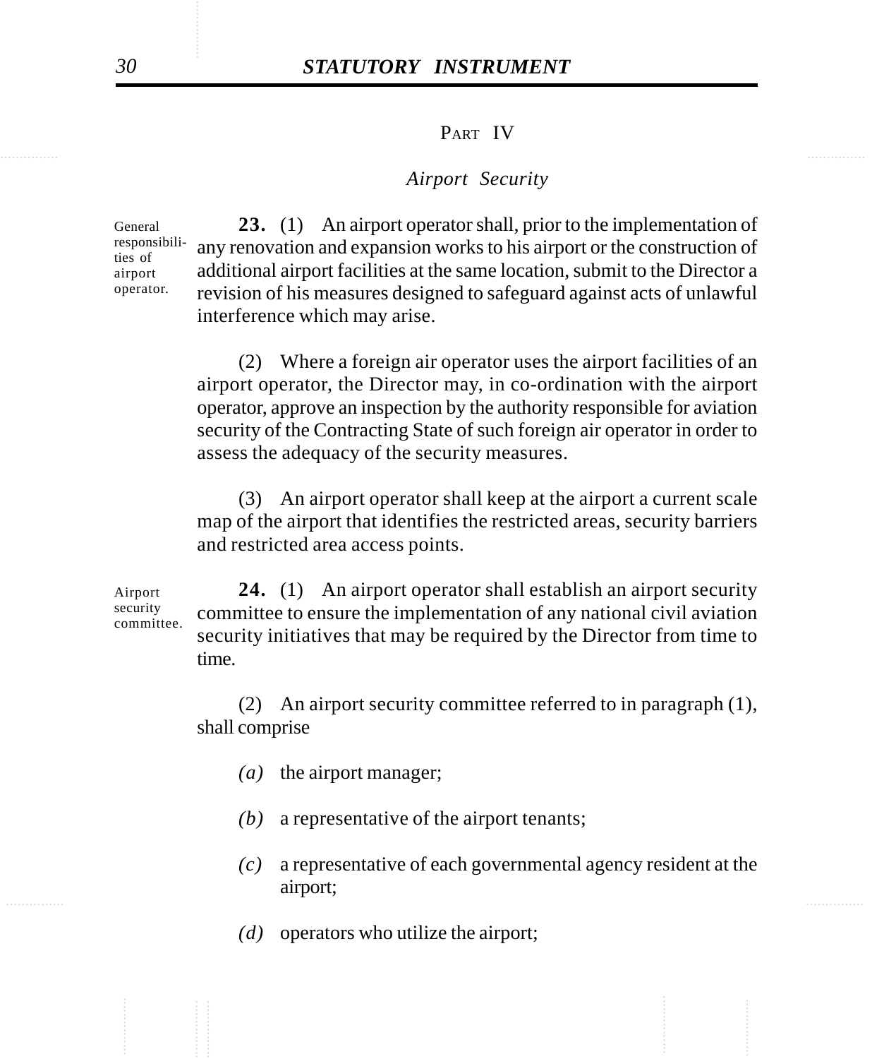## PART IV

### *Airport Security*

General responsibilities of airport operator.

**23.** (1) An airport operator shall, prior to the implementation of any renovation and expansion works to his airport or the construction of additional airport facilities at the same location, submit to the Director a revision of his measures designed to safeguard against acts of unlawful interference which may arise.

(2) Where a foreign air operator uses the airport facilities of an airport operator, the Director may, in co-ordination with the airport operator, approve an inspection by the authority responsible for aviation security of the Contracting State of such foreign air operator in order to assess the adequacy of the security measures.

(3) An airport operator shall keep at the airport a current scale map of the airport that identifies the restricted areas, security barriers and restricted area access points.

Airport security committee.

**24.** (1) An airport operator shall establish an airport security committee to ensure the implementation of any national civil aviation security initiatives that may be required by the Director from time to time.

(2) An airport security committee referred to in paragraph (1), shall comprise

*(a)* the airport manager;

*(b)* a representative of the airport tenants;

*(c)* a representative of each governmental agency resident at the airport;

*(d)* operators who utilize the airport;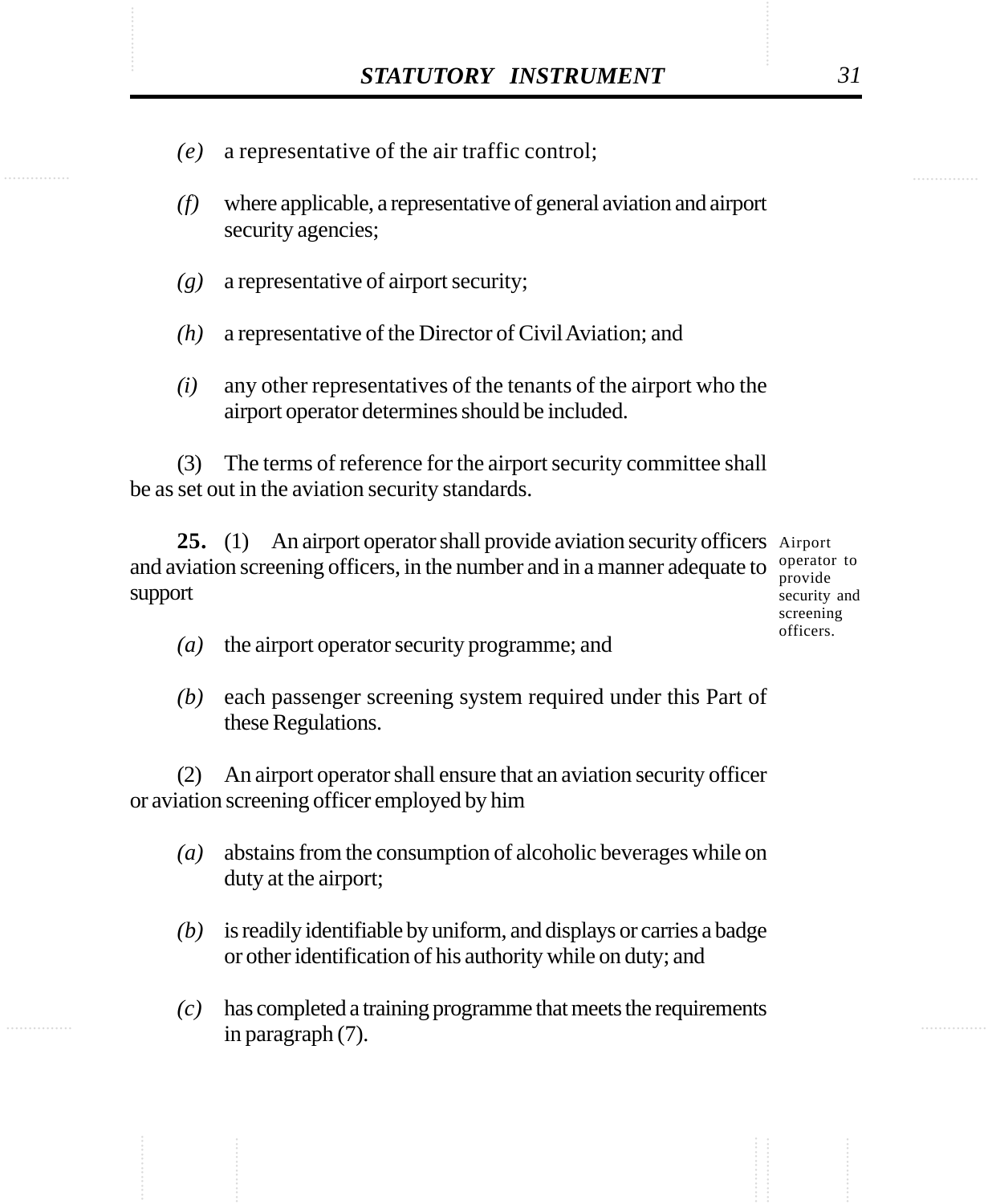*(e)* a representative of the air traffic control;

*(f)* where applicable, a representative of general aviation and airport security agencies;

*(g)* a representative of airport security;

*(h)* a representative of the Director of Civil Aviation; and

*(i)* any other representatives of the tenants of the airport who the airport operator determines should be included.

(3) The terms of reference for the airport security committee shall be as set out in the aviation security standards.

Airport operator to provide security and screening officers.

**25.** (1) An airport operator shall provide aviation security officers and aviation screening officers, in the number and in a manner adequate to support

*(a)* the airport operator security programme; and

*(b)* each passenger screening system required under this Part of these Regulations.

(2) An airport operator shall ensure that an aviation security officer or aviation screening officer employed by him

*(a)* abstains from the consumption of alcoholic beverages while on duty at the airport;

*(b)* is readily identifiable by uniform, and displays or carries a badge or other identification of his authority while on duty; and

*(c)* has completed a training programme that meets the requirements in paragraph (7).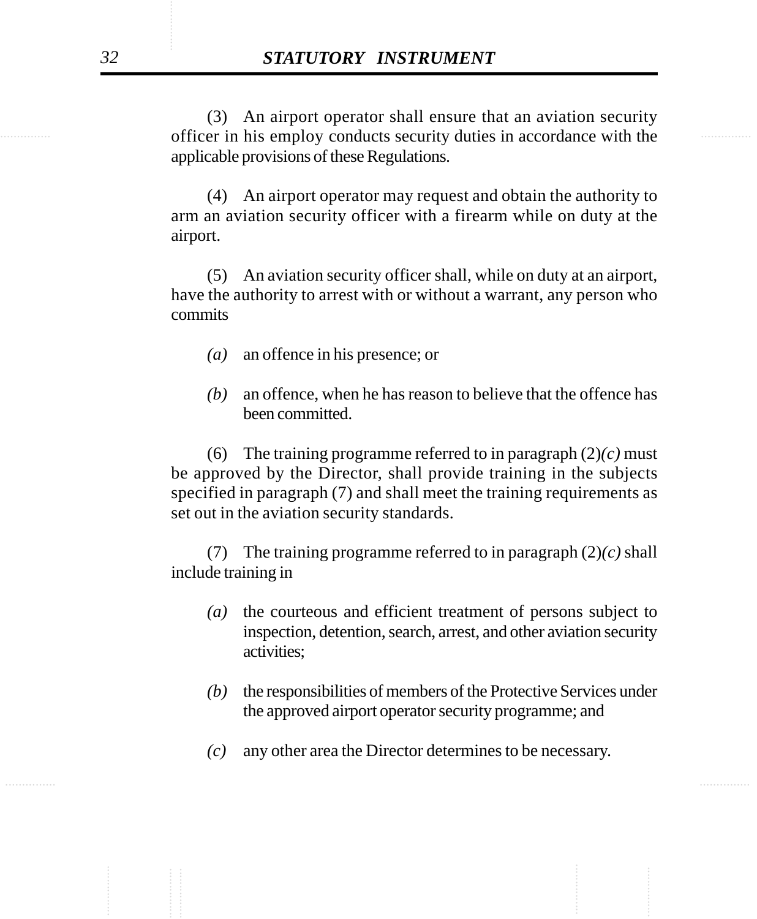(3) An airport operator shall ensure that an aviation security officer in his employ conducts security duties in accordance with the applicable provisions of these Regulations.

(4) An airport operator may request and obtain the authority to arm an aviation security officer with a firearm while on duty at the airport.

(5) An aviation security officer shall, while on duty at an airport, have the authority to arrest with or without a warrant, any person who commits

*(a)* an offence in his presence; or

*(b)* an offence, when he has reason to believe that the offence has been committed.

(6) The training programme referred to in paragraph (2)*(c)* must be approved by the Director, shall provide training in the subjects specified in paragraph (7) and shall meet the training requirements as set out in the aviation security standards.

(7) The training programme referred to in paragraph (2)*(c)* shall include training in

*(a)* the courteous and efficient treatment of persons subject to inspection, detention, search, arrest, and other aviation security activities;

*(b)* the responsibilities of members of the Protective Services under the approved airport operator security programme; and

*(c)* any other area the Director determines to be necessary.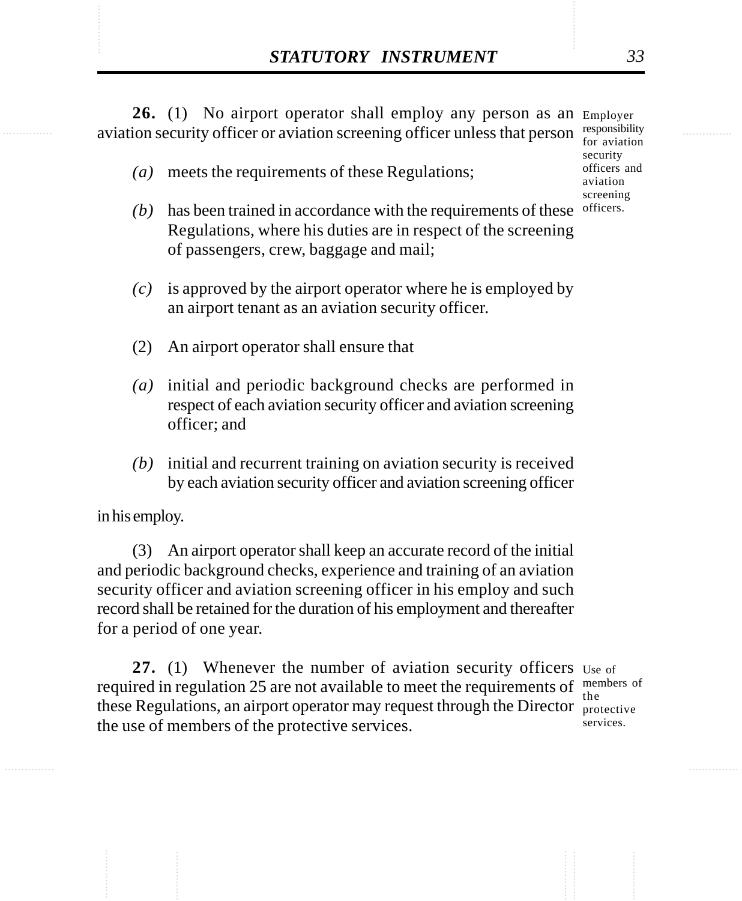**26.** (1) No airport operator shall employ any person as an aviation security officer or aviation screening officer unless that person

Employer responsibility for aviation security officers and aviation screening officers.

*(a)* meets the requirements of these Regulations;

*(b)* has been trained in accordance with the requirements of these Regulations, where his duties are in respect of the screening of passengers, crew, baggage and mail;

*(c)* is approved by the airport operator where he is employed by an airport tenant as an aviation security officer.

(2) An airport operator shall ensure that

*(a)* initial and periodic background checks are performed in respect of each aviation security officer and aviation screening officer; and

*(b)* initial and recurrent training on aviation security is received by each aviation security officer and aviation screening officer

in his employ.

(3) An airport operator shall keep an accurate record of the initial and periodic background checks, experience and training of an aviation security officer and aviation screening officer in his employ and such record shall be retained for the duration of his employment and thereafter for a period of one year.

**27.** (1) Whenever the number of aviation security officers required in regulation 25 are not available to meet the requirements of these Regulations, an airport operator may request through the Director the use of members of the protective services.

Use of members of the protective services.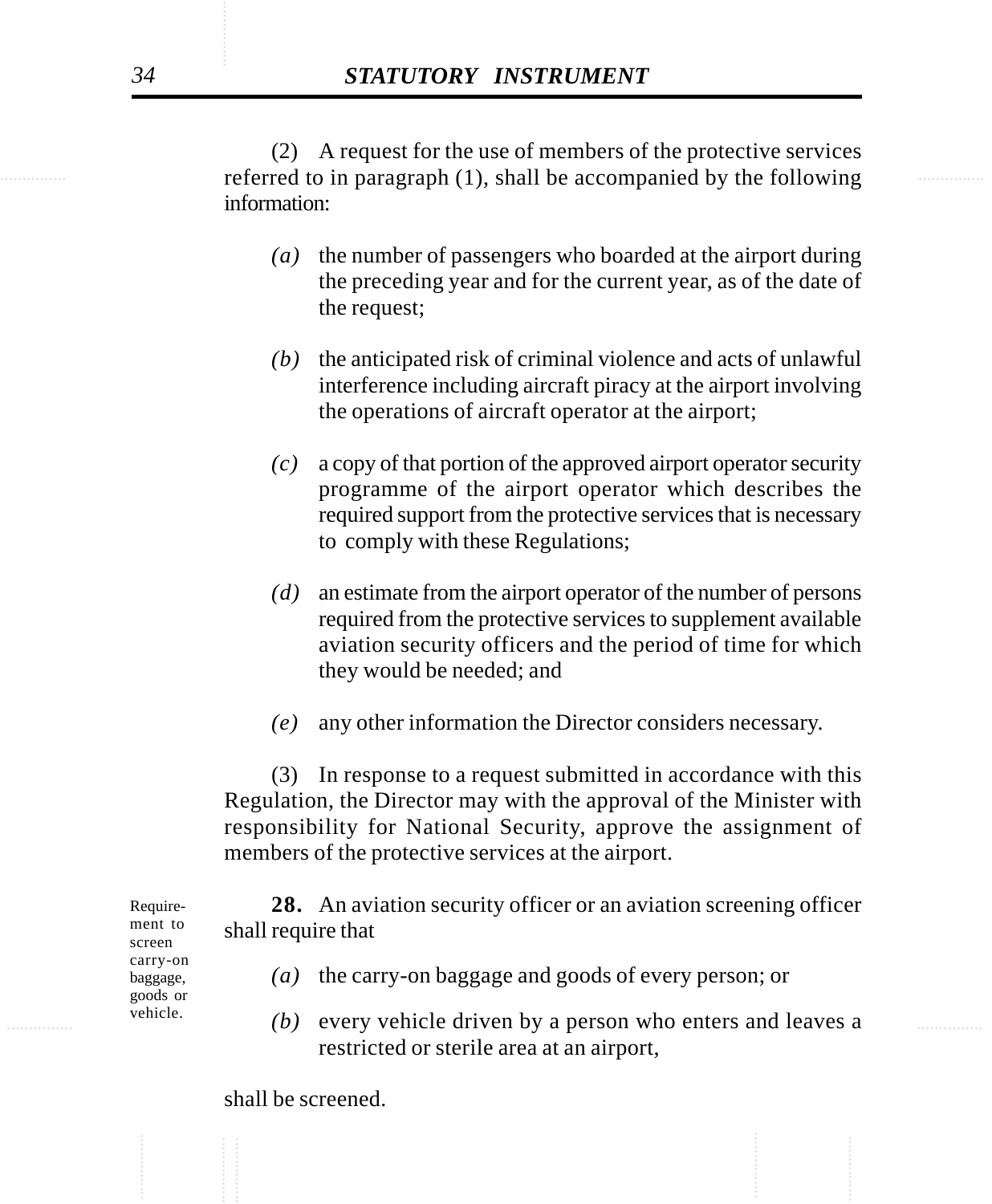(2) A request for the use of members of the protective services referred to in paragraph (1), shall be accompanied by the following information:

*(a)* the number of passengers who boarded at the airport during the preceding year and for the current year, as of the date of the request;

*(b)* the anticipated risk of criminal violence and acts of unlawful interference including aircraft piracy at the airport involving the operations of aircraft operator at the airport;

*(c)* a copy of that portion of the approved airport operator security programme of the airport operator which describes the required support from the protective services that is necessary to comply with these Regulations;

*(d)* an estimate from the airport operator of the number of persons required from the protective services to supplement available aviation security officers and the period of time for which they would be needed; and

*(e)* any other information the Director considers necessary.

(3) In response to a request submitted in accordance with this Regulation, the Director may with the approval of the Minister with responsibility for National Security, approve the assignment of members of the protective services at the airport.

Requirement to screen carry-on baggage, goods or vehicle.

**28.** An aviation security officer or an aviation screening officer shall require that

*(a)* the carry-on baggage and goods of every person; or

*(b)* every vehicle driven by a person who enters and leaves a restricted or sterile area at an airport,

shall be screened.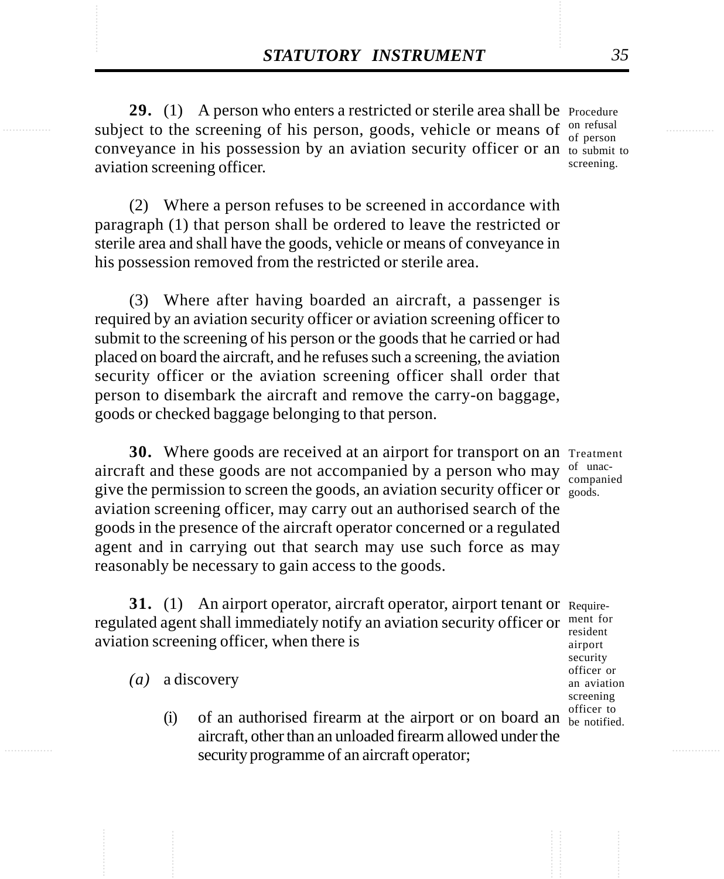**29.** (1) A person who enters a restricted or sterile area shall be subject to the screening of his person, goods, vehicle or means of conveyance in his possession by an aviation security officer or an aviation screening officer.

Procedure on refusal of person to submit to screening.

(2) Where a person refuses to be screened in accordance with paragraph (1) that person shall be ordered to leave the restricted or sterile area and shall have the goods, vehicle or means of conveyance in his possession removed from the restricted or sterile area.

(3) Where after having boarded an aircraft, a passenger is required by an aviation security officer or aviation screening officer to submit to the screening of his person or the goods that he carried or had placed on board the aircraft, and he refuses such a screening, the aviation security officer or the aviation screening officer shall order that person to disembark the aircraft and remove the carry-on baggage, goods or checked baggage belonging to that person.

**30.** Where goods are received at an airport for transport on an aircraft and these goods are not accompanied by a person who may give the permission to screen the goods, an aviation security officer or aviation screening officer, may carry out an authorised search of the goods in the presence of the aircraft operator concerned or a regulated agent and in carrying out that search may use such force as may reasonably be necessary to gain access to the goods.

Treatment of unaccompanied goods.

**31.** (1) An airport operator, aircraft operator, airport tenant or regulated agent shall immediately notify an aviation security officer or aviation screening officer, when there is

Requirement for resident airport security officer or an aviation screening officer to be notified.

*(a)* a discovery

(i) of an authorised firearm at the airport or on board an aircraft, other than an unloaded firearm allowed under the security programme of an aircraft operator;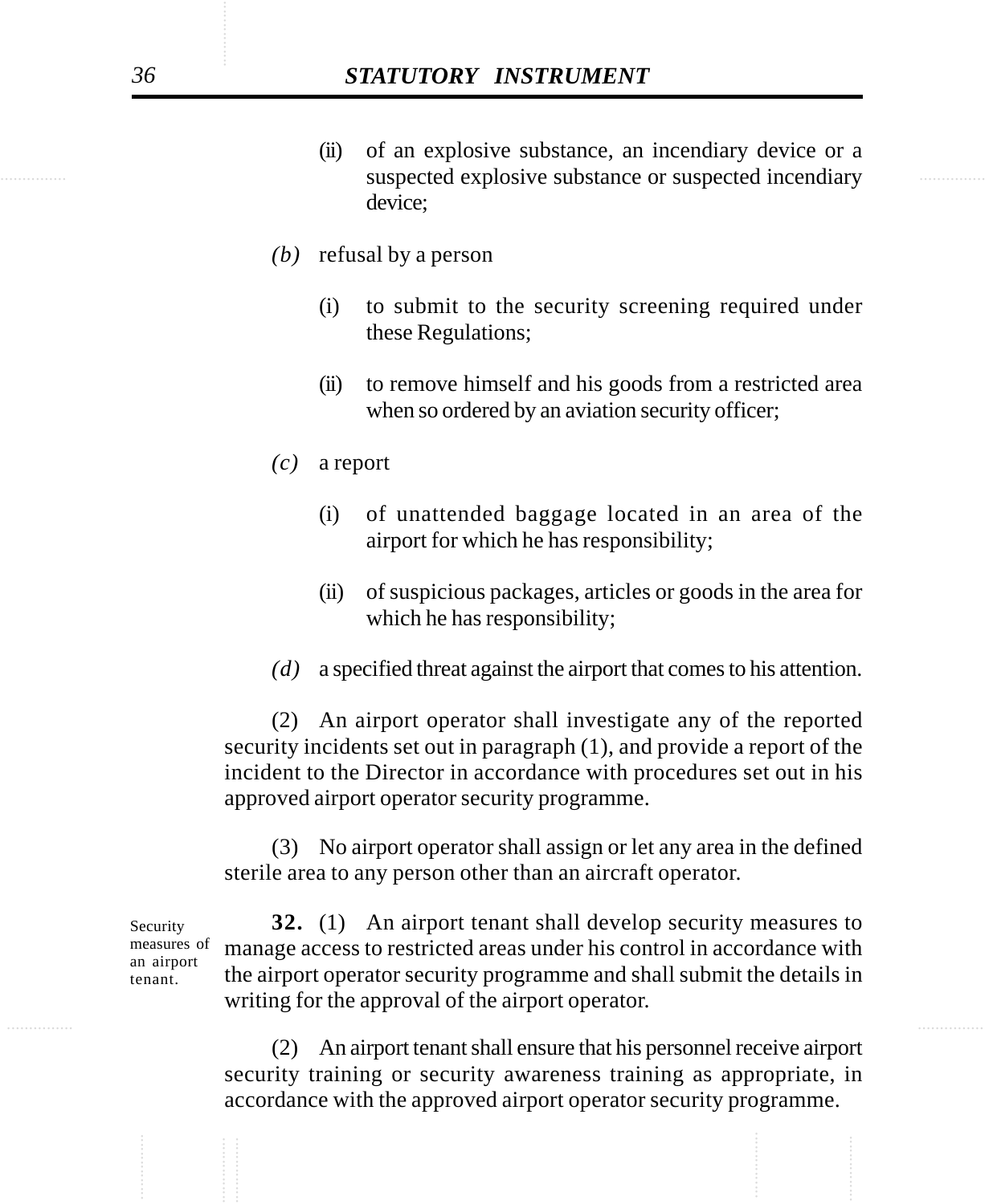(ii) of an explosive substance, an incendiary device or a suspected explosive substance or suspected incendiary device;

*(b)* refusal by a person

(i) to submit to the security screening required under these Regulations;

(ii) to remove himself and his goods from a restricted area when so ordered by an aviation security officer;

*(c)* a report

(i) of unattended baggage located in an area of the airport for which he has responsibility;

(ii) of suspicious packages, articles or goods in the area for which he has responsibility;

*(d)* a specified threat against the airport that comes to his attention.

(2) An airport operator shall investigate any of the reported security incidents set out in paragraph (1), and provide a report of the incident to the Director in accordance with procedures set out in his approved airport operator security programme.

(3) No airport operator shall assign or let any area in the defined sterile area to any person other than an aircraft operator.

Security measures of an airport tenant.

**32.** (1) An airport tenant shall develop security measures to manage access to restricted areas under his control in accordance with the airport operator security programme and shall submit the details in writing for the approval of the airport operator.

(2) An airport tenant shall ensure that his personnel receive airport security training or security awareness training as appropriate, in accordance with the approved airport operator security programme.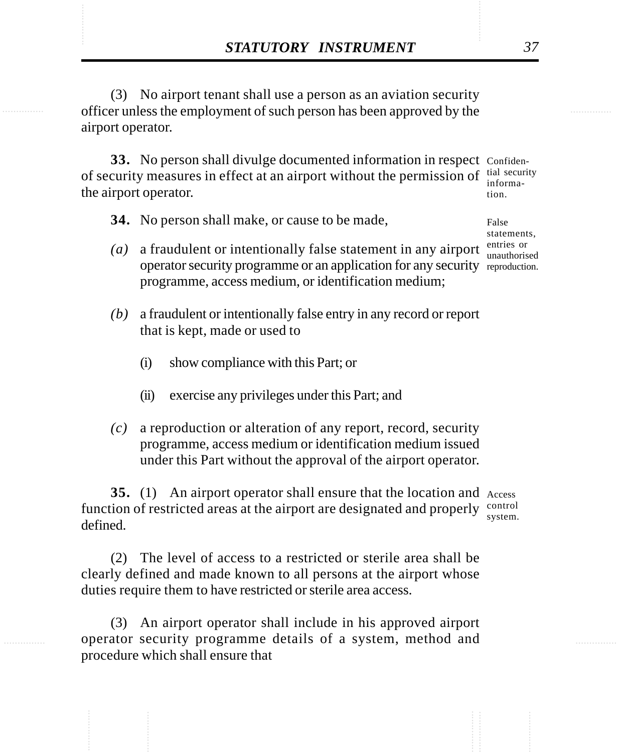(3) No airport tenant shall use a person as an aviation security officer unless the employment of such person has been approved by the airport operator.

Confidential security information.

**33.** No person shall divulge documented information in respect of security measures in effect at an airport without the permission of the airport operator.

False statements, entries or unauthorised reproduction.

**34.** No person shall make, or cause to be made,

*(a)* a fraudulent or intentionally false statement in any airport operator security programme or an application for any security programme, access medium, or identification medium;

*(b)* a fraudulent or intentionally false entry in any record or report that is kept, made or used to

(i) show compliance with this Part; or

(ii) exercise any privileges under this Part; and

*(c)* a reproduction or alteration of any report, record, security programme, access medium or identification medium issued under this Part without the approval of the airport operator.

Access control system.

**35.** (1) An airport operator shall ensure that the location and function of restricted areas at the airport are designated and properly defined.

(2) The level of access to a restricted or sterile area shall be clearly defined and made known to all persons at the airport whose duties require them to have restricted or sterile area access.

(3) An airport operator shall include in his approved airport operator security programme details of a system, method and procedure which shall ensure that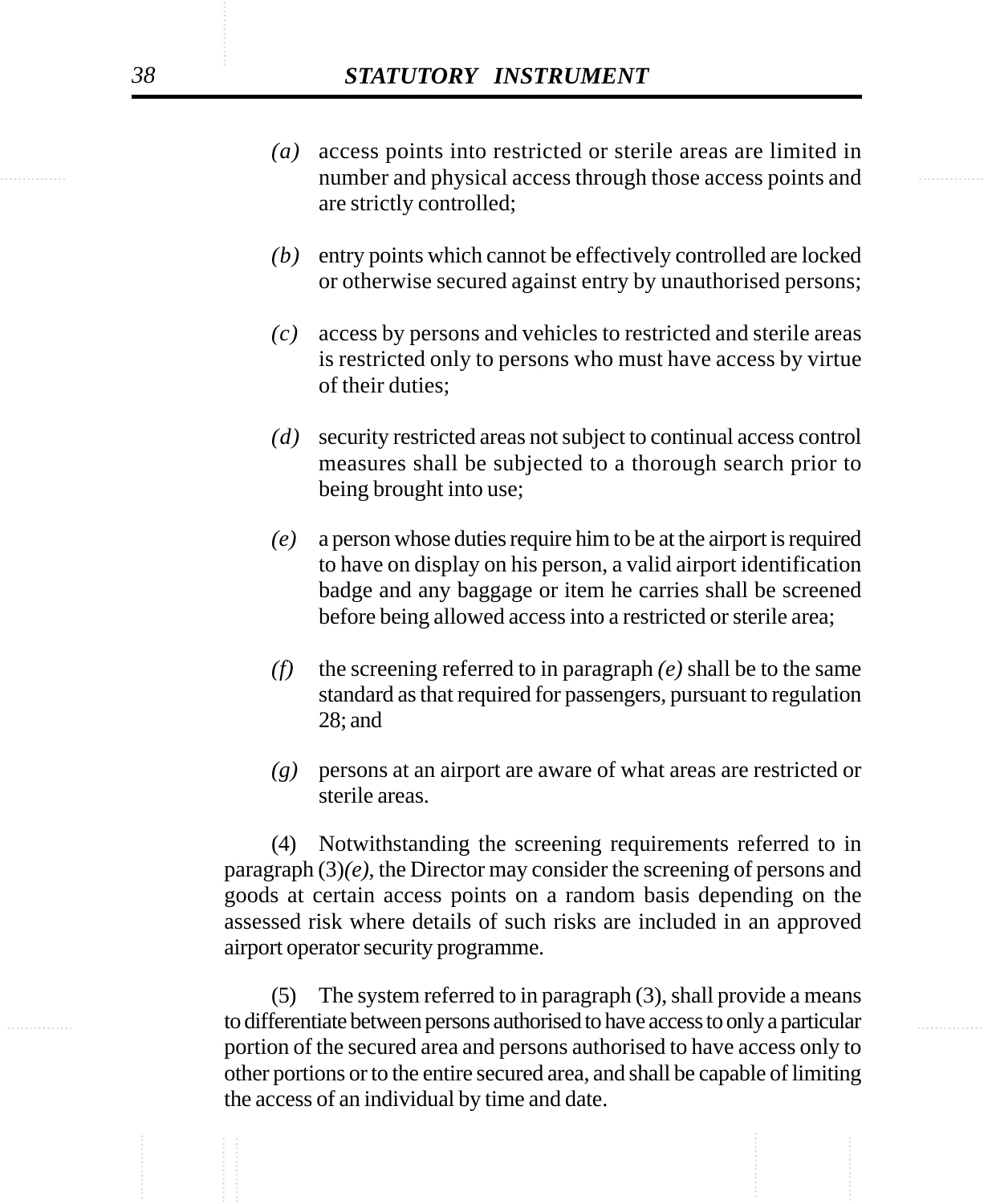*(a)* access points into restricted or sterile areas are limited in number and physical access through those access points and are strictly controlled;

*(b)* entry points which cannot be effectively controlled are locked or otherwise secured against entry by unauthorised persons;

*(c)* access by persons and vehicles to restricted and sterile areas is restricted only to persons who must have access by virtue of their duties;

*(d)* security restricted areas not subject to continual access control measures shall be subjected to a thorough search prior to being brought into use;

*(e)* a person whose duties require him to be at the airport is required to have on display on his person, a valid airport identification badge and any baggage or item he carries shall be screened before being allowed access into a restricted or sterile area;

*(f)* the screening referred to in paragraph *(e)* shall be to the same standard as that required for passengers, pursuant to regulation 28; and

*(g)* persons at an airport are aware of what areas are restricted or sterile areas.

(4) Notwithstanding the screening requirements referred to in paragraph (3)*(e)*, the Director may consider the screening of persons and goods at certain access points on a random basis depending on the assessed risk where details of such risks are included in an approved airport operator security programme.

(5) The system referred to in paragraph (3), shall provide a means to differentiate between persons authorised to have access to only a particular portion of the secured area and persons authorised to have access only to other portions or to the entire secured area, and shall be capable of limiting the access of an individual by time and date.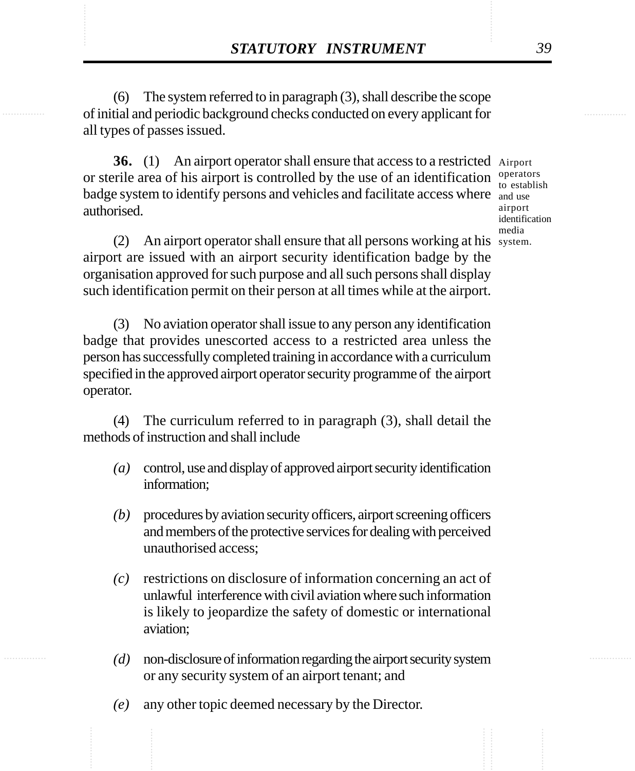(6) The system referred to in paragraph (3), shall describe the scope of initial and periodic background checks conducted on every applicant for all types of passes issued.

Airport operators to establish and use airport identification media system.

**36.** (1) An airport operator shall ensure that access to a restricted or sterile area of his airport is controlled by the use of an identification badge system to identify persons and vehicles and facilitate access where authorised.

(2) An airport operator shall ensure that all persons working at his airport are issued with an airport security identification badge by the organisation approved for such purpose and all such persons shall display such identification permit on their person at all times while at the airport.

(3) No aviation operator shall issue to any person any identification badge that provides unescorted access to a restricted area unless the person has successfully completed training in accordance with a curriculum specified in the approved airport operator security programme of the airport operator.

(4) The curriculum referred to in paragraph (3), shall detail the methods of instruction and shall include

*(a)* control, use and display of approved airport security identification information;

*(b)* procedures by aviation security officers, airport screening officers and members of the protective services for dealing with perceived unauthorised access;

*(c)* restrictions on disclosure of information concerning an act of unlawful interference with civil aviation where such information is likely to jeopardize the safety of domestic or international aviation;

*(d)* non-disclosure of information regarding the airport security system or any security system of an airport tenant; and

*(e)* any other topic deemed necessary by the Director.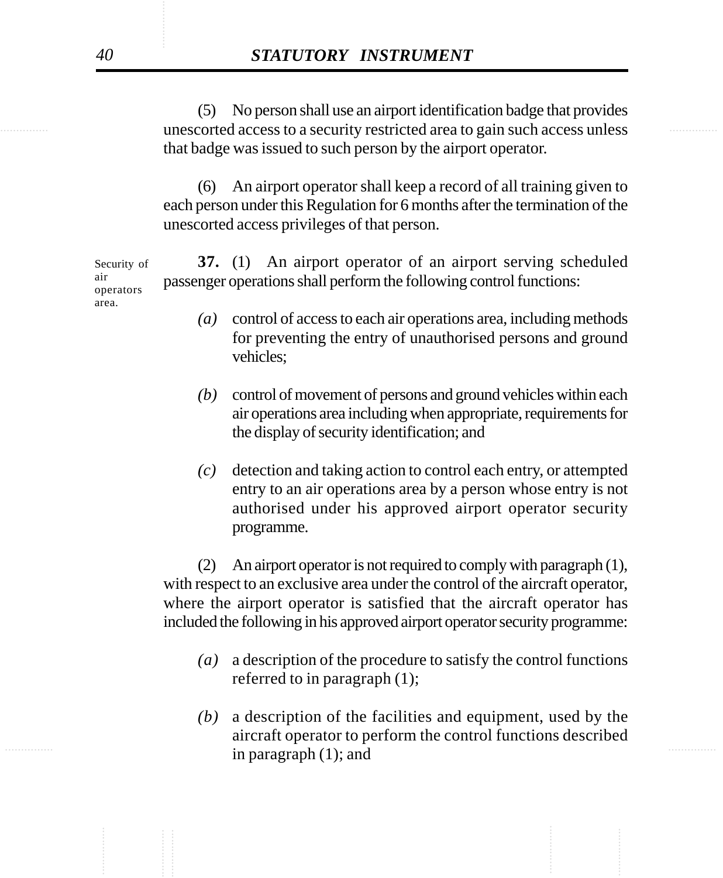(5) No person shall use an airport identification badge that provides unescorted access to a security restricted area to gain such access unless that badge was issued to such person by the airport operator.

(6) An airport operator shall keep a record of all training given to each person under this Regulation for 6 months after the termination of the unescorted access privileges of that person.

Security of air operators area.

**37.** (1) An airport operator of an airport serving scheduled passenger operations shall perform the following control functions:

*(a)* control of access to each air operations area, including methods for preventing the entry of unauthorised persons and ground vehicles;

*(b)* control of movement of persons and ground vehicles within each air operations area including when appropriate, requirements for the display of security identification; and

*(c)* detection and taking action to control each entry, or attempted entry to an air operations area by a person whose entry is not authorised under his approved airport operator security programme.

(2) An airport operator is not required to comply with paragraph (1), with respect to an exclusive area under the control of the aircraft operator, where the airport operator is satisfied that the aircraft operator has included the following in his approved airport operator security programme:

*(a)* a description of the procedure to satisfy the control functions referred to in paragraph (1);

*(b)* a description of the facilities and equipment, used by the aircraft operator to perform the control functions described in paragraph (1); and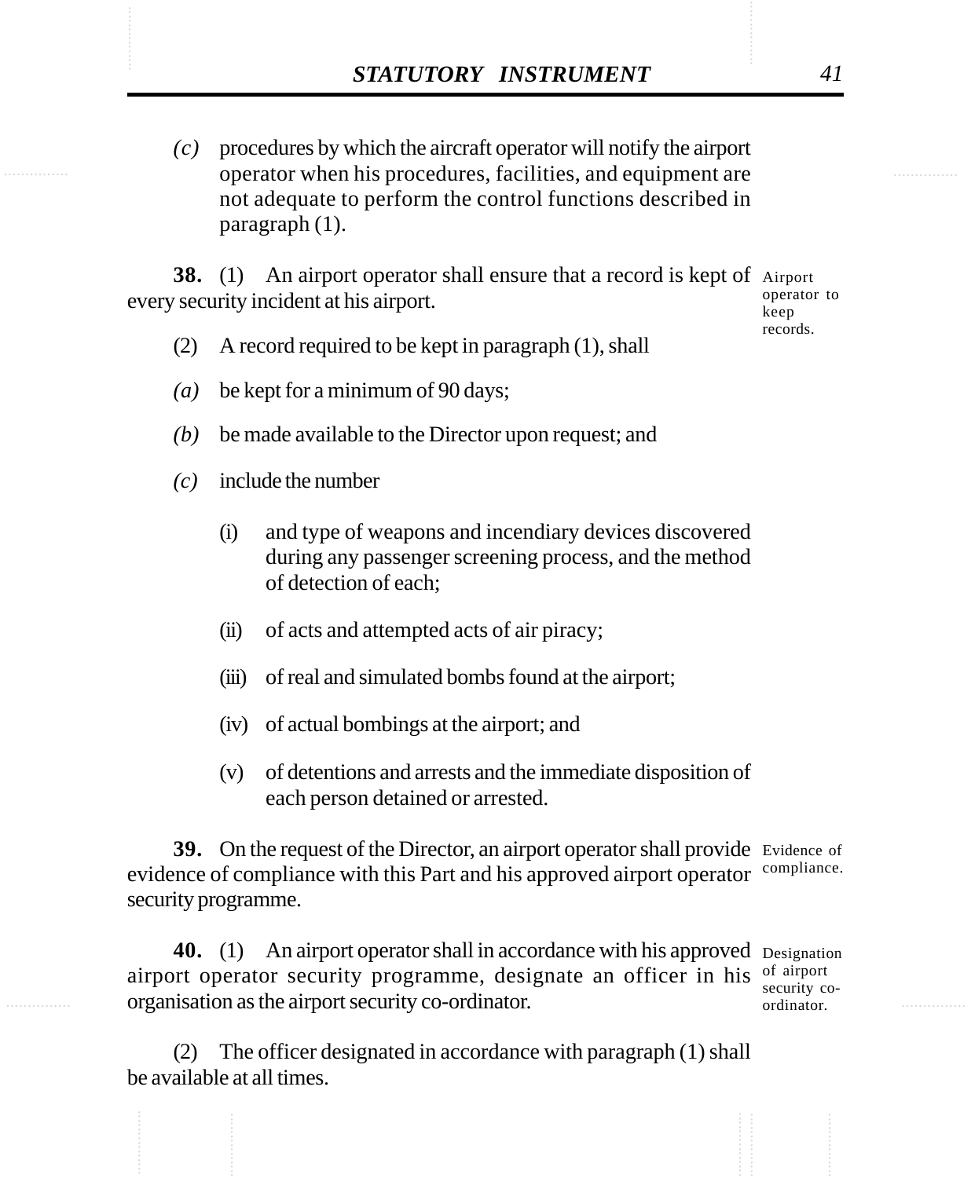*(c)* procedures by which the aircraft operator will notify the airport operator when his procedures, facilities, and equipment are not adequate to perform the control functions described in paragraph (1).

**38.** (1) An airport operator shall ensure that a record is kept of every security incident at his airport.

Airport operator to keep records.

(2) A record required to be kept in paragraph (1), shall

*(a)* be kept for a minimum of 90 days;

*(b)* be made available to the Director upon request; and

*(c)* include the number

(i) and type of weapons and incendiary devices discovered during any passenger screening process, and the method of detection of each;

(ii) of acts and attempted acts of air piracy;

(iii) of real and simulated bombs found at the airport;

(iv) of actual bombings at the airport; and

(v) of detentions and arrests and the immediate disposition of each person detained or arrested.

**39.** On the request of the Director, an airport operator shall provide evidence of compliance with this Part and his approved airport operator security programme.

Evidence of compliance.

**40.** (1) An airport operator shall in accordance with his approved airport operator security programme, designate an officer in his organisation as the airport security co-ordinator.

Designation of airport security co-ordinator.

(2) The officer designated in accordance with paragraph (1) shall be available at all times.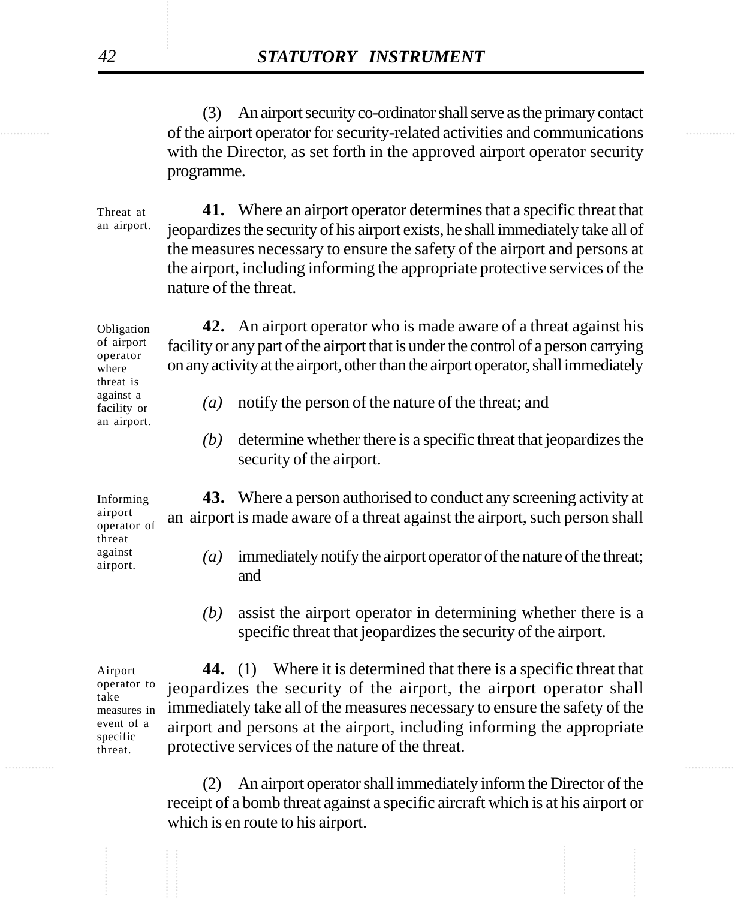(3) An airport security co-ordinator shall serve as the primary contact of the airport operator for security-related activities and communications with the Director, as set forth in the approved airport operator security programme.

Threat at an airport.

**41.** Where an airport operator determines that a specific threat that jeopardizes the security of his airport exists, he shall immediately take all of the measures necessary to ensure the safety of the airport and persons at the airport, including informing the appropriate protective services of the nature of the threat.

Obligation of airport operator where threat is against a facility or an airport.

**42.** An airport operator who is made aware of a threat against his facility or any part of the airport that is under the control of a person carrying on any activity at the airport, other than the airport operator, shall immediately

*(a)* notify the person of the nature of the threat; and

*(b)* determine whether there is a specific threat that jeopardizes the security of the airport.

Informing airport operator of threat against airport.

**43.** Where a person authorised to conduct any screening activity at an airport is made aware of a threat against the airport, such person shall

*(a)* immediately notify the airport operator of the nature of the threat; and

*(b)* assist the airport operator in determining whether there is a specific threat that jeopardizes the security of the airport.

Airport operator to take measures in event of a specific threat.

**44.** (1) Where it is determined that there is a specific threat that jeopardizes the security of the airport, the airport operator shall immediately take all of the measures necessary to ensure the safety of the airport and persons at the airport, including informing the appropriate protective services of the nature of the threat.

(2) An airport operator shall immediately inform the Director of the receipt of a bomb threat against a specific aircraft which is at his airport or which is en route to his airport.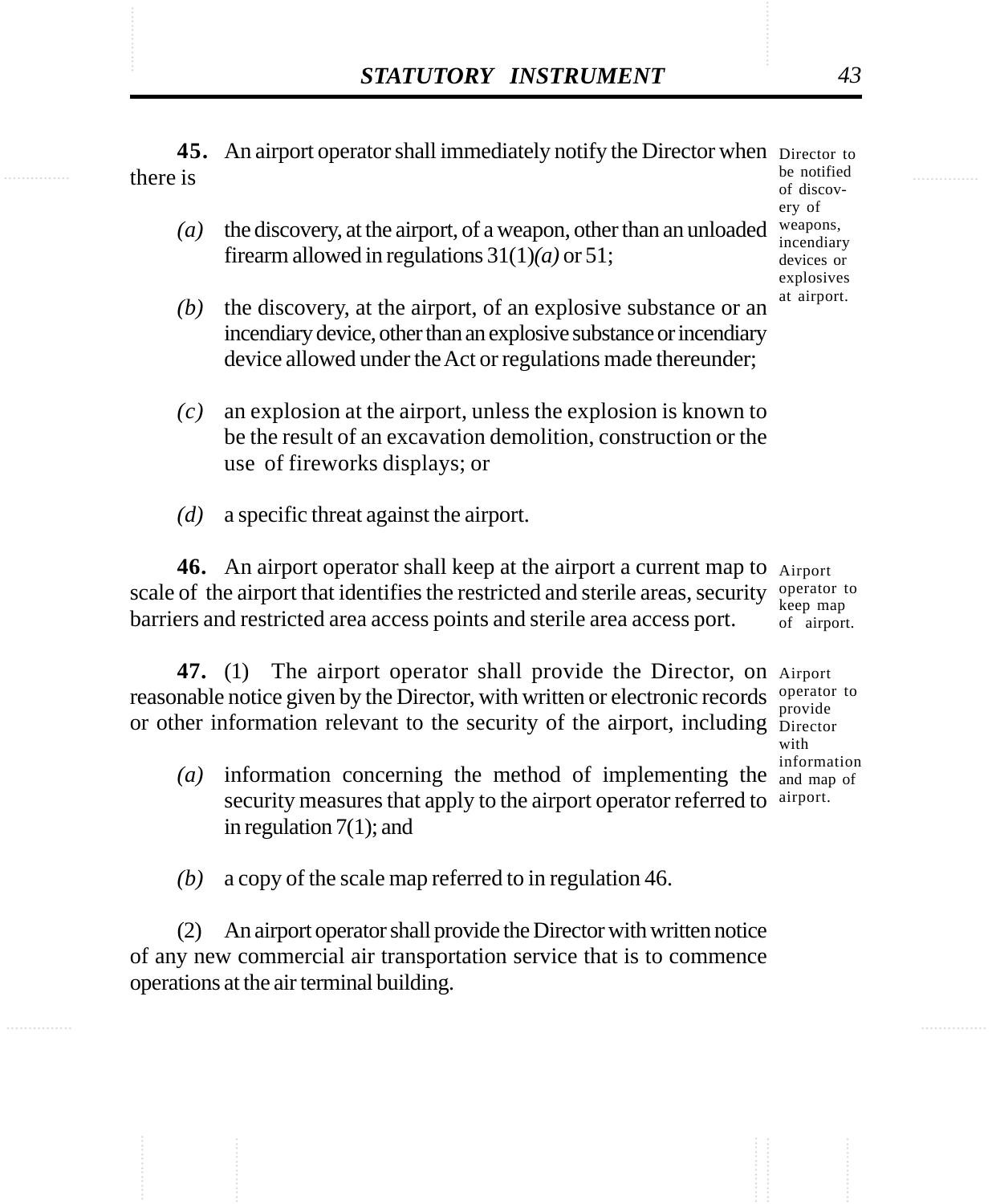**45.** An airport operator shall immediately notify the Director when there is

Director to be notified of discovery of weapons, incendiary devices or explosives at airport.

*(a)* the discovery, at the airport, of a weapon, other than an unloaded firearm allowed in regulations 31(1)*(a)* or 51;

*(b)* the discovery, at the airport, of an explosive substance or an incendiary device, other than an explosive substance or incendiary device allowed under the Act or regulations made thereunder;

*(c)* an explosion at the airport, unless the explosion is known to be the result of an excavation demolition, construction or the use of fireworks displays; or

*(d)* a specific threat against the airport.

**46.** An airport operator shall keep at the airport a current map to scale of the airport that identifies the restricted and sterile areas, security barriers and restricted area access points and sterile area access port.

Airport operator to keep map of airport.

**47.** (1) The airport operator shall provide the Director, on reasonable notice given by the Director, with written or electronic records or other information relevant to the security of the airport, including

Airport operator to provide Director with information and map of airport.

*(a)* information concerning the method of implementing the security measures that apply to the airport operator referred to in regulation 7(1); and

*(b)* a copy of the scale map referred to in regulation 46.

(2) An airport operator shall provide the Director with written notice of any new commercial air transportation service that is to commence operations at the air terminal building.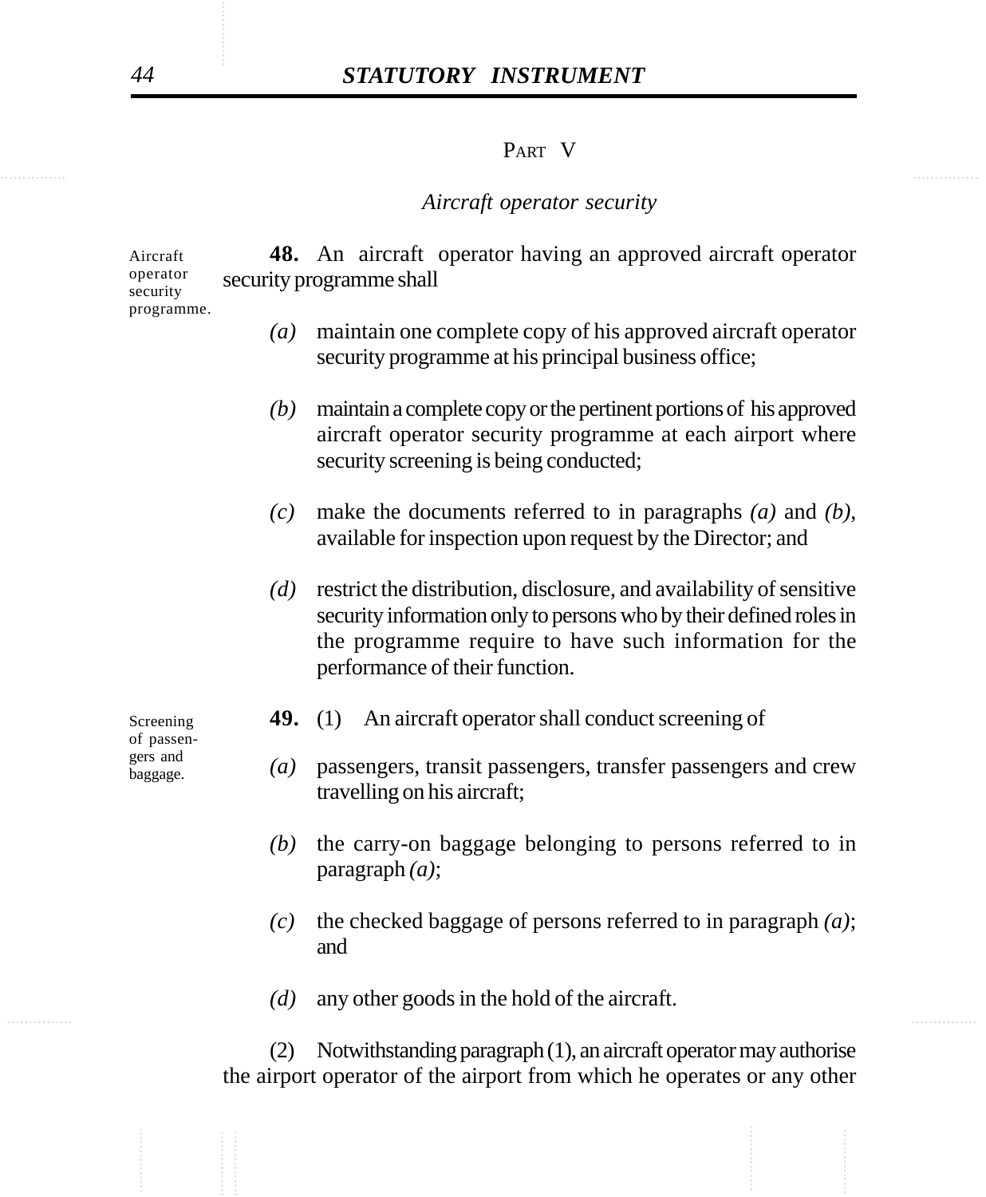## PART V

### *Aircraft operator security*

Aircraft operator security programme.

**48.** An aircraft operator having an approved aircraft operator security programme shall

*(a)* maintain one complete copy of his approved aircraft operator security programme at his principal business office;

*(b)* maintain a complete copy or the pertinent portions of his approved aircraft operator security programme at each airport where security screening is being conducted;

*(c)* make the documents referred to in paragraphs *(a)* and *(b),* available for inspection upon request by the Director; and

*(d)* restrict the distribution, disclosure, and availability of sensitive security information only to persons who by their defined roles in the programme require to have such information for the performance of their function.

Screening of passengers and baggage.

**49.** (1) An aircraft operator shall conduct screening of

*(a)* passengers, transit passengers, transfer passengers and crew travelling on his aircraft;

*(b)* the carry-on baggage belonging to persons referred to in paragraph *(a)*;

*(c)* the checked baggage of persons referred to in paragraph *(a)*; and

*(d)* any other goods in the hold of the aircraft.

(2) Notwithstanding paragraph (1), an aircraft operator may authorise the airport operator of the airport from which he operates or any other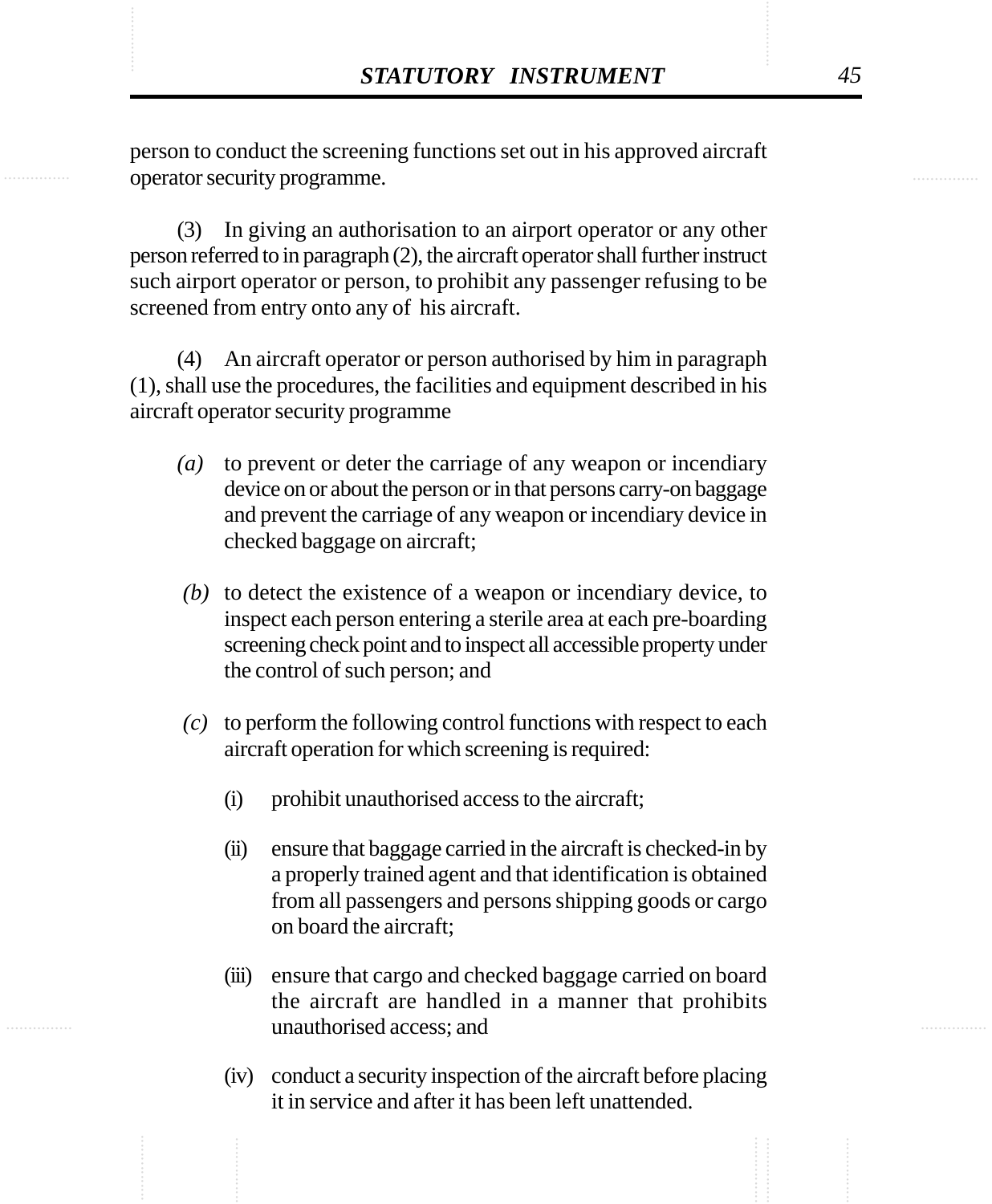person to conduct the screening functions set out in his approved aircraft operator security programme.

(3) In giving an authorisation to an airport operator or any other person referred to in paragraph (2), the aircraft operator shall further instruct such airport operator or person, to prohibit any passenger refusing to be screened from entry onto any of his aircraft.

(4) An aircraft operator or person authorised by him in paragraph (1), shall use the procedures, the facilities and equipment described in his aircraft operator security programme

*(a)* to prevent or deter the carriage of any weapon or incendiary device on or about the person or in that persons carry-on baggage and prevent the carriage of any weapon or incendiary device in checked baggage on aircraft;

*(b)* to detect the existence of a weapon or incendiary device, to inspect each person entering a sterile area at each pre-boarding screening check point and to inspect all accessible property under the control of such person; and

*(c)* to perform the following control functions with respect to each aircraft operation for which screening is required:

(i) prohibit unauthorised access to the aircraft;

(ii) ensure that baggage carried in the aircraft is checked-in by a properly trained agent and that identification is obtained from all passengers and persons shipping goods or cargo on board the aircraft;

(iii) ensure that cargo and checked baggage carried on board the aircraft are handled in a manner that prohibits unauthorised access; and

(iv) conduct a security inspection of the aircraft before placing it in service and after it has been left unattended.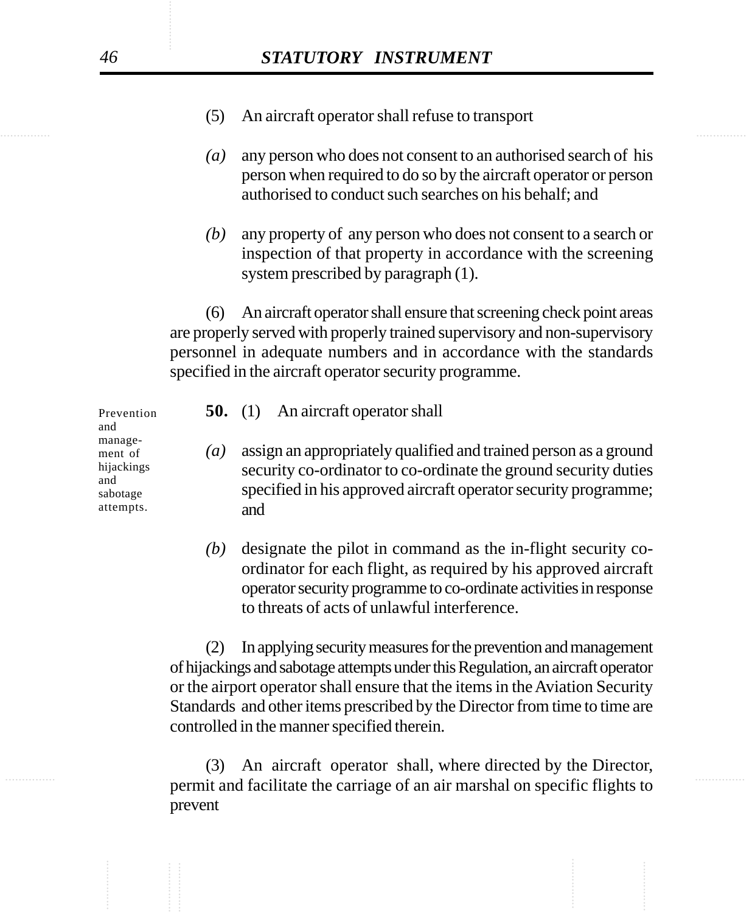(5) An aircraft operator shall refuse to transport

*(a)* any person who does not consent to an authorised search of his person when required to do so by the aircraft operator or person authorised to conduct such searches on his behalf; and

*(b)* any property of any person who does not consent to a search or inspection of that property in accordance with the screening system prescribed by paragraph (1).

(6) An aircraft operator shall ensure that screening check point areas are properly served with properly trained supervisory and non-supervisory personnel in adequate numbers and in accordance with the standards specified in the aircraft operator security programme.

Prevention and management of hijackings and sabotage attempts.

**50.** (1) An aircraft operator shall

*(a)* assign an appropriately qualified and trained person as a ground security co-ordinator to co-ordinate the ground security duties specified in his approved aircraft operator security programme; and

*(b)* designate the pilot in command as the in-flight security co-ordinator for each flight, as required by his approved aircraft operator security programme to co-ordinate activities in response to threats of acts of unlawful interference.

(2) In applying security measures for the prevention and management of hijackings and sabotage attempts under this Regulation, an aircraft operator or the airport operator shall ensure that the items in the Aviation Security Standards and other items prescribed by the Director from time to time are controlled in the manner specified therein.

(3) An aircraft operator shall, where directed by the Director, permit and facilitate the carriage of an air marshal on specific flights to prevent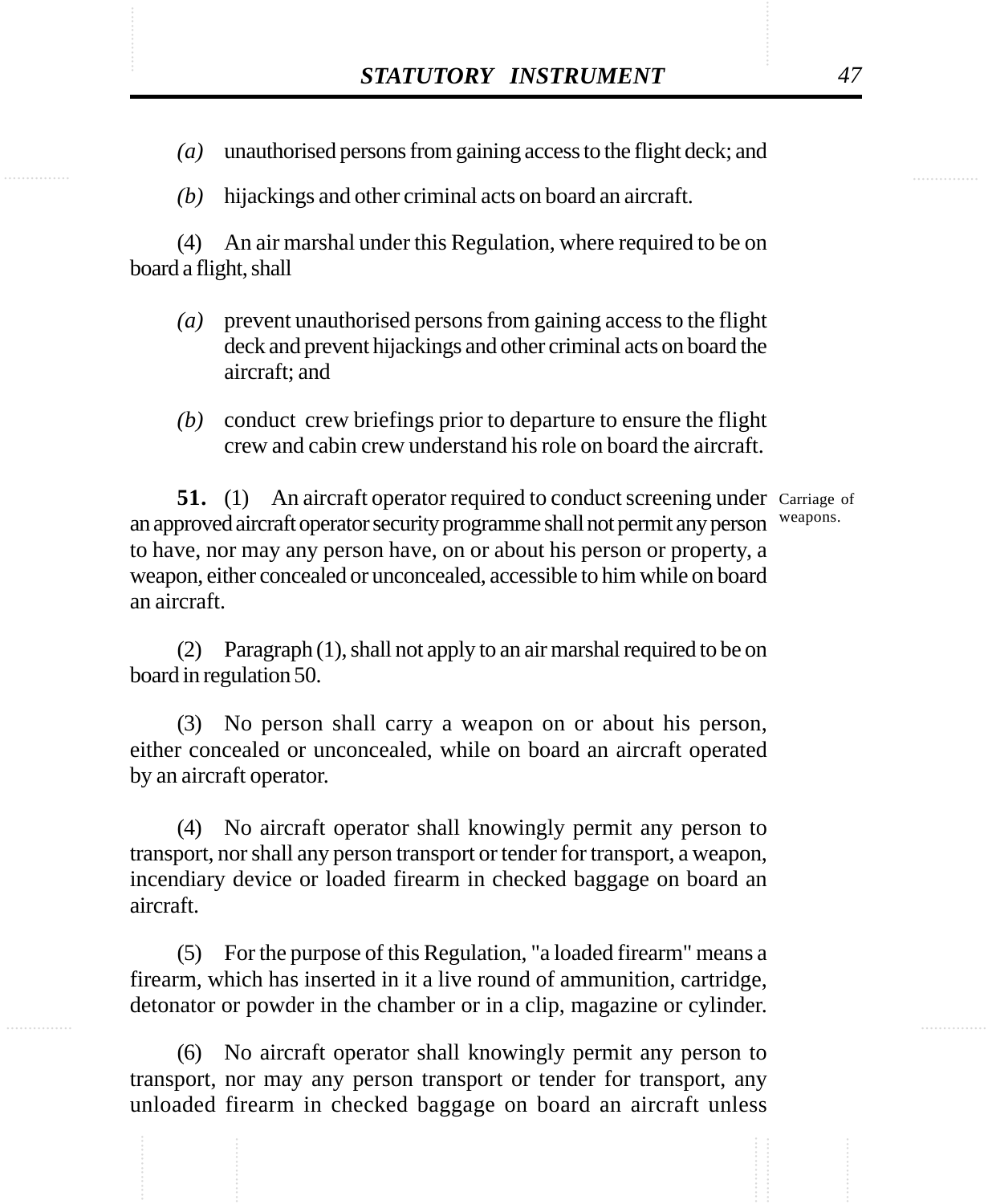*(a)* unauthorised persons from gaining access to the flight deck; and

*(b)* hijackings and other criminal acts on board an aircraft.

(4) An air marshal under this Regulation, where required to be on board a flight, shall

*(a)* prevent unauthorised persons from gaining access to the flight deck and prevent hijackings and other criminal acts on board the aircraft; and

*(b)* conduct crew briefings prior to departure to ensure the flight crew and cabin crew understand his role on board the aircraft.

Carriage of weapons.

**51.** (1) An aircraft operator required to conduct screening under an approved aircraft operator security programme shall not permit any person to have, nor may any person have, on or about his person or property, a weapon, either concealed or unconcealed, accessible to him while on board an aircraft.

(2) Paragraph (1), shall not apply to an air marshal required to be on board in regulation 50.

(3) No person shall carry a weapon on or about his person, either concealed or unconcealed, while on board an aircraft operated by an aircraft operator.

(4) No aircraft operator shall knowingly permit any person to transport, nor shall any person transport or tender for transport, a weapon, incendiary device or loaded firearm in checked baggage on board an aircraft.

(5) For the purpose of this Regulation, "a loaded firearm" means a firearm, which has inserted in it a live round of ammunition, cartridge, detonator or powder in the chamber or in a clip, magazine or cylinder.

(6) No aircraft operator shall knowingly permit any person to transport, nor may any person transport or tender for transport, any unloaded firearm in checked baggage on board an aircraft unless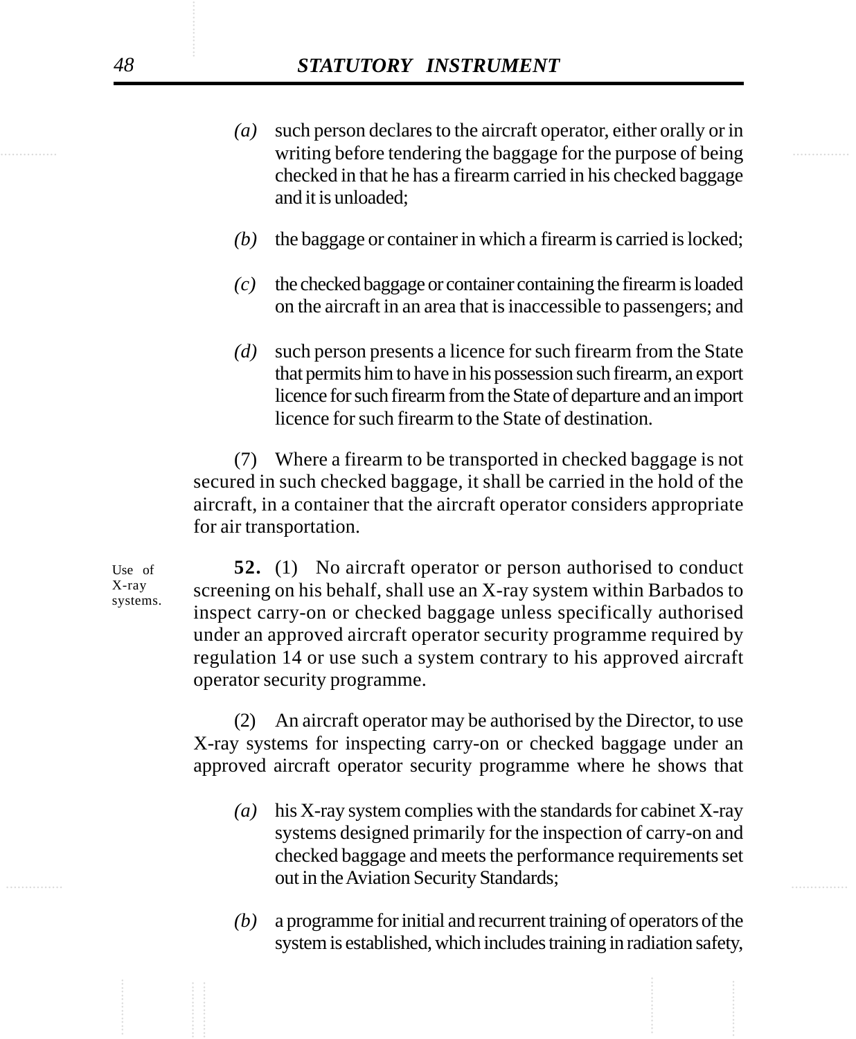*(a)* such person declares to the aircraft operator, either orally or in writing before tendering the baggage for the purpose of being checked in that he has a firearm carried in his checked baggage and it is unloaded;

*(b)* the baggage or container in which a firearm is carried is locked;

*(c)* the checked baggage or container containing the firearm is loaded on the aircraft in an area that is inaccessible to passengers; and

*(d)* such person presents a licence for such firearm from the State that permits him to have in his possession such firearm, an export licence for such firearm from the State of departure and an import licence for such firearm to the State of destination.

(7) Where a firearm to be transported in checked baggage is not secured in such checked baggage, it shall be carried in the hold of the aircraft, in a container that the aircraft operator considers appropriate for air transportation.

Use of X-ray systems.

**52.** (1) No aircraft operator or person authorised to conduct screening on his behalf, shall use an X-ray system within Barbados to inspect carry-on or checked baggage unless specifically authorised under an approved aircraft operator security programme required by regulation 14 or use such a system contrary to his approved aircraft operator security programme.

(2) An aircraft operator may be authorised by the Director, to use X-ray systems for inspecting carry-on or checked baggage under an approved aircraft operator security programme where he shows that

*(a)* his X-ray system complies with the standards for cabinet X-ray systems designed primarily for the inspection of carry-on and checked baggage and meets the performance requirements set out in the Aviation Security Standards;

*(b)* a programme for initial and recurrent training of operators of the system is established, which includes training in radiation safety,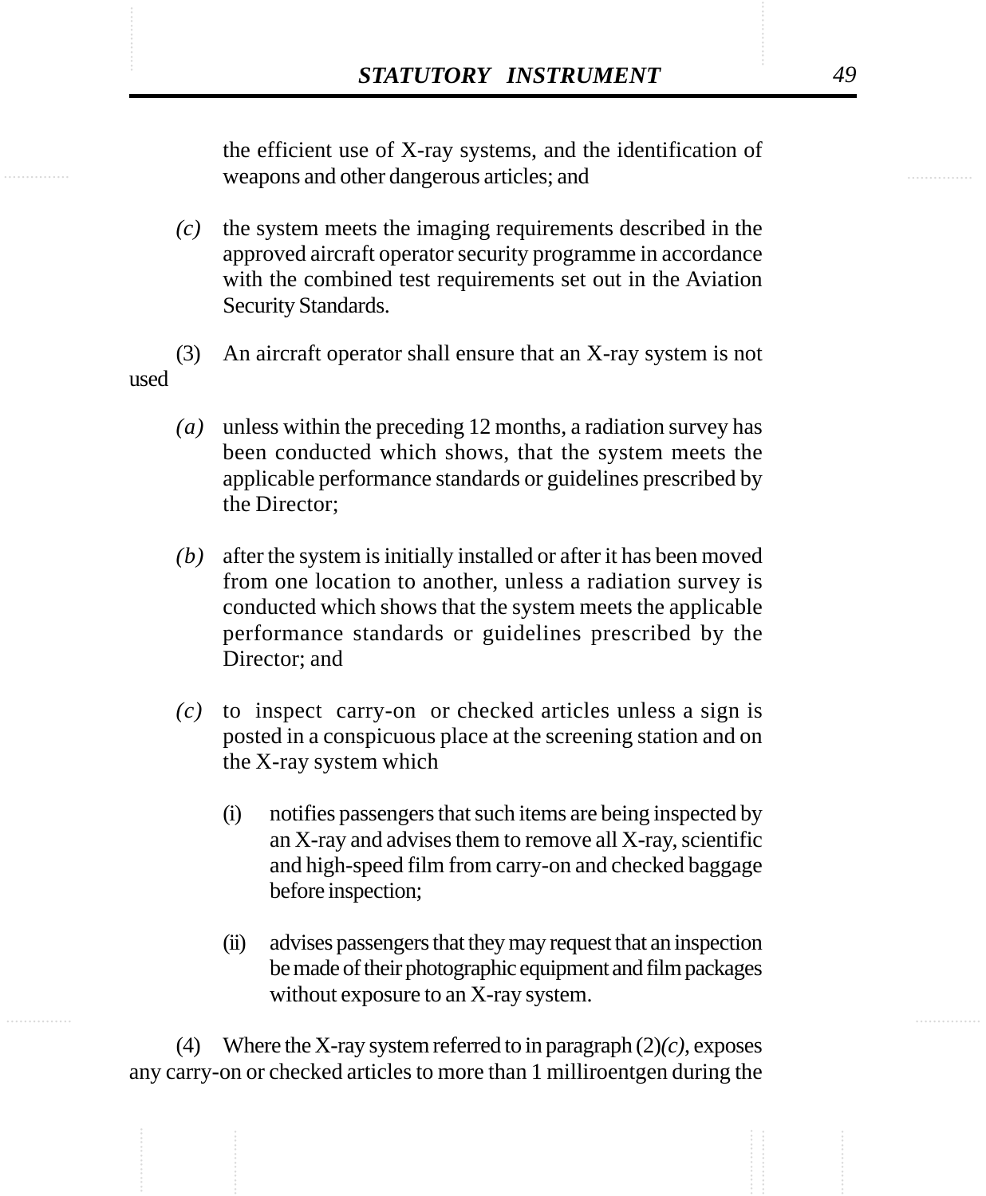the efficient use of X-ray systems, and the identification of weapons and other dangerous articles; and

*(c)* the system meets the imaging requirements described in the approved aircraft operator security programme in accordance with the combined test requirements set out in the Aviation Security Standards.

(3) An aircraft operator shall ensure that an X-ray system is not used

*(a)* unless within the preceding 12 months, a radiation survey has been conducted which shows, that the system meets the applicable performance standards or guidelines prescribed by the Director;

*(b)* after the system is initially installed or after it has been moved from one location to another, unless a radiation survey is conducted which shows that the system meets the applicable performance standards or guidelines prescribed by the Director; and

*(c)* to inspect carry-on or checked articles unless a sign is posted in a conspicuous place at the screening station and on the X-ray system which

(i) notifies passengers that such items are being inspected by an X-ray and advises them to remove all X-ray, scientific and high-speed film from carry-on and checked baggage before inspection;

(ii) advises passengers that they may request that an inspection be made of their photographic equipment and film packages without exposure to an X-ray system.

(4) Where the X-ray system referred to in paragraph (2)*(c)*, exposes any carry-on or checked articles to more than 1 milliroentgen during the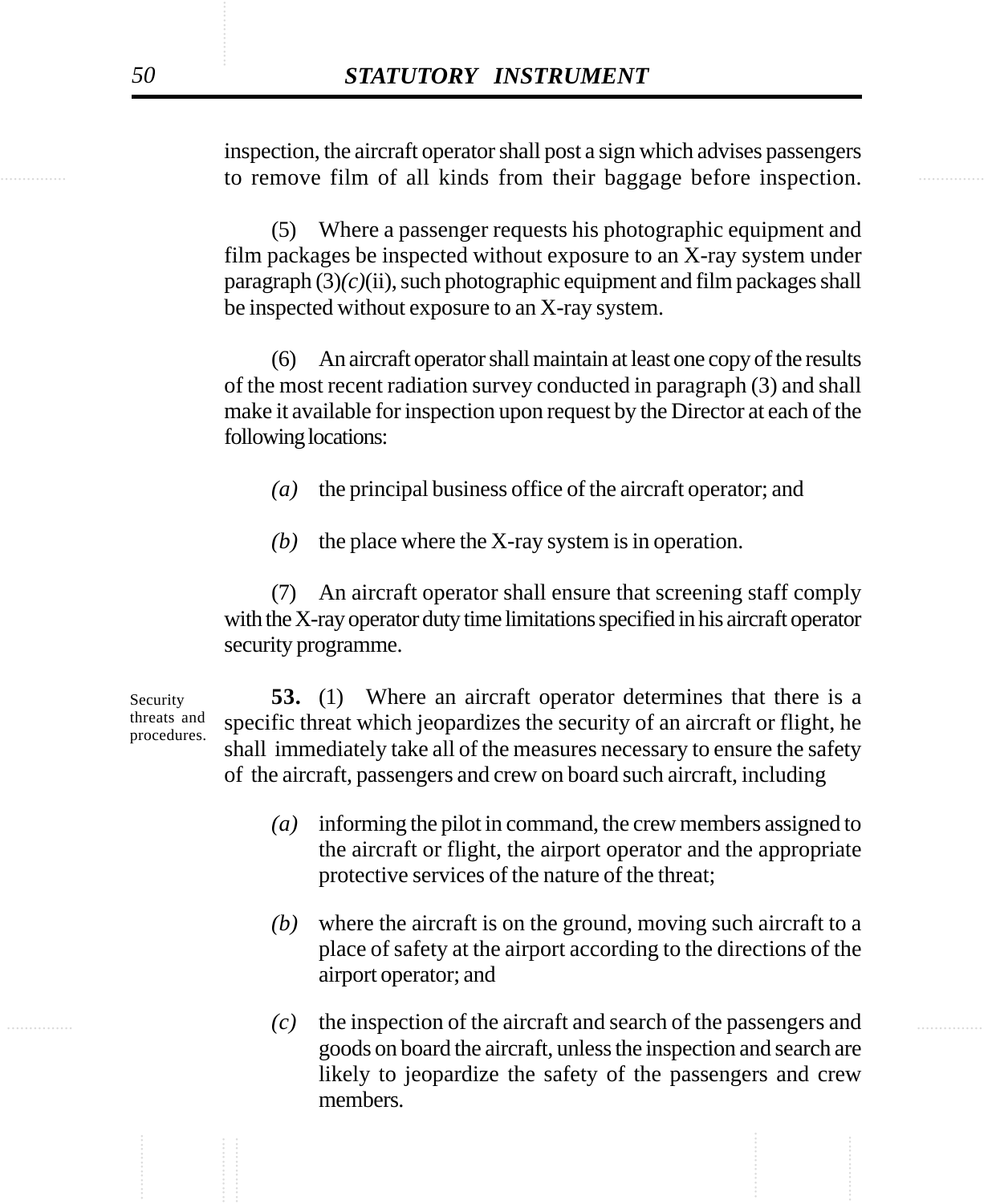inspection, the aircraft operator shall post a sign which advises passengers to remove film of all kinds from their baggage before inspection.

(5) Where a passenger requests his photographic equipment and film packages be inspected without exposure to an X-ray system under paragraph (3)*(c)*(ii), such photographic equipment and film packages shall be inspected without exposure to an X-ray system.

(6) An aircraft operator shall maintain at least one copy of the results of the most recent radiation survey conducted in paragraph (3) and shall make it available for inspection upon request by the Director at each of the following locations:

*(a)* the principal business office of the aircraft operator; and

*(b)* the place where the X-ray system is in operation.

(7) An aircraft operator shall ensure that screening staff comply with the X-ray operator duty time limitations specified in his aircraft operator security programme.

Security threats and procedures.

**53.** (1) Where an aircraft operator determines that there is a specific threat which jeopardizes the security of an aircraft or flight, he shall immediately take all of the measures necessary to ensure the safety of the aircraft, passengers and crew on board such aircraft, including

*(a)* informing the pilot in command, the crew members assigned to the aircraft or flight, the airport operator and the appropriate protective services of the nature of the threat;

*(b)* where the aircraft is on the ground, moving such aircraft to a place of safety at the airport according to the directions of the airport operator; and

*(c)* the inspection of the aircraft and search of the passengers and goods on board the aircraft, unless the inspection and search are likely to jeopardize the safety of the passengers and crew members.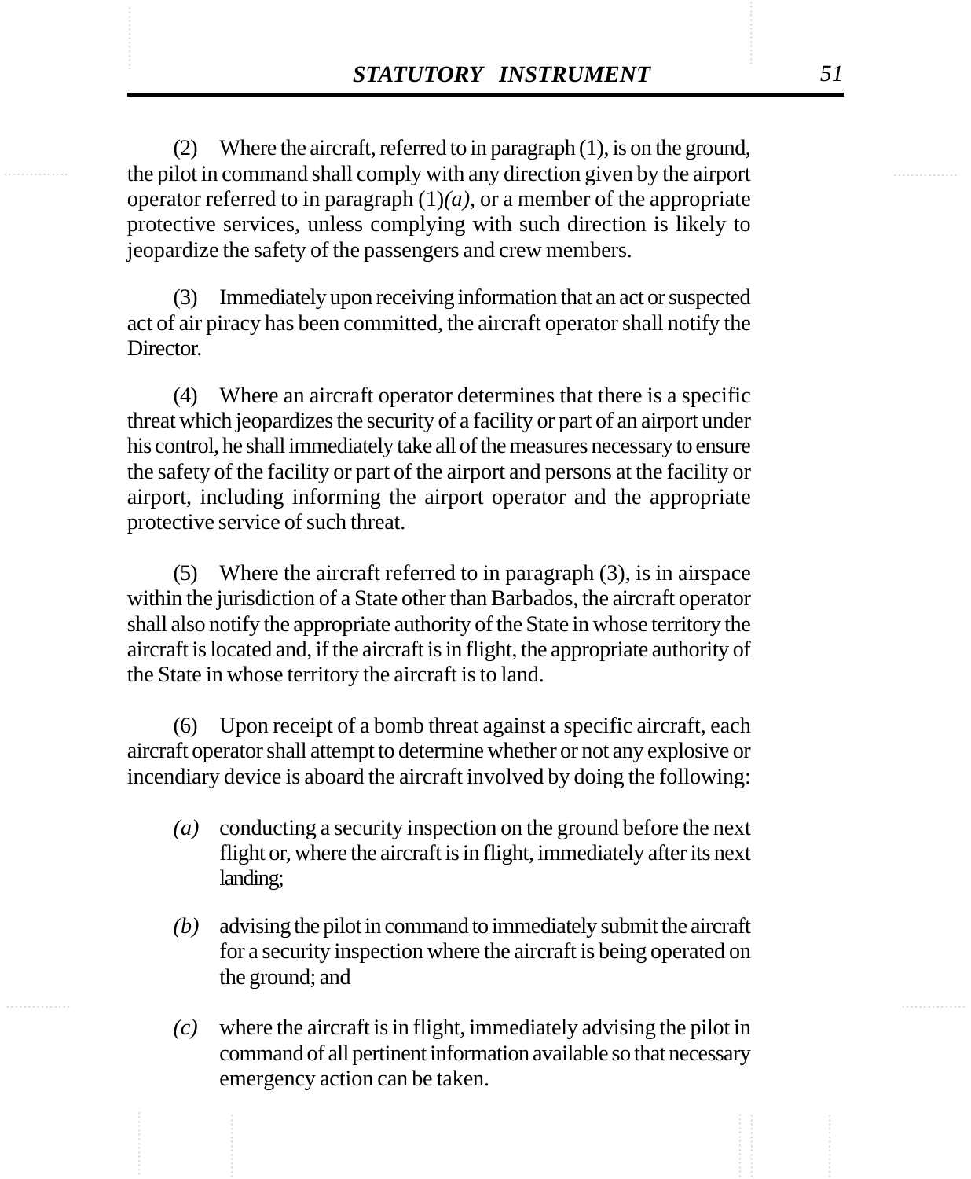(2) Where the aircraft, referred to in paragraph (1), is on the ground, the pilot in command shall comply with any direction given by the airport operator referred to in paragraph (1)*(a)*, or a member of the appropriate protective services, unless complying with such direction is likely to jeopardize the safety of the passengers and crew members.

(3) Immediately upon receiving information that an act or suspected act of air piracy has been committed, the aircraft operator shall notify the Director.

(4) Where an aircraft operator determines that there is a specific threat which jeopardizes the security of a facility or part of an airport under his control, he shall immediately take all of the measures necessary to ensure the safety of the facility or part of the airport and persons at the facility or airport, including informing the airport operator and the appropriate protective service of such threat.

(5) Where the aircraft referred to in paragraph (3), is in airspace within the jurisdiction of a State other than Barbados, the aircraft operator shall also notify the appropriate authority of the State in whose territory the aircraft is located and, if the aircraft is in flight, the appropriate authority of the State in whose territory the aircraft is to land.

(6) Upon receipt of a bomb threat against a specific aircraft, each aircraft operator shall attempt to determine whether or not any explosive or incendiary device is aboard the aircraft involved by doing the following:

- *(a)* conducting a security inspection on the ground before the next flight or, where the aircraft is in flight, immediately after its next landing;
- *(b)* advising the pilot in command to immediately submit the aircraft for a security inspection where the aircraft is being operated on the ground; and
- *(c)* where the aircraft is in flight, immediately advising the pilot in command of all pertinent information available so that necessary emergency action can be taken.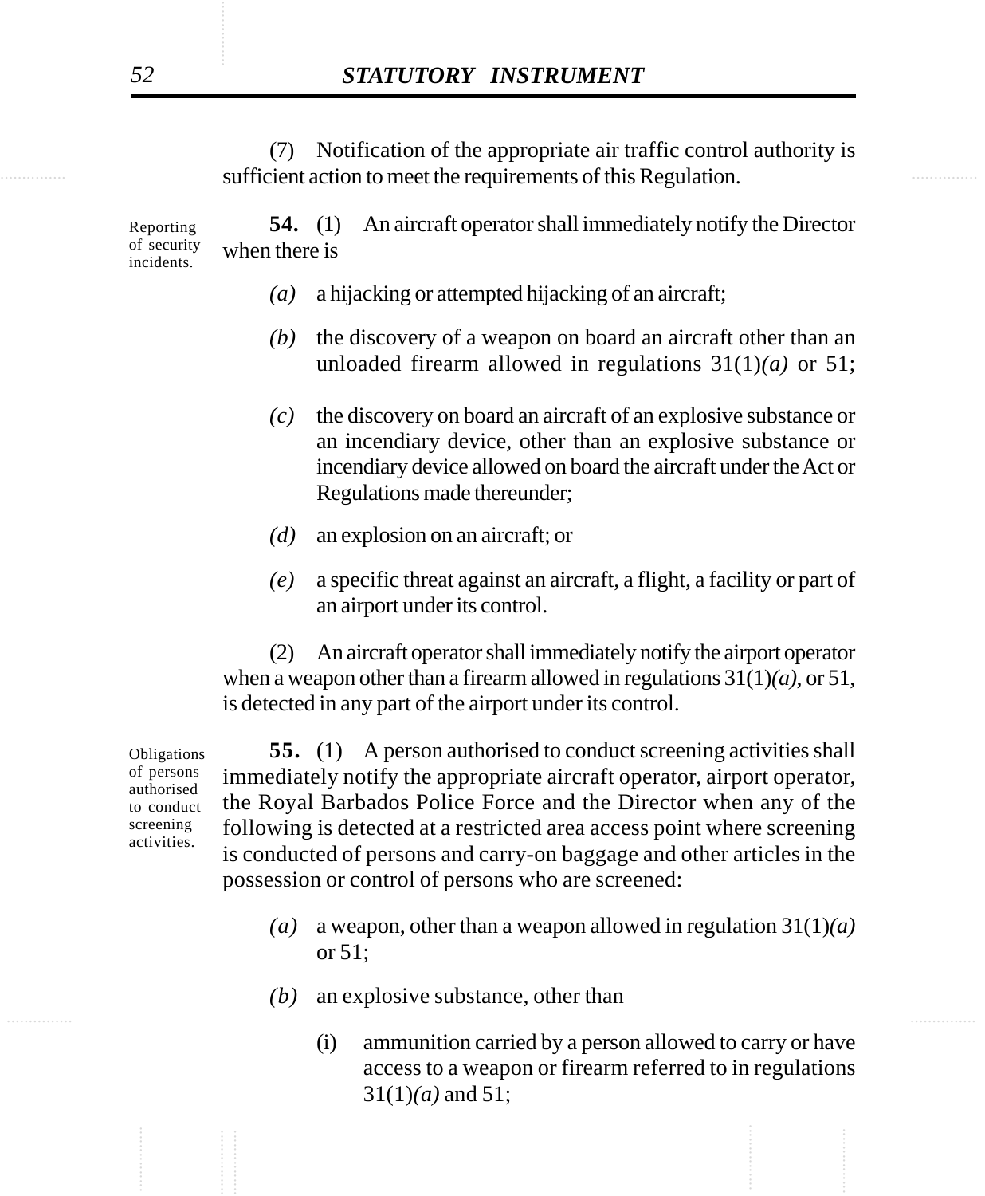(7) Notification of the appropriate air traffic control authority is sufficient action to meet the requirements of this Regulation.

Reporting of security incidents.

**54.** (1) An aircraft operator shall immediately notify the Director when there is

*(a)* a hijacking or attempted hijacking of an aircraft;

*(b)* the discovery of a weapon on board an aircraft other than an unloaded firearm allowed in regulations 31(1)*(a)* or 51;

*(c)* the discovery on board an aircraft of an explosive substance or an incendiary device, other than an explosive substance or incendiary device allowed on board the aircraft under the Act or Regulations made thereunder;

*(d)* an explosion on an aircraft; or

*(e)* a specific threat against an aircraft, a flight, a facility or part of an airport under its control.

(2) An aircraft operator shall immediately notify the airport operator when a weapon other than a firearm allowed in regulations 31(1)*(a)*, or 51, is detected in any part of the airport under its control.

Obligations of persons authorised to conduct screening activities.

**55.** (1) A person authorised to conduct screening activities shall immediately notify the appropriate aircraft operator, airport operator, the Royal Barbados Police Force and the Director when any of the following is detected at a restricted area access point where screening is conducted of persons and carry-on baggage and other articles in the possession or control of persons who are screened:

*(a)* a weapon, other than a weapon allowed in regulation 31(1)*(a)* or 51;

*(b)* an explosive substance, other than

(i) ammunition carried by a person allowed to carry or have access to a weapon or firearm referred to in regulations 31(1)*(a)* and 51;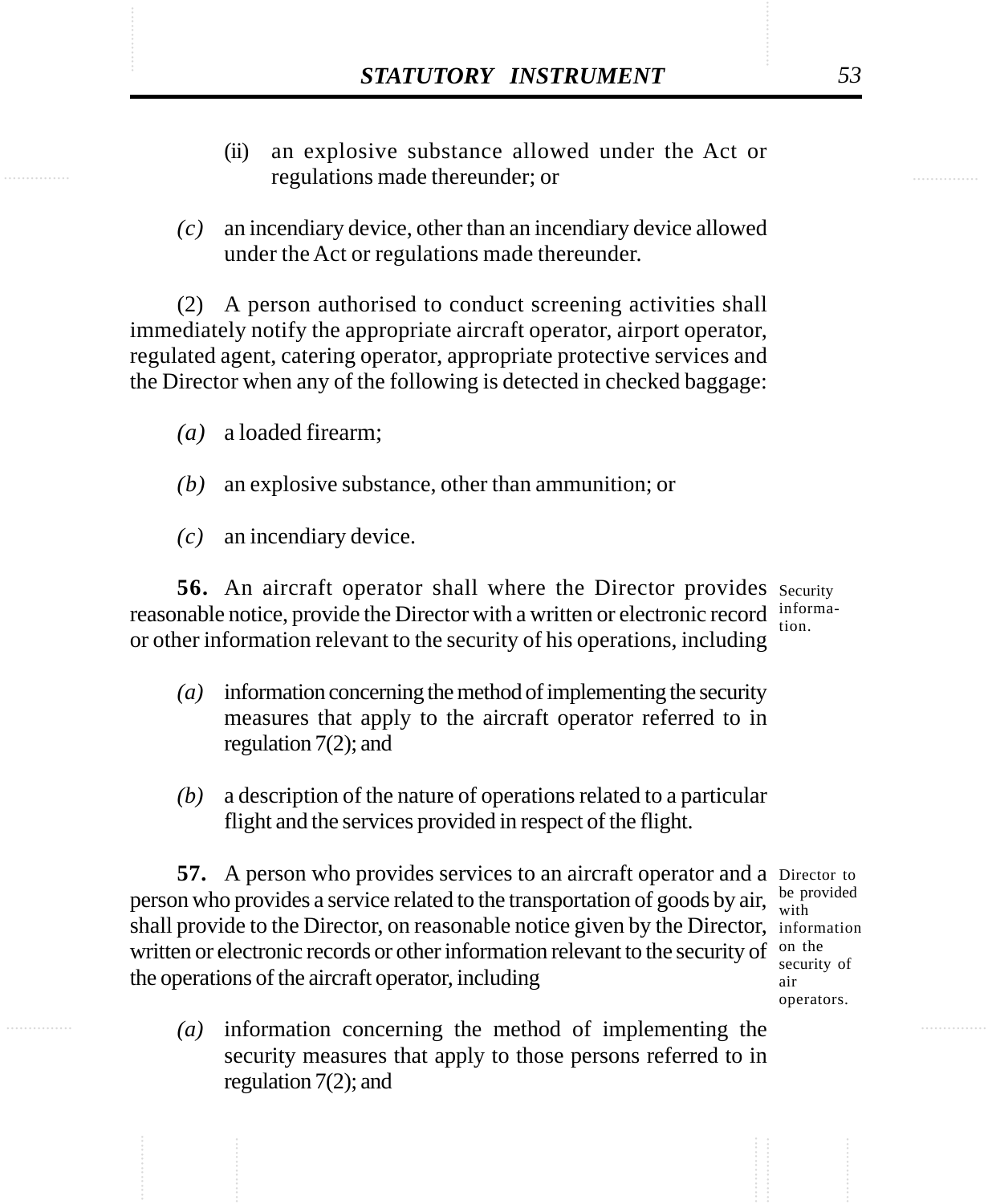(ii) an explosive substance allowed under the Act or regulations made thereunder; or

*(c)* an incendiary device, other than an incendiary device allowed under the Act or regulations made thereunder.

(2) A person authorised to conduct screening activities shall immediately notify the appropriate aircraft operator, airport operator, regulated agent, catering operator, appropriate protective services and the Director when any of the following is detected in checked baggage:

*(a)* a loaded firearm;

*(b)* an explosive substance, other than ammunition; or

*(c)* an incendiary device.

Security information.

**56.** An aircraft operator shall where the Director provides reasonable notice, provide the Director with a written or electronic record or other information relevant to the security of his operations, including

*(a)* information concerning the method of implementing the security measures that apply to the aircraft operator referred to in regulation 7(2); and

*(b)* a description of the nature of operations related to a particular flight and the services provided in respect of the flight.

Director to be provided with information on the security of air operators.

**57.** A person who provides services to an aircraft operator and a person who provides a service related to the transportation of goods by air, shall provide to the Director, on reasonable notice given by the Director, written or electronic records or other information relevant to the security of the operations of the aircraft operator, including

*(a)* information concerning the method of implementing the security measures that apply to those persons referred to in regulation 7(2); and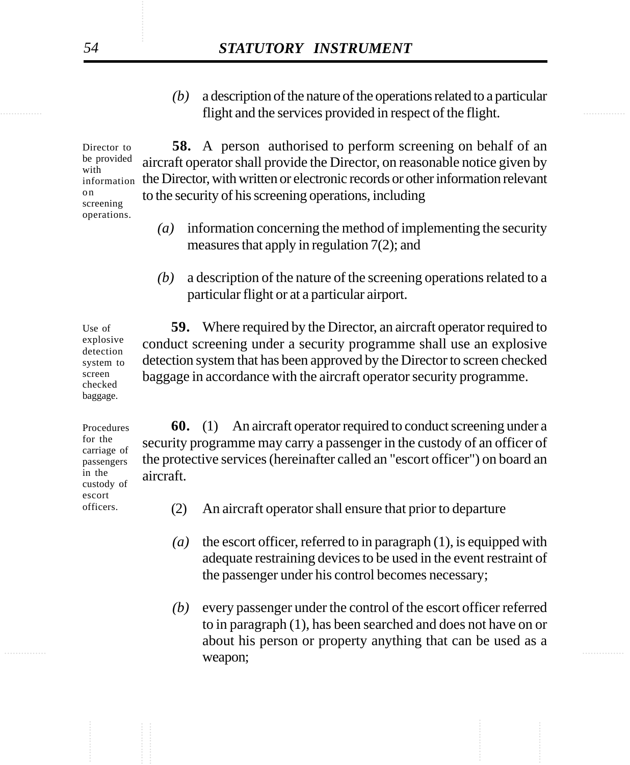*(b)* a description of the nature of the operations related to a particular flight and the services provided in respect of the flight.

Director to be provided with information on screening operations.

**58.** A person authorised to perform screening on behalf of an aircraft operator shall provide the Director, on reasonable notice given by the Director, with written or electronic records or other information relevant to the security of his screening operations, including

*(a)* information concerning the method of implementing the security measures that apply in regulation 7(2); and

*(b)* a description of the nature of the screening operations related to a particular flight or at a particular airport.

Use of explosive detection system to screen checked baggage.

**59.** Where required by the Director, an aircraft operator required to conduct screening under a security programme shall use an explosive detection system that has been approved by the Director to screen checked baggage in accordance with the aircraft operator security programme.

Procedures for the carriage of passengers in the custody of escort officers.

**60.** (1) An aircraft operator required to conduct screening under a security programme may carry a passenger in the custody of an officer of the protective services (hereinafter called an "escort officer") on board an aircraft.

(2) An aircraft operator shall ensure that prior to departure

*(a)* the escort officer, referred to in paragraph (1), is equipped with adequate restraining devices to be used in the event restraint of the passenger under his control becomes necessary;

*(b)* every passenger under the control of the escort officer referred to in paragraph (1), has been searched and does not have on or about his person or property anything that can be used as a weapon;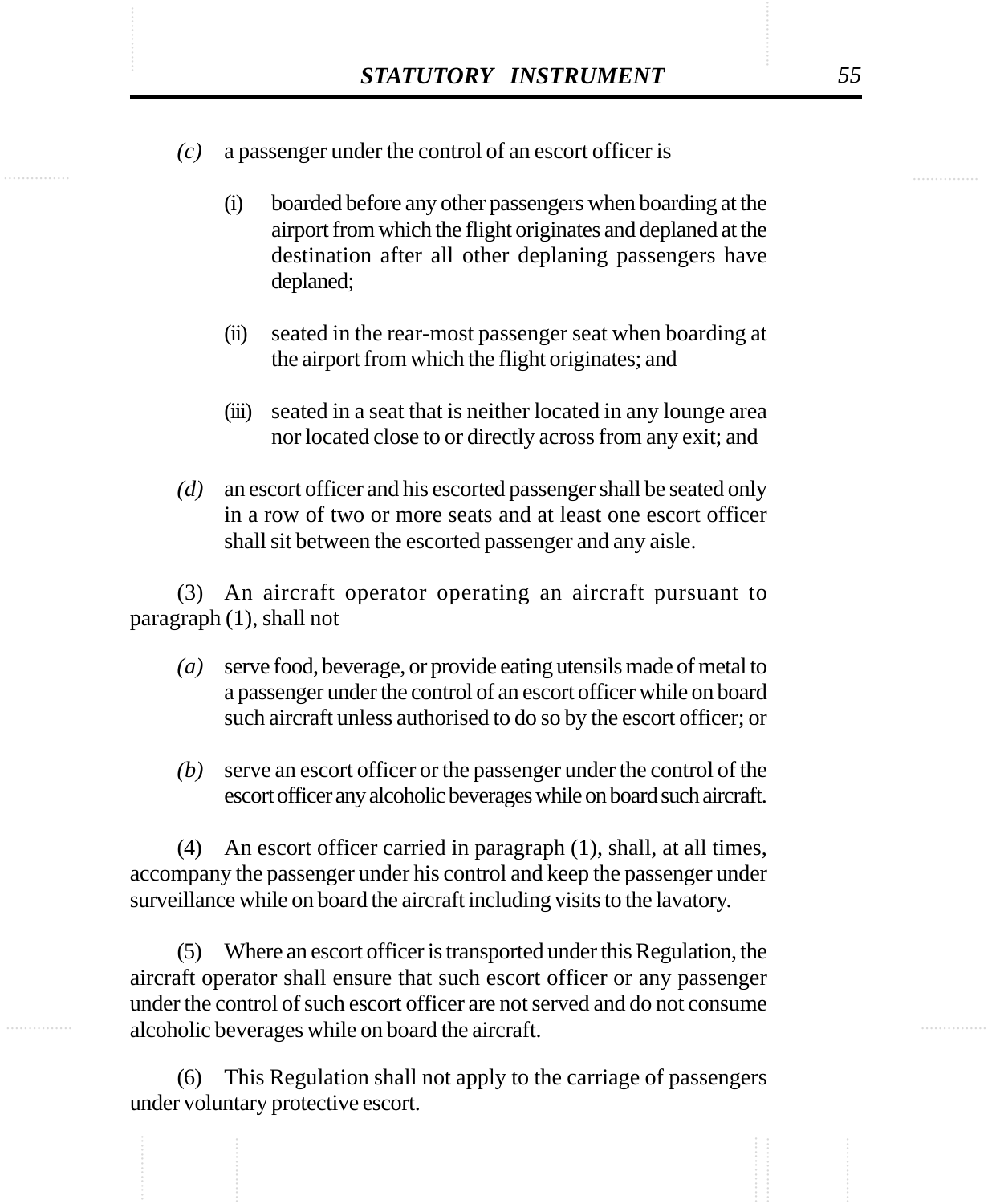*(c)* a passenger under the control of an escort officer is

(i) boarded before any other passengers when boarding at the airport from which the flight originates and deplaned at the destination after all other deplaning passengers have deplaned;

(ii) seated in the rear-most passenger seat when boarding at the airport from which the flight originates; and

(iii) seated in a seat that is neither located in any lounge area nor located close to or directly across from any exit; and

*(d)* an escort officer and his escorted passenger shall be seated only in a row of two or more seats and at least one escort officer shall sit between the escorted passenger and any aisle.

(3) An aircraft operator operating an aircraft pursuant to paragraph (1), shall not

*(a)* serve food, beverage, or provide eating utensils made of metal to a passenger under the control of an escort officer while on board such aircraft unless authorised to do so by the escort officer; or

*(b)* serve an escort officer or the passenger under the control of the escort officer any alcoholic beverages while on board such aircraft.

(4) An escort officer carried in paragraph (1), shall, at all times, accompany the passenger under his control and keep the passenger under surveillance while on board the aircraft including visits to the lavatory.

(5) Where an escort officer is transported under this Regulation, the aircraft operator shall ensure that such escort officer or any passenger under the control of such escort officer are not served and do not consume alcoholic beverages while on board the aircraft.

(6) This Regulation shall not apply to the carriage of passengers under voluntary protective escort.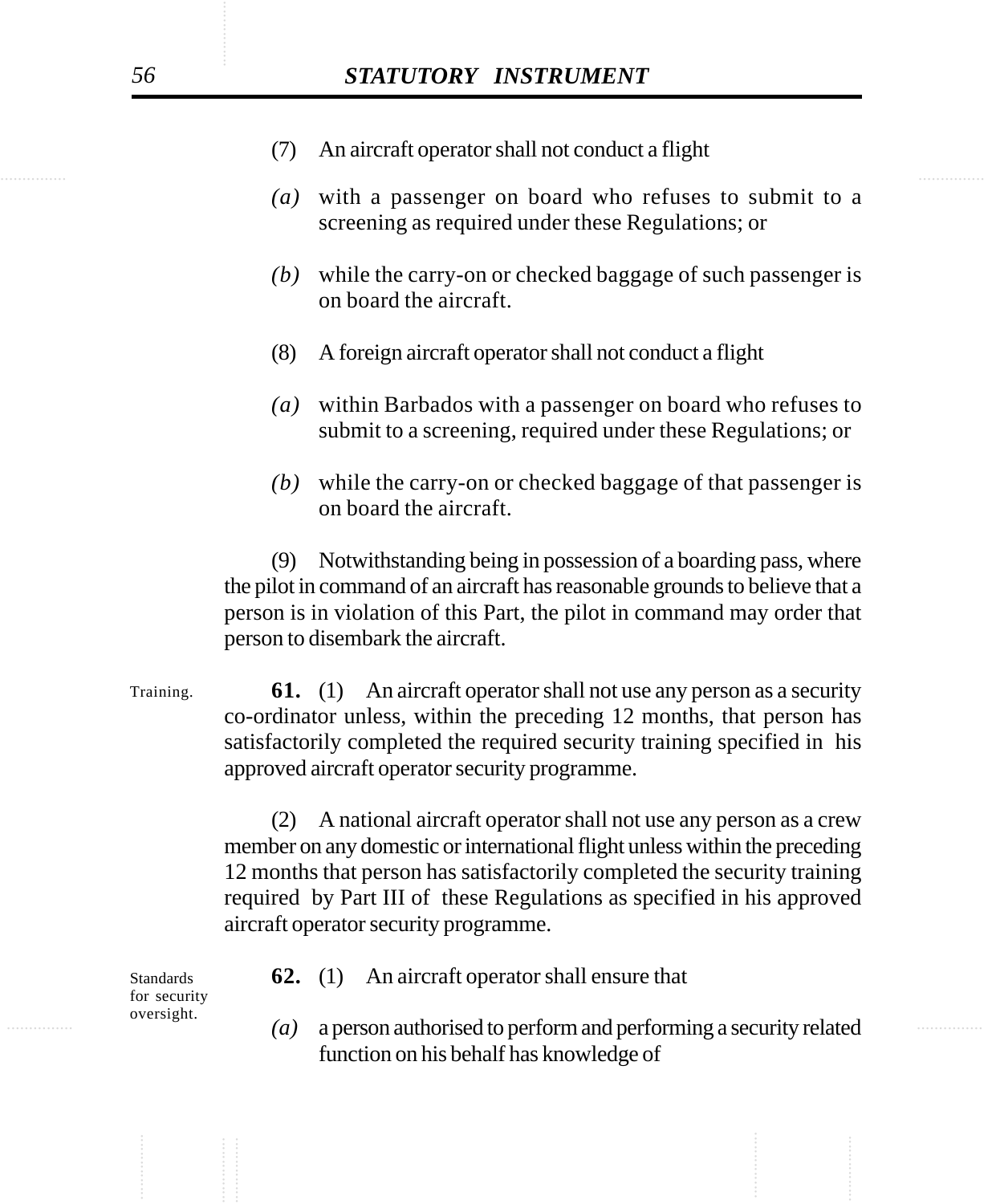(7) An aircraft operator shall not conduct a flight

*(a)* with a passenger on board who refuses to submit to a screening as required under these Regulations; or

*(b)* while the carry-on or checked baggage of such passenger is on board the aircraft.

(8) A foreign aircraft operator shall not conduct a flight

*(a)* within Barbados with a passenger on board who refuses to submit to a screening, required under these Regulations; or

*(b)* while the carry-on or checked baggage of that passenger is on board the aircraft.

(9) Notwithstanding being in possession of a boarding pass, where the pilot in command of an aircraft has reasonable grounds to believe that a person is in violation of this Part, the pilot in command may order that person to disembark the aircraft.

Training.

**61.** (1) An aircraft operator shall not use any person as a security co-ordinator unless, within the preceding 12 months, that person has satisfactorily completed the required security training specified in his approved aircraft operator security programme.

(2) A national aircraft operator shall not use any person as a crew member on any domestic or international flight unless within the preceding 12 months that person has satisfactorily completed the security training required by Part III of these Regulations as specified in his approved aircraft operator security programme.

Standards for security oversight.

**62.** (1) An aircraft operator shall ensure that

*(a)* a person authorised to perform and performing a security related function on his behalf has knowledge of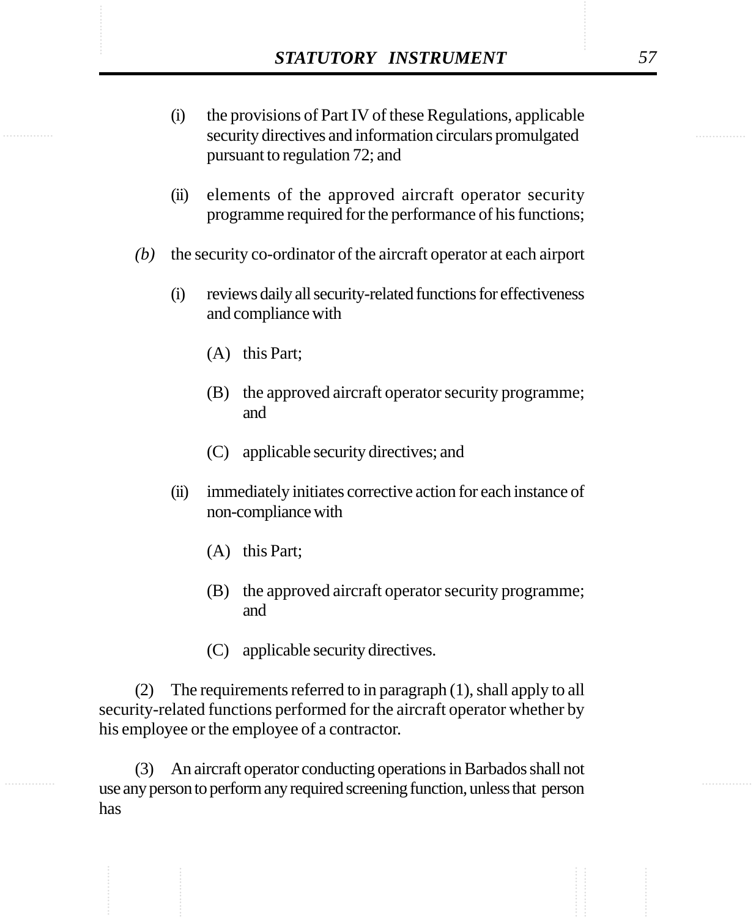(i) the provisions of Part IV of these Regulations, applicable security directives and information circulars promulgated pursuant to regulation 72; and

(ii) elements of the approved aircraft operator security programme required for the performance of his functions;

*(b)* the security co-ordinator of the aircraft operator at each airport

(i) reviews daily all security-related functions for effectiveness and compliance with

(A) this Part;

(B) the approved aircraft operator security programme; and

(C) applicable security directives; and

(ii) immediately initiates corrective action for each instance of non-compliance with

(A) this Part;

(B) the approved aircraft operator security programme; and

(C) applicable security directives.

(2) The requirements referred to in paragraph (1), shall apply to all security-related functions performed for the aircraft operator whether by his employee or the employee of a contractor.

(3) An aircraft operator conducting operations in Barbados shall not use any person to perform any required screening function, unless that person has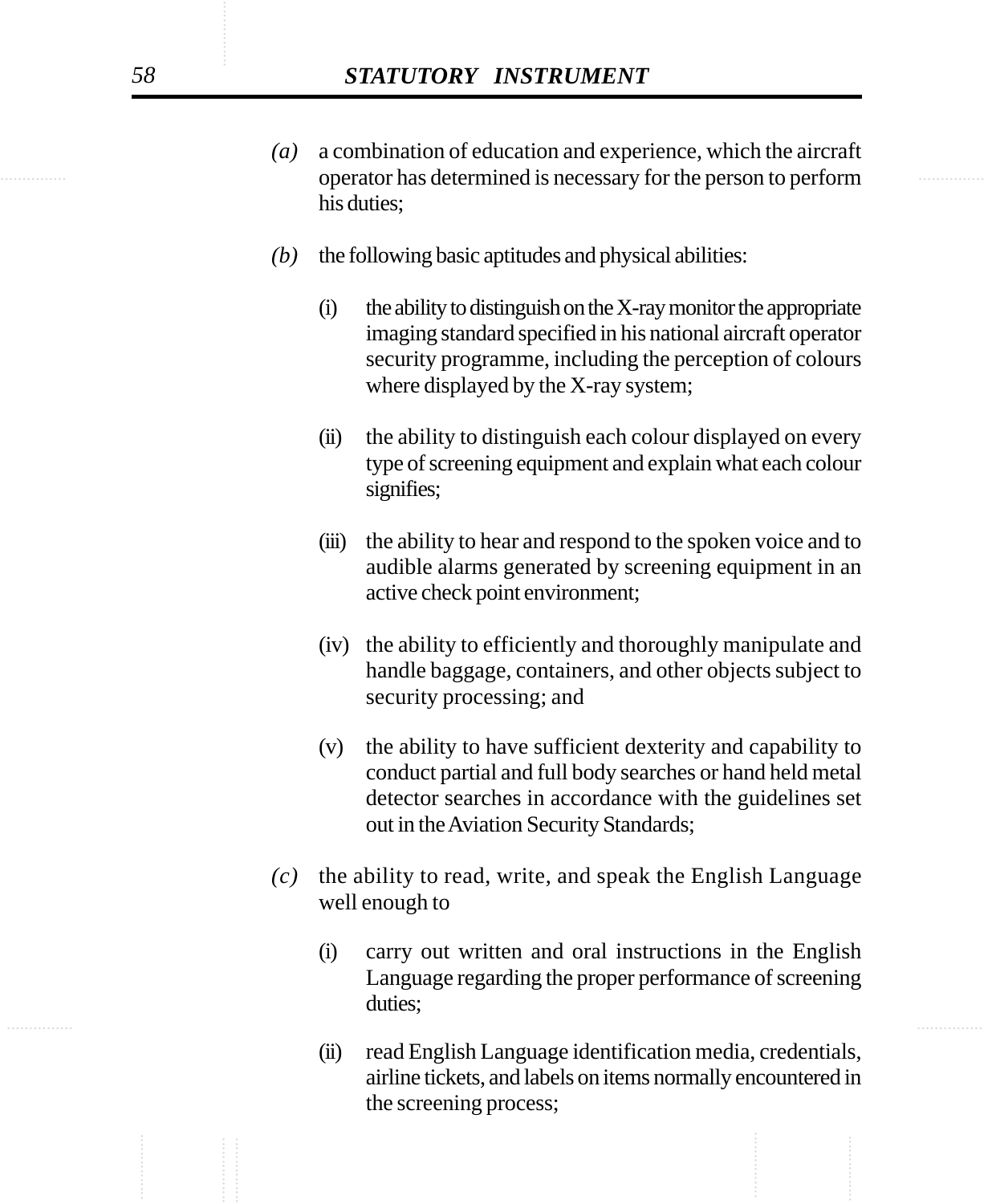*(a)* a combination of education and experience, which the aircraft operator has determined is necessary for the person to perform his duties;

*(b)* the following basic aptitudes and physical abilities:

(i) the ability to distinguish on the X-ray monitor the appropriate imaging standard specified in his national aircraft operator security programme, including the perception of colours where displayed by the X-ray system;

(ii) the ability to distinguish each colour displayed on every type of screening equipment and explain what each colour signifies;

(iii) the ability to hear and respond to the spoken voice and to audible alarms generated by screening equipment in an active check point environment;

(iv) the ability to efficiently and thoroughly manipulate and handle baggage, containers, and other objects subject to security processing; and

(v) the ability to have sufficient dexterity and capability to conduct partial and full body searches or hand held metal detector searches in accordance with the guidelines set out in the Aviation Security Standards;

*(c)* the ability to read, write, and speak the English Language well enough to

(i) carry out written and oral instructions in the English Language regarding the proper performance of screening duties;

(ii) read English Language identification media, credentials, airline tickets, and labels on items normally encountered in the screening process;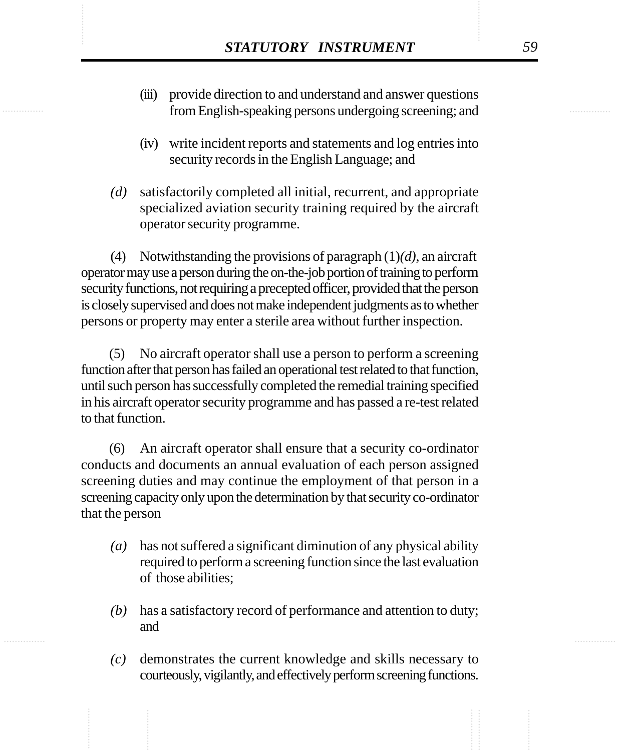(iii) provide direction to and understand and answer questions from English-speaking persons undergoing screening; and

(iv) write incident reports and statements and log entries into security records in the English Language; and

*(d)* satisfactorily completed all initial, recurrent, and appropriate specialized aviation security training required by the aircraft operator security programme.

(4) Notwithstanding the provisions of paragraph (1)*(d)*, an aircraft operator may use a person during the on-the-job portion of training to perform security functions, not requiring a precepted officer, provided that the person is closely supervised and does not make independent judgments as to whether persons or property may enter a sterile area without further inspection.

(5) No aircraft operator shall use a person to perform a screening function after that person has failed an operational test related to that function, until such person has successfully completed the remedial training specified in his aircraft operator security programme and has passed a re-test related to that function.

(6) An aircraft operator shall ensure that a security co-ordinator conducts and documents an annual evaluation of each person assigned screening duties and may continue the employment of that person in a screening capacity only upon the determination by that security co-ordinator that the person

*(a)* has not suffered a significant diminution of any physical ability required to perform a screening function since the last evaluation of those abilities;

*(b)* has a satisfactory record of performance and attention to duty; and

*(c)* demonstrates the current knowledge and skills necessary to courteously, vigilantly, and effectively perform screening functions.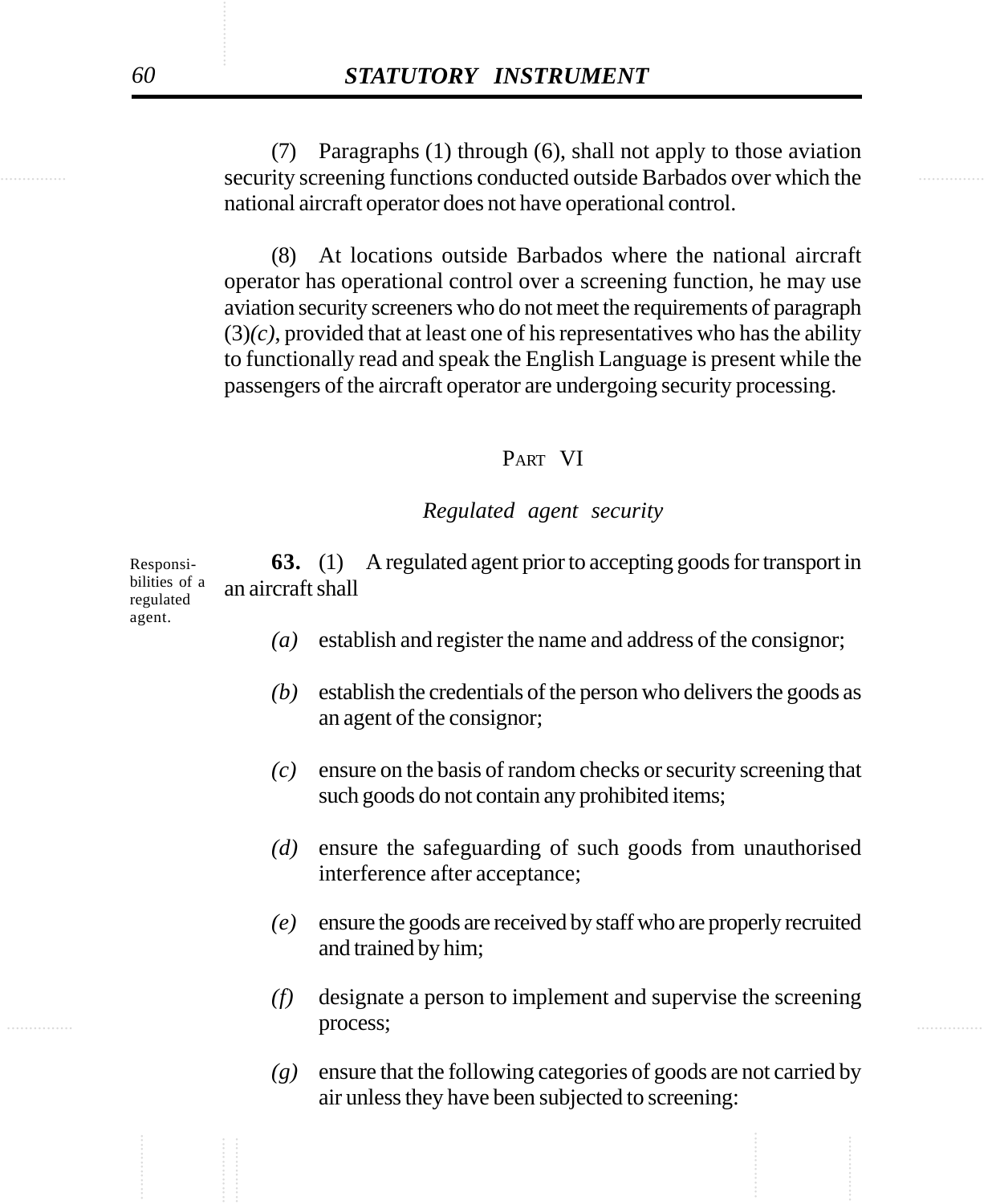(7) Paragraphs (1) through (6), shall not apply to those aviation security screening functions conducted outside Barbados over which the national aircraft operator does not have operational control.

(8) At locations outside Barbados where the national aircraft operator has operational control over a screening function, he may use aviation security screeners who do not meet the requirements of paragraph (3)*(c)*, provided that at least one of his representatives who has the ability to functionally read and speak the English Language is present while the passengers of the aircraft operator are undergoing security processing.

## PART VI

### *Regulated agent security*

Responsibilities of a regulated agent.

**63.** (1) A regulated agent prior to accepting goods for transport in an aircraft shall

*(a)* establish and register the name and address of the consignor;

*(b)* establish the credentials of the person who delivers the goods as an agent of the consignor;

*(c)* ensure on the basis of random checks or security screening that such goods do not contain any prohibited items;

*(d)* ensure the safeguarding of such goods from unauthorised interference after acceptance;

*(e)* ensure the goods are received by staff who are properly recruited and trained by him;

*(f)* designate a person to implement and supervise the screening process;

*(g)* ensure that the following categories of goods are not carried by air unless they have been subjected to screening: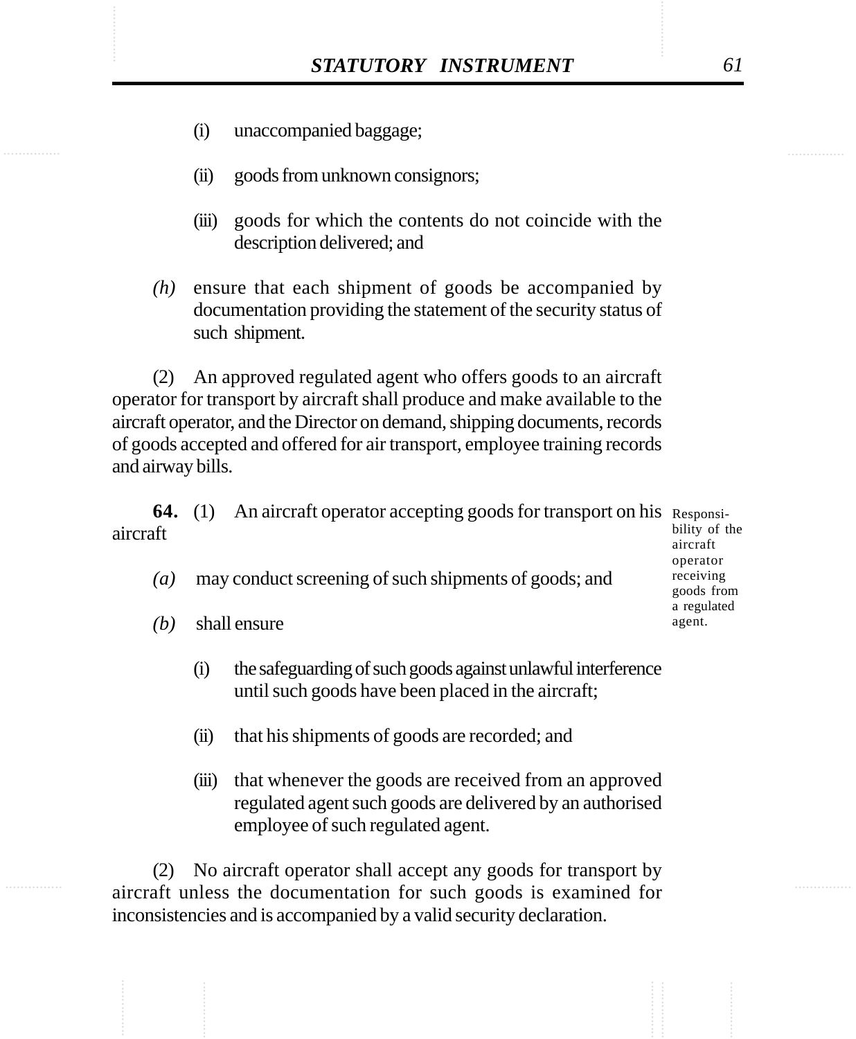(i) unaccompanied baggage;

(ii) goods from unknown consignors;

(iii) goods for which the contents do not coincide with the description delivered; and

*(h)* ensure that each shipment of goods be accompanied by documentation providing the statement of the security status of such shipment.

(2) An approved regulated agent who offers goods to an aircraft operator for transport by aircraft shall produce and make available to the aircraft operator, and the Director on demand, shipping documents, records of goods accepted and offered for air transport, employee training records and airway bills.

Responsibility of the aircraft operator receiving goods from a regulated agent.

**64.** (1) An aircraft operator accepting goods for transport on his aircraft

*(a)* may conduct screening of such shipments of goods; and

*(b)* shall ensure

(i) the safeguarding of such goods against unlawful interference until such goods have been placed in the aircraft;

(ii) that his shipments of goods are recorded; and

(iii) that whenever the goods are received from an approved regulated agent such goods are delivered by an authorised employee of such regulated agent.

(2) No aircraft operator shall accept any goods for transport by aircraft unless the documentation for such goods is examined for inconsistencies and is accompanied by a valid security declaration.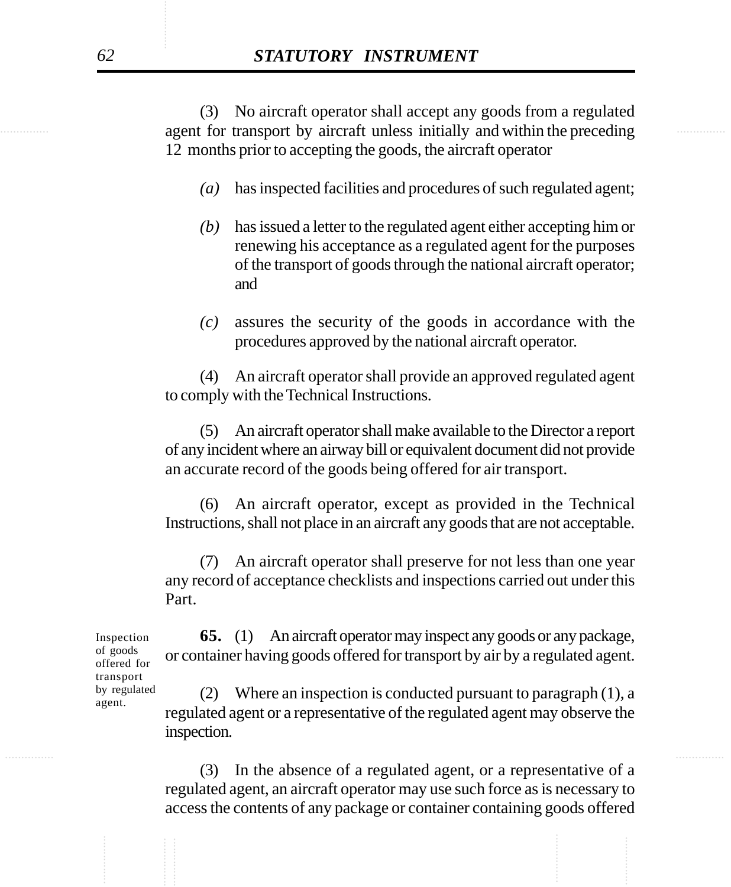(3) No aircraft operator shall accept any goods from a regulated agent for transport by aircraft unless initially and within the preceding 12 months prior to accepting the goods, the aircraft operator

*(a)* has inspected facilities and procedures of such regulated agent;

*(b)* has issued a letter to the regulated agent either accepting him or renewing his acceptance as a regulated agent for the purposes of the transport of goods through the national aircraft operator; and

*(c)* assures the security of the goods in accordance with the procedures approved by the national aircraft operator.

(4) An aircraft operator shall provide an approved regulated agent to comply with the Technical Instructions.

(5) An aircraft operator shall make available to the Director a report of any incident where an airway bill or equivalent document did not provide an accurate record of the goods being offered for air transport.

(6) An aircraft operator, except as provided in the Technical Instructions, shall not place in an aircraft any goods that are not acceptable.

(7) An aircraft operator shall preserve for not less than one year any record of acceptance checklists and inspections carried out under this Part.

Inspection of goods offered for transport by regulated agent.

**65.** (1) An aircraft operator may inspect any goods or any package, or container having goods offered for transport by air by a regulated agent.

(2) Where an inspection is conducted pursuant to paragraph (1), a regulated agent or a representative of the regulated agent may observe the inspection.

(3) In the absence of a regulated agent, or a representative of a regulated agent, an aircraft operator may use such force as is necessary to access the contents of any package or container containing goods offered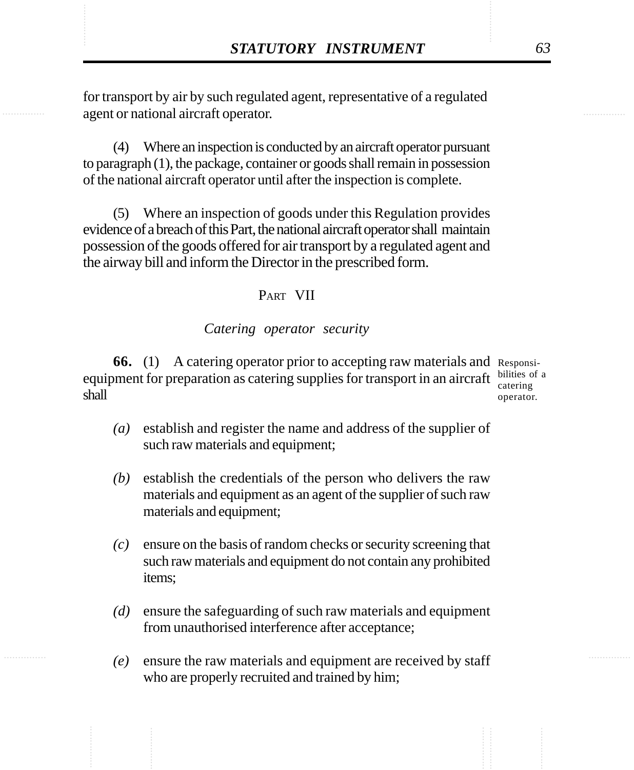for transport by air by such regulated agent, representative of a regulated agent or national aircraft operator.

(4) Where an inspection is conducted by an aircraft operator pursuant to paragraph (1), the package, container or goods shall remain in possession of the national aircraft operator until after the inspection is complete.

(5) Where an inspection of goods under this Regulation provides evidence of a breach of this Part, the national aircraft operator shall maintain possession of the goods offered for air transport by a regulated agent and the airway bill and inform the Director in the prescribed form.

## PART VII

### *Catering operator security*

Responsibilities of a catering operator.

**66.** (1) A catering operator prior to accepting raw materials and equipment for preparation as catering supplies for transport in an aircraft shall

*(a)* establish and register the name and address of the supplier of such raw materials and equipment;

*(b)* establish the credentials of the person who delivers the raw materials and equipment as an agent of the supplier of such raw materials and equipment;

*(c)* ensure on the basis of random checks or security screening that such raw materials and equipment do not contain any prohibited items;

*(d)* ensure the safeguarding of such raw materials and equipment from unauthorised interference after acceptance;

*(e)* ensure the raw materials and equipment are received by staff who are properly recruited and trained by him;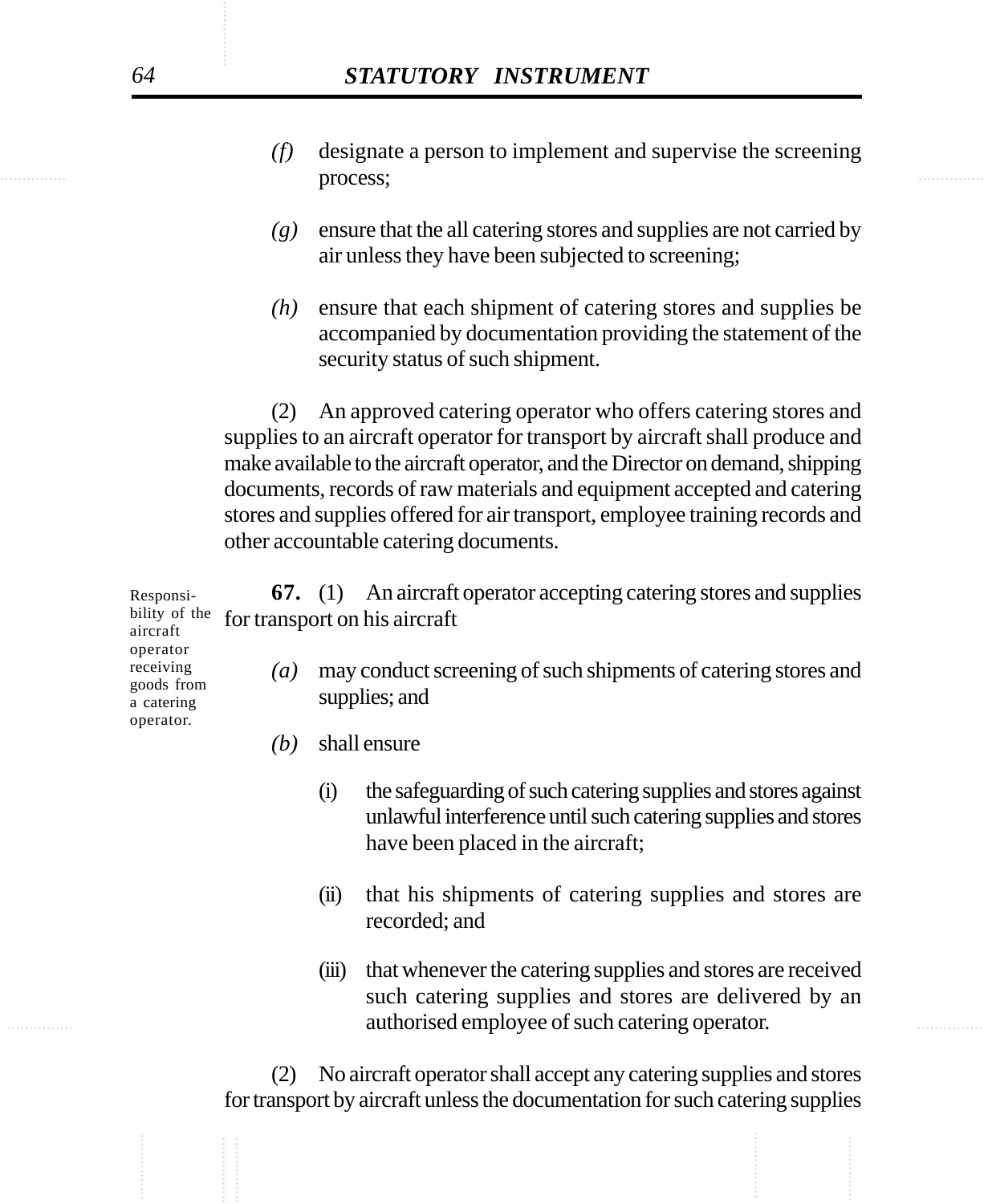*(f)* designate a person to implement and supervise the screening process;

*(g)* ensure that the all catering stores and supplies are not carried by air unless they have been subjected to screening;

*(h)* ensure that each shipment of catering stores and supplies be accompanied by documentation providing the statement of the security status of such shipment.

(2) An approved catering operator who offers catering stores and supplies to an aircraft operator for transport by aircraft shall produce and make available to the aircraft operator, and the Director on demand, shipping documents, records of raw materials and equipment accepted and catering stores and supplies offered for air transport, employee training records and other accountable catering documents.

Responsibility of the aircraft operator receiving goods from a catering operator.

**67.** (1) An aircraft operator accepting catering stores and supplies for transport on his aircraft

*(a)* may conduct screening of such shipments of catering stores and supplies; and

*(b)* shall ensure

(i) the safeguarding of such catering supplies and stores against unlawful interference until such catering supplies and stores have been placed in the aircraft;

(ii) that his shipments of catering supplies and stores are recorded; and

(iii) that whenever the catering supplies and stores are received such catering supplies and stores are delivered by an authorised employee of such catering operator.

(2) No aircraft operator shall accept any catering supplies and stores for transport by aircraft unless the documentation for such catering supplies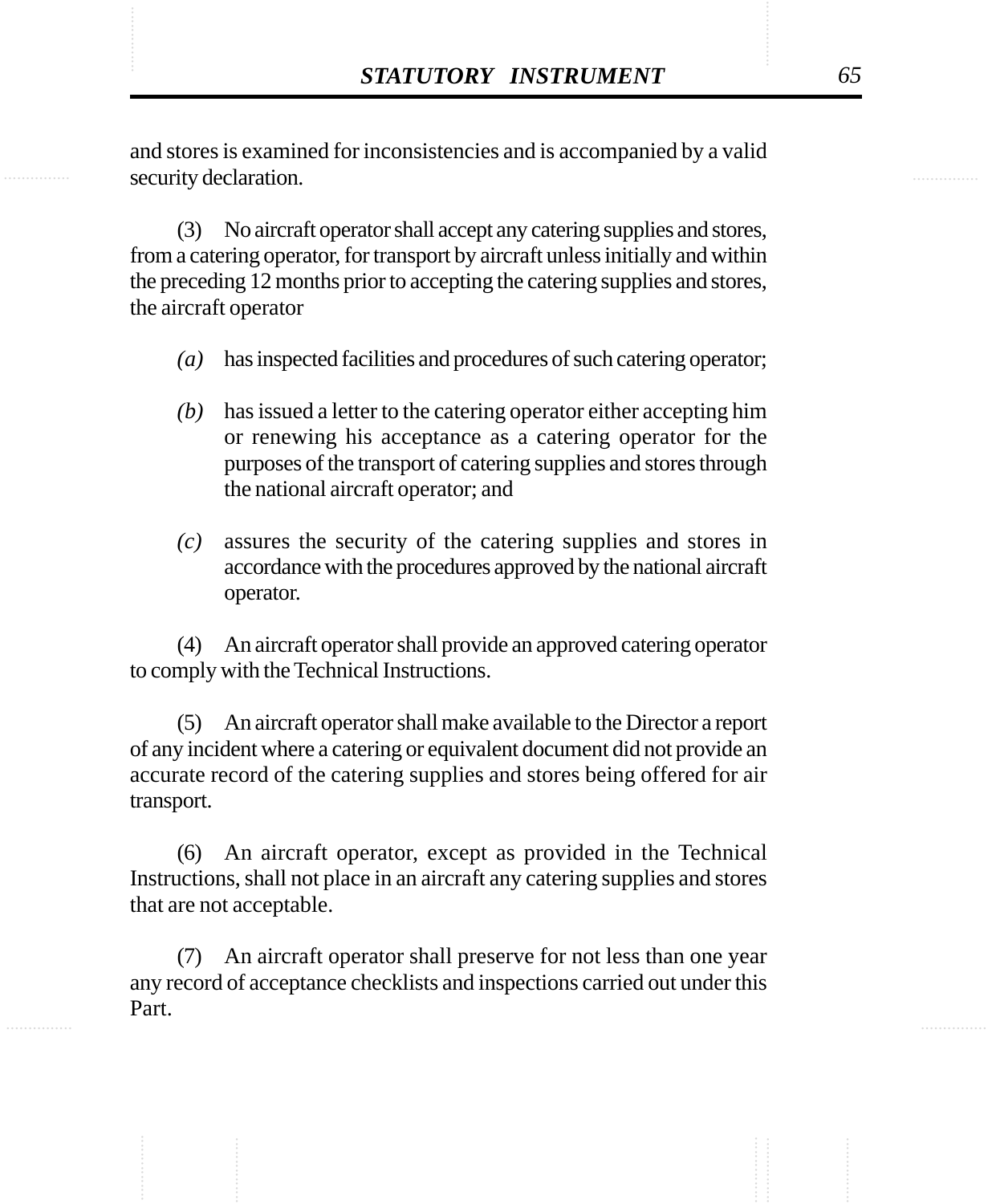and stores is examined for inconsistencies and is accompanied by a valid security declaration.

(3) No aircraft operator shall accept any catering supplies and stores, from a catering operator, for transport by aircraft unless initially and within the preceding 12 months prior to accepting the catering supplies and stores, the aircraft operator

*(a)* has inspected facilities and procedures of such catering operator;

*(b)* has issued a letter to the catering operator either accepting him or renewing his acceptance as a catering operator for the purposes of the transport of catering supplies and stores through the national aircraft operator; and

*(c)* assures the security of the catering supplies and stores in accordance with the procedures approved by the national aircraft operator.

(4) An aircraft operator shall provide an approved catering operator to comply with the Technical Instructions.

(5) An aircraft operator shall make available to the Director a report of any incident where a catering or equivalent document did not provide an accurate record of the catering supplies and stores being offered for air transport.

(6) An aircraft operator, except as provided in the Technical Instructions, shall not place in an aircraft any catering supplies and stores that are not acceptable.

(7) An aircraft operator shall preserve for not less than one year any record of acceptance checklists and inspections carried out under this Part.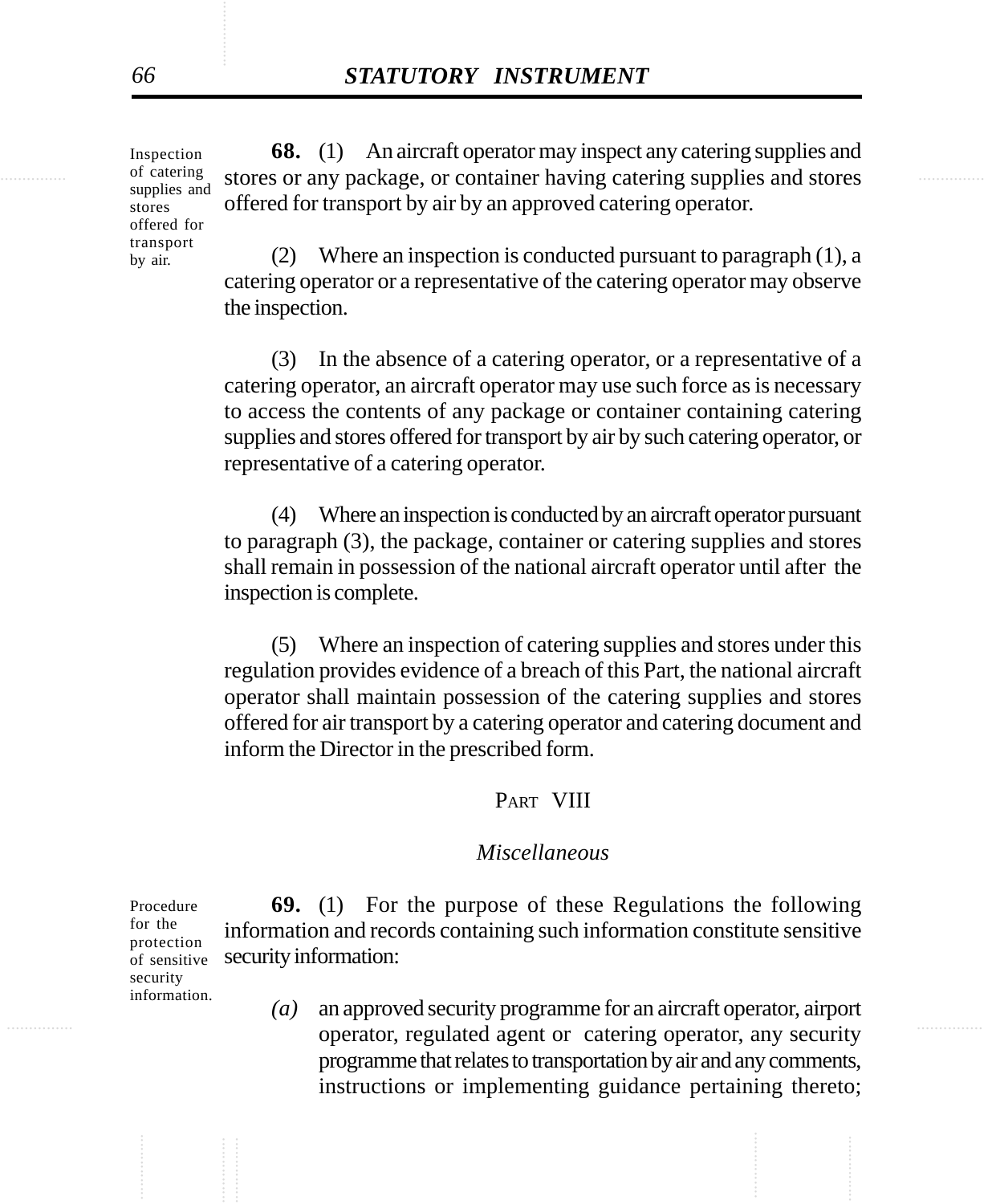Inspection of catering supplies and stores offered for transport by air.

**68.** (1) An aircraft operator may inspect any catering supplies and stores or any package, or container having catering supplies and stores offered for transport by air by an approved catering operator.

(2) Where an inspection is conducted pursuant to paragraph (1), a catering operator or a representative of the catering operator may observe the inspection.

(3) In the absence of a catering operator, or a representative of a catering operator, an aircraft operator may use such force as is necessary to access the contents of any package or container containing catering supplies and stores offered for transport by air by such catering operator, or representative of a catering operator.

(4) Where an inspection is conducted by an aircraft operator pursuant to paragraph (3), the package, container or catering supplies and stores shall remain in possession of the national aircraft operator until after the inspection is complete.

(5) Where an inspection of catering supplies and stores under this regulation provides evidence of a breach of this Part, the national aircraft operator shall maintain possession of the catering supplies and stores offered for air transport by a catering operator and catering document and inform the Director in the prescribed form.

## PART VIII

### *Miscellaneous*

Procedure for the protection of sensitive security information.

**69.** (1) For the purpose of these Regulations the following information and records containing such information constitute sensitive security information:

*(a)* an approved security programme for an aircraft operator, airport operator, regulated agent or catering operator, any security programme that relates to transportation by air and any comments, instructions or implementing guidance pertaining thereto;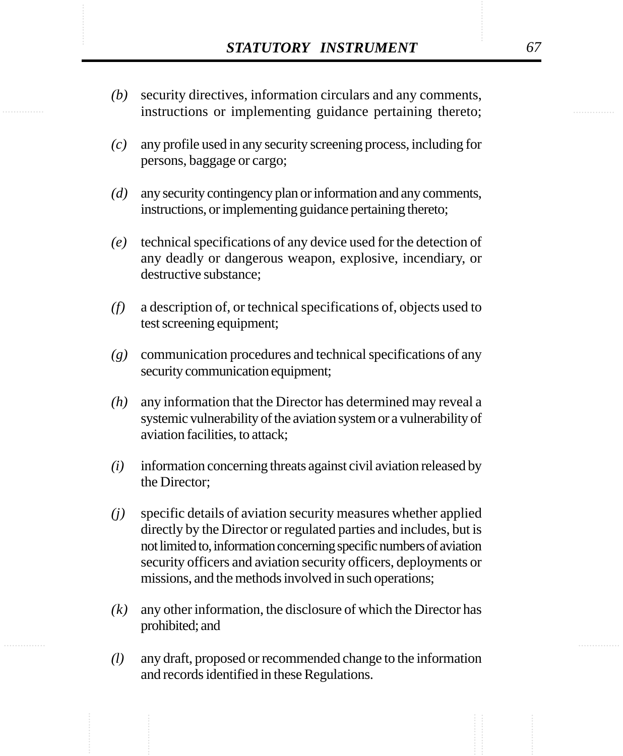*(b)* security directives, information circulars and any comments, instructions or implementing guidance pertaining thereto;

*(c)* any profile used in any security screening process, including for persons, baggage or cargo;

*(d)* any security contingency plan or information and any comments, instructions, or implementing guidance pertaining thereto;

*(e)* technical specifications of any device used for the detection of any deadly or dangerous weapon, explosive, incendiary, or destructive substance;

*(f)* a description of, or technical specifications of, objects used to test screening equipment;

*(g)* communication procedures and technical specifications of any security communication equipment;

*(h)* any information that the Director has determined may reveal a systemic vulnerability of the aviation system or a vulnerability of aviation facilities, to attack;

*(i)* information concerning threats against civil aviation released by the Director;

*(j)* specific details of aviation security measures whether applied directly by the Director or regulated parties and includes, but is not limited to, information concerning specific numbers of aviation security officers and aviation security officers, deployments or missions, and the methods involved in such operations;

*(k)* any other information, the disclosure of which the Director has prohibited; and

*(l)* any draft, proposed or recommended change to the information and records identified in these Regulations.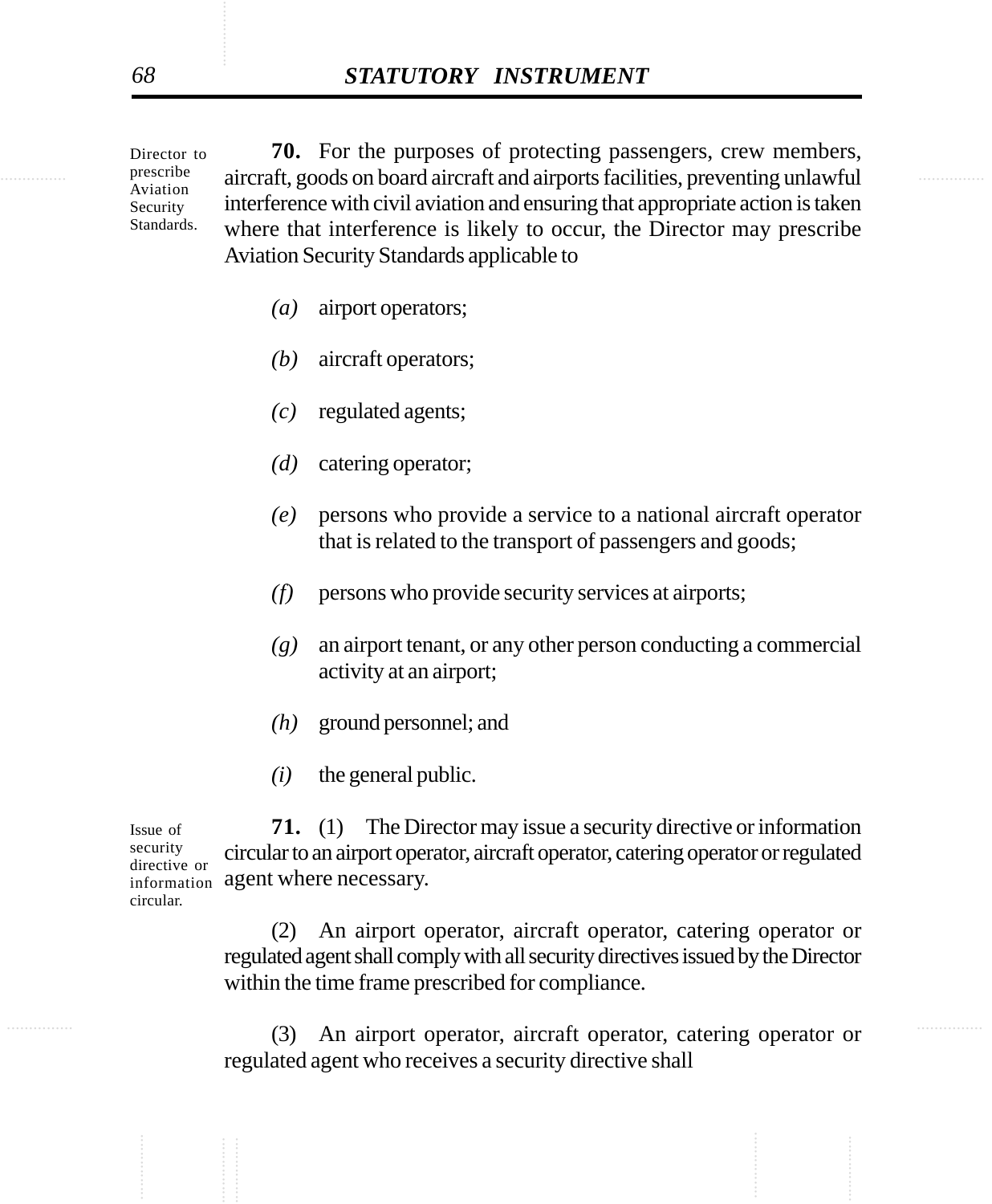Director to prescribe Aviation Security Standards.

**70.** For the purposes of protecting passengers, crew members, aircraft, goods on board aircraft and airports facilities, preventing unlawful interference with civil aviation and ensuring that appropriate action is taken where that interference is likely to occur, the Director may prescribe Aviation Security Standards applicable to

*(a)* airport operators;

*(b)* aircraft operators;

*(c)* regulated agents;

*(d)* catering operator;

*(e)* persons who provide a service to a national aircraft operator that is related to the transport of passengers and goods;

*(f)* persons who provide security services at airports;

*(g)* an airport tenant, or any other person conducting a commercial activity at an airport;

*(h)* ground personnel; and

*(i)* the general public.

Issue of security directive or information circular.

**71.** (1) The Director may issue a security directive or information circular to an airport operator, aircraft operator, catering operator or regulated agent where necessary.

(2) An airport operator, aircraft operator, catering operator or regulated agent shall comply with all security directives issued by the Director within the time frame prescribed for compliance.

(3) An airport operator, aircraft operator, catering operator or regulated agent who receives a security directive shall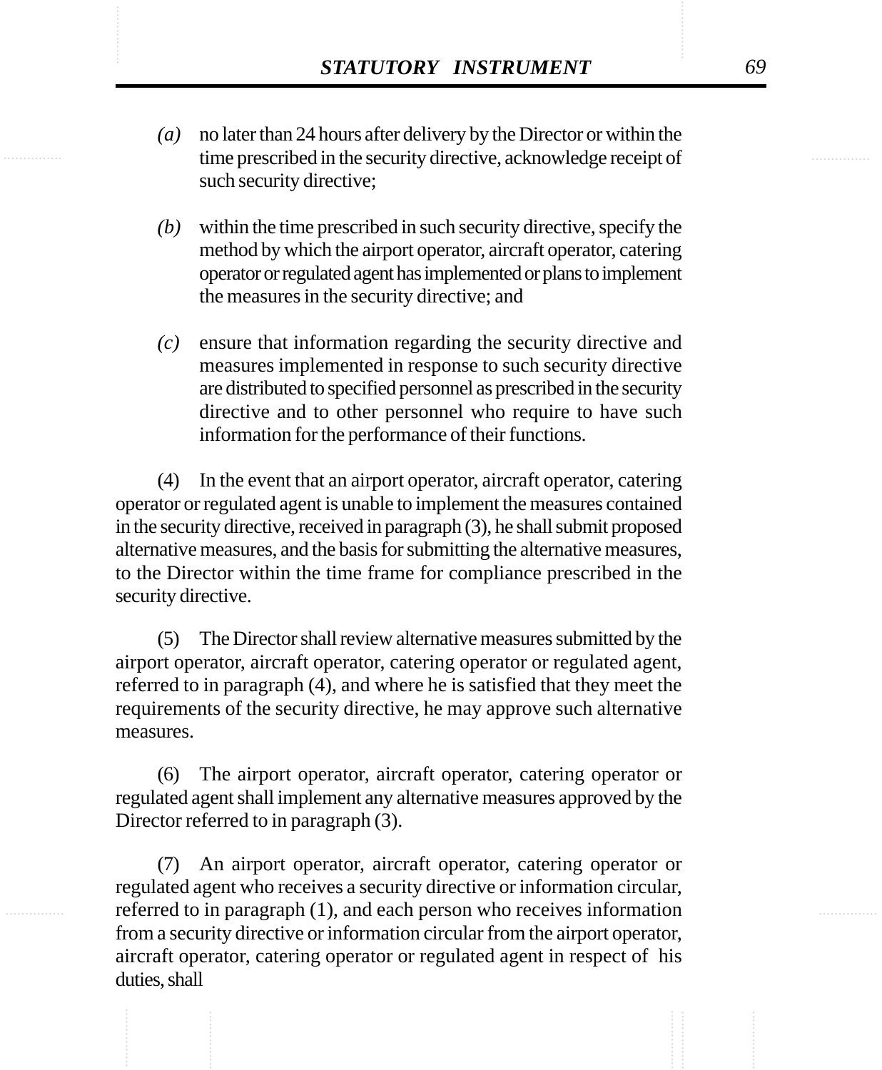*(a)* no later than 24 hours after delivery by the Director or within the time prescribed in the security directive, acknowledge receipt of such security directive;

*(b)* within the time prescribed in such security directive, specify the method by which the airport operator, aircraft operator, catering operator or regulated agent has implemented or plans to implement the measures in the security directive; and

*(c)* ensure that information regarding the security directive and measures implemented in response to such security directive are distributed to specified personnel as prescribed in the security directive and to other personnel who require to have such information for the performance of their functions.

(4) In the event that an airport operator, aircraft operator, catering operator or regulated agent is unable to implement the measures contained in the security directive, received in paragraph (3), he shall submit proposed alternative measures, and the basis for submitting the alternative measures, to the Director within the time frame for compliance prescribed in the security directive.

(5) The Director shall review alternative measures submitted by the airport operator, aircraft operator, catering operator or regulated agent, referred to in paragraph (4), and where he is satisfied that they meet the requirements of the security directive, he may approve such alternative measures.

(6) The airport operator, aircraft operator, catering operator or regulated agent shall implement any alternative measures approved by the Director referred to in paragraph (3).

(7) An airport operator, aircraft operator, catering operator or regulated agent who receives a security directive or information circular, referred to in paragraph (1), and each person who receives information from a security directive or information circular from the airport operator, aircraft operator, catering operator or regulated agent in respect of his duties, shall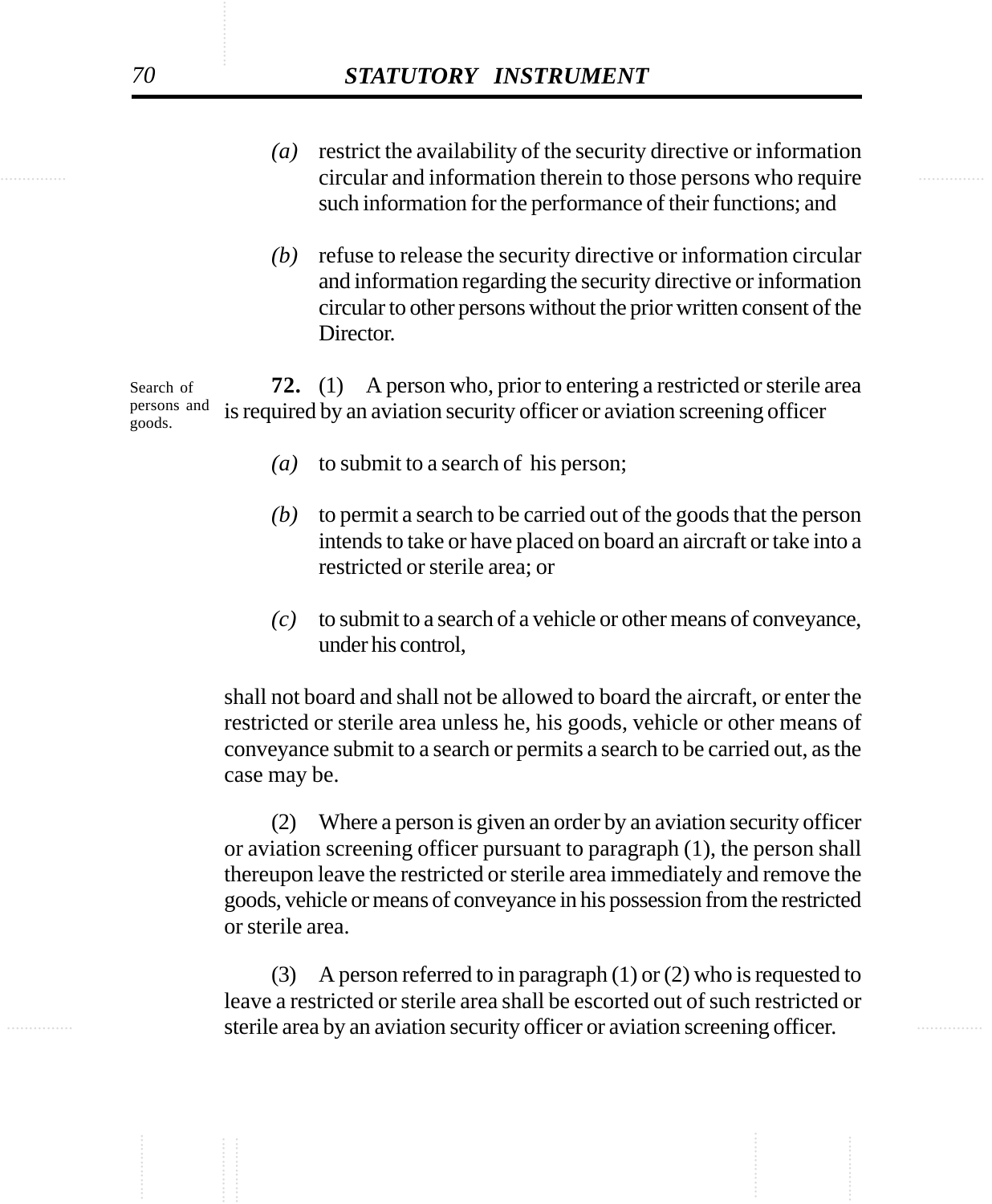*(a)* restrict the availability of the security directive or information circular and information therein to those persons who require such information for the performance of their functions; and

*(b)* refuse to release the security directive or information circular and information regarding the security directive or information circular to other persons without the prior written consent of the Director.

Search of persons and goods.

**72.** (1) A person who, prior to entering a restricted or sterile area is required by an aviation security officer or aviation screening officer

*(a)* to submit to a search of his person;

*(b)* to permit a search to be carried out of the goods that the person intends to take or have placed on board an aircraft or take into a restricted or sterile area; or

*(c)* to submit to a search of a vehicle or other means of conveyance, under his control,

shall not board and shall not be allowed to board the aircraft, or enter the restricted or sterile area unless he, his goods, vehicle or other means of conveyance submit to a search or permits a search to be carried out, as the case may be.

(2) Where a person is given an order by an aviation security officer or aviation screening officer pursuant to paragraph (1), the person shall thereupon leave the restricted or sterile area immediately and remove the goods, vehicle or means of conveyance in his possession from the restricted or sterile area.

(3) A person referred to in paragraph (1) or (2) who is requested to leave a restricted or sterile area shall be escorted out of such restricted or sterile area by an aviation security officer or aviation screening officer.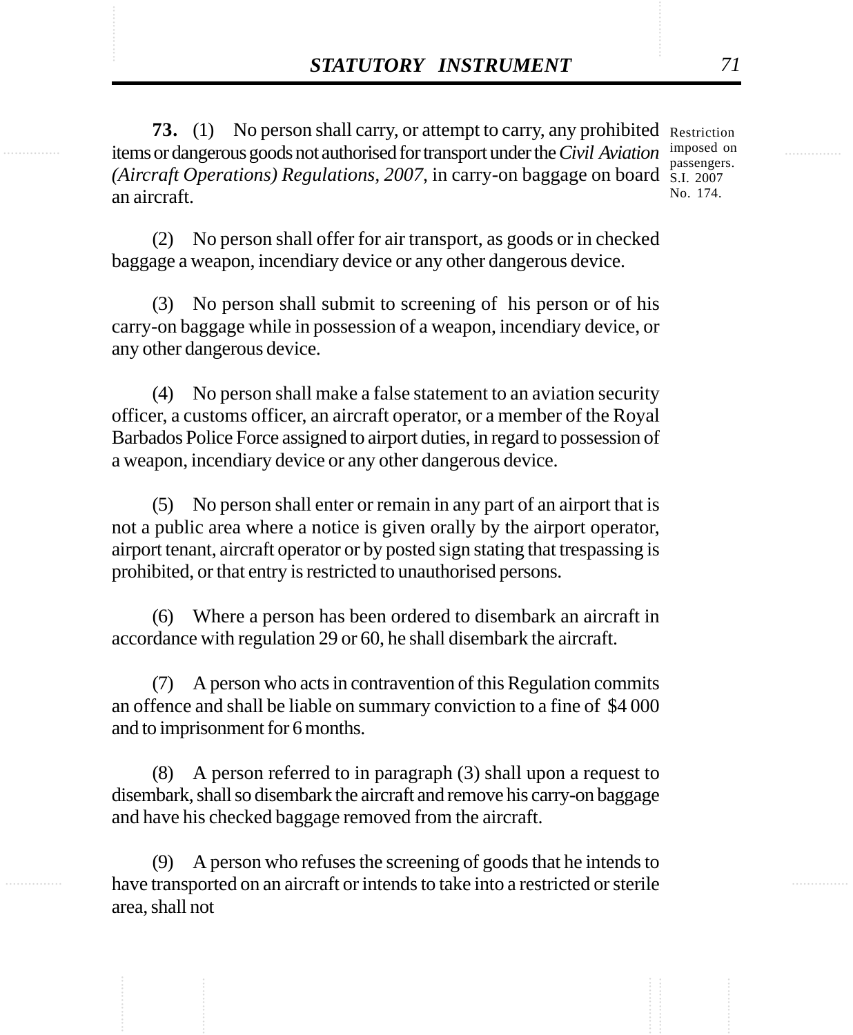**73.** (1) No person shall carry, or attempt to carry, any prohibited items or dangerous goods not authorised for transport under the *Civil Aviation (Aircraft Operations) Regulations, 2007*, in carry-on baggage on board an aircraft.

Restriction imposed on passengers. S.I. 2007 No. 174.

(2) No person shall offer for air transport, as goods or in checked baggage a weapon, incendiary device or any other dangerous device.

(3) No person shall submit to screening of his person or of his carry-on baggage while in possession of a weapon, incendiary device, or any other dangerous device.

(4) No person shall make a false statement to an aviation security officer, a customs officer, an aircraft operator, or a member of the Royal Barbados Police Force assigned to airport duties, in regard to possession of a weapon, incendiary device or any other dangerous device.

(5) No person shall enter or remain in any part of an airport that is not a public area where a notice is given orally by the airport operator, airport tenant, aircraft operator or by posted sign stating that trespassing is prohibited, or that entry is restricted to unauthorised persons.

(6) Where a person has been ordered to disembark an aircraft in accordance with regulation 29 or 60, he shall disembark the aircraft.

(7) A person who acts in contravention of this Regulation commits an offence and shall be liable on summary conviction to a fine of $4 000 and to imprisonment for 6 months.

(8) A person referred to in paragraph (3) shall upon a request to disembark, shall so disembark the aircraft and remove his carry-on baggage and have his checked baggage removed from the aircraft.

(9) A person who refuses the screening of goods that he intends to have transported on an aircraft or intends to take into a restricted or sterile area, shall not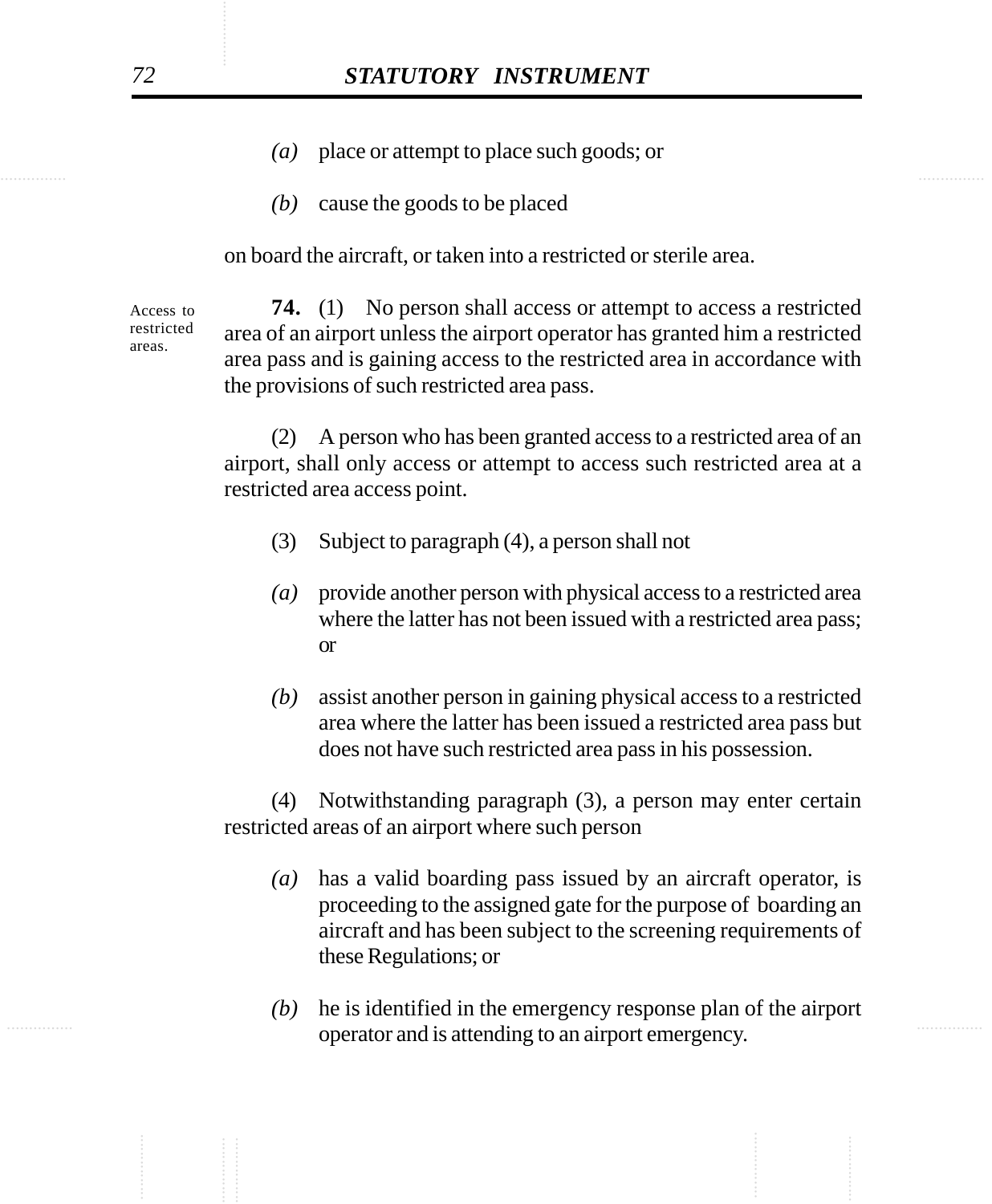*(a)* place or attempt to place such goods; or

*(b)* cause the goods to be placed

on board the aircraft, or taken into a restricted or sterile area.

Access to restricted areas.

**74.** (1) No person shall access or attempt to access a restricted area of an airport unless the airport operator has granted him a restricted area pass and is gaining access to the restricted area in accordance with the provisions of such restricted area pass.

(2) A person who has been granted access to a restricted area of an airport, shall only access or attempt to access such restricted area at a restricted area access point.

(3) Subject to paragraph (4), a person shall not

*(a)* provide another person with physical access to a restricted area where the latter has not been issued with a restricted area pass; or

*(b)* assist another person in gaining physical access to a restricted area where the latter has been issued a restricted area pass but does not have such restricted area pass in his possession.

(4) Notwithstanding paragraph (3), a person may enter certain restricted areas of an airport where such person

*(a)* has a valid boarding pass issued by an aircraft operator, is proceeding to the assigned gate for the purpose of boarding an aircraft and has been subject to the screening requirements of these Regulations; or

*(b)* he is identified in the emergency response plan of the airport operator and is attending to an airport emergency.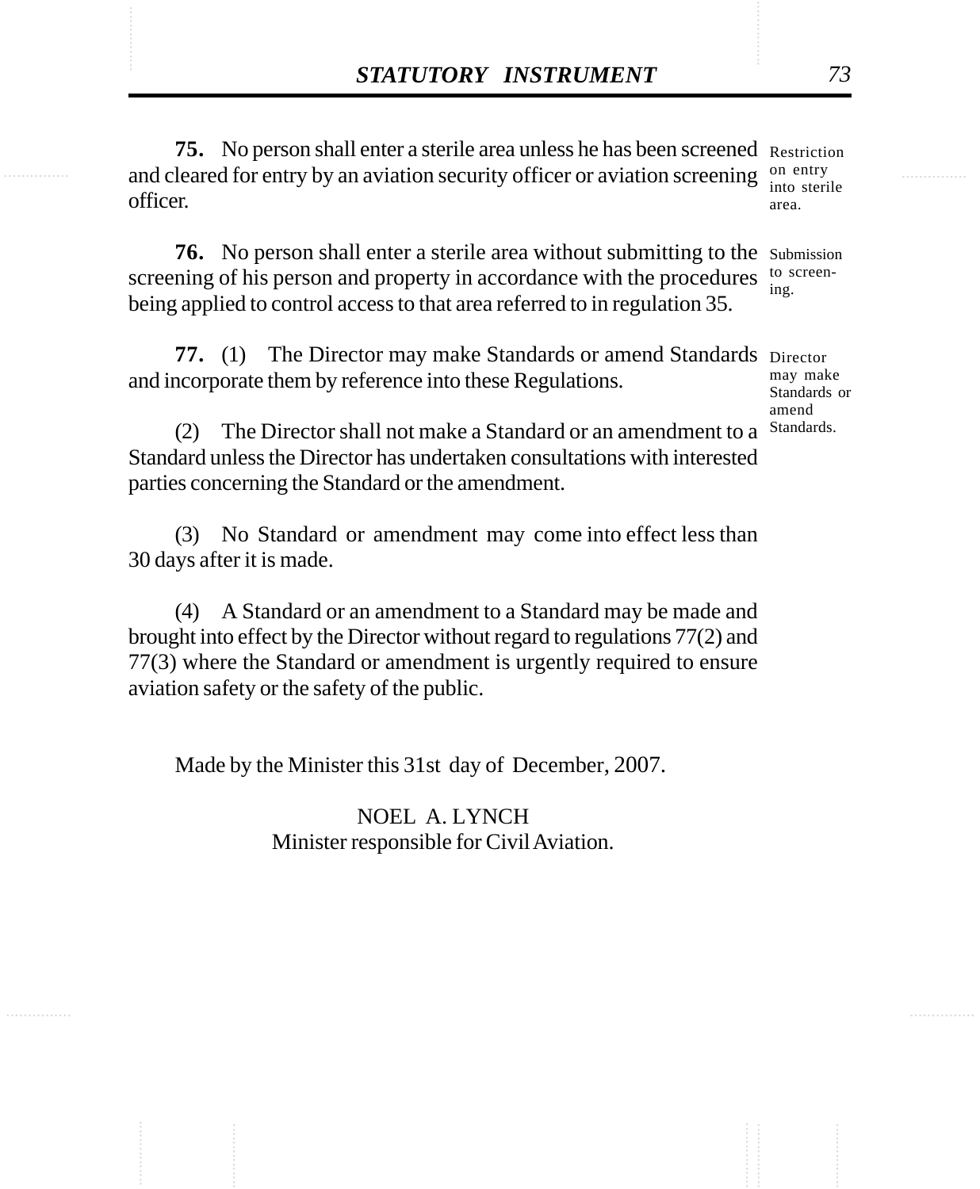**75.** No person shall enter a sterile area unless he has been screened and cleared for entry by an aviation security officer or aviation screening officer.

Restriction on entry into sterile area.

**76.** No person shall enter a sterile area without submitting to the screening of his person and property in accordance with the procedures being applied to control access to that area referred to in regulation 35.

Submission to screening.

**77.** (1) The Director may make Standards or amend Standards and incorporate them by reference into these Regulations.

Director may make Standards or amend Standards.

(2) The Director shall not make a Standard or an amendment to a Standard unless the Director has undertaken consultations with interested parties concerning the Standard or the amendment.

(3) No Standard or amendment may come into effect less than 30 days after it is made.

(4) A Standard or an amendment to a Standard may be made and brought into effect by the Director without regard to regulations 77(2) and 77(3) where the Standard or amendment is urgently required to ensure aviation safety or the safety of the public.

Made by the Minister this 31st day of December, 2007.

NOEL A. LYNCH
Minister responsible for Civil Aviation.